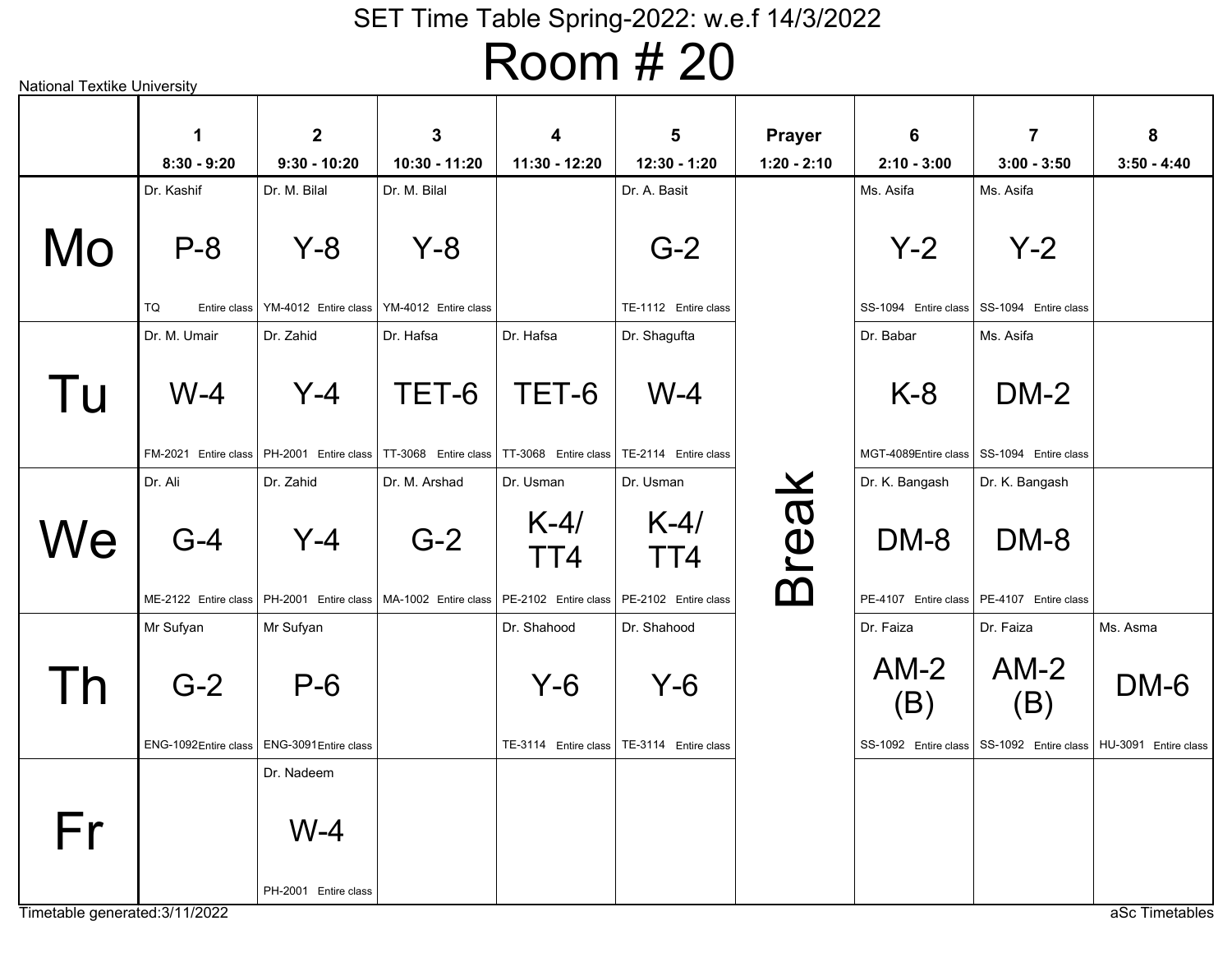# SET Time Table Spring-2022: w.e.f 14/3/2022

## Room # 20

National Textike University

| | 1<br>8:30 - 9:20 | 2<br>9:30 - 10:20 | 3<br>10:30 - 11:20 | 4<br>11:30 - 12:20 | 5<br>12:30 - 1:20 | Prayer<br>1:20 - 2:10 | 6<br>2:10 - 3:00 | 7<br>3:00 - 3:50 | 8<br>3:50 - 4:40 |
|---|---|---|---|---|---|---|---|---|---|
| **Mo** | Dr. Kashif<br>P-8<br>TQ Entire class | Dr. M. Bilal<br>Y-8<br>YM-4012 Entire class | Dr. M. Bilal<br>Y-8<br>YM-4012 Entire class | | Dr. A. Basit<br>G-2<br>TE-1112 Entire class | Break | Ms. Asifa<br>Y-2<br>SS-1094 Entire class | Ms. Asifa<br>Y-2<br>SS-1094 Entire class | |
| **Tu** | Dr. M. Umair<br>W-4<br>FM-2021 Entire class | Dr. Zahid<br>Y-4<br>PH-2001 Entire class | Dr. Hafsa<br>TET-6<br>TT-3068 Entire class | Dr. Hafsa<br>TET-6<br>TT-3068 Entire class | Dr. Shagufta<br>W-4<br>TE-2114 Entire class | Break | Dr. Babar<br>K-8<br>MGT-4089 Entire class | Ms. Asifa<br>DM-2<br>SS-1094 Entire class | |
| **We** | Dr. Ali<br>G-4<br>ME-2122 Entire class | Dr. Zahid<br>Y-4<br>PH-2001 Entire class | Dr. M. Arshad<br>G-2<br>MA-1002 Entire class | Dr. Usman<br>K-4/ TT4<br>PE-2102 Entire class | Dr. Usman<br>K-4/ TT4<br>PE-2102 Entire class | Break | Dr. K. Bangash<br>DM-8<br>PE-4107 Entire class | Dr. K. Bangash<br>DM-8<br>PE-4107 Entire class | |
| **Th** | Mr Sufyan<br>G-2<br>ENG-1092 Entire class | Mr Sufyan<br>P-6<br>ENG-3091 Entire class | | Dr. Shahood<br>Y-6<br>TE-3114 Entire class | Dr. Shahood<br>Y-6<br>TE-3114 Entire class | Break | Dr. Faiza<br>AM-2 (B)<br>SS-1092 Entire class | Dr. Faiza<br>AM-2 (B)<br>SS-1092 Entire class | Ms. Asma<br>DM-6<br>HU-3091 Entire class |
| **Fr** | | Dr. Nadeem<br>W-4<br>PH-2001 Entire class | | | | Break | | | |

Timetable generated:3/11/2022

aSc Timetables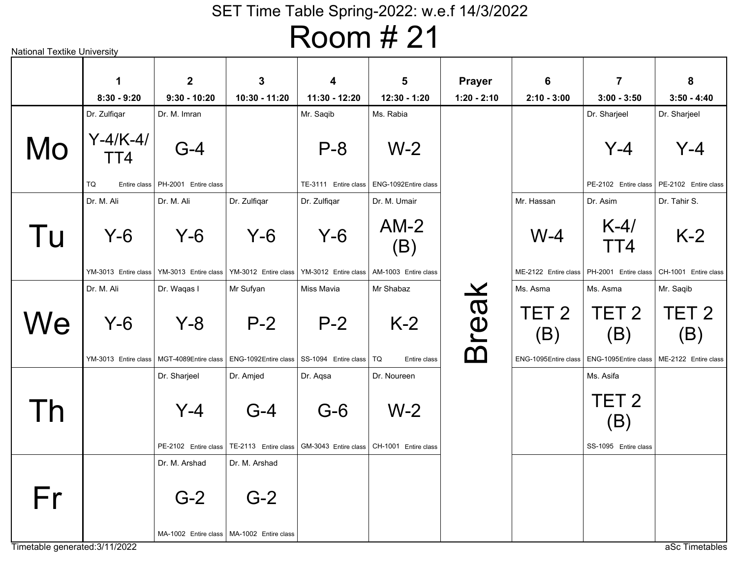National Textike University

# SET Time Table Spring-2022: w.e.f 14/3/2022

## Room # 21

| | 1<br>8:30 - 9:20 | 2<br>9:30 - 10:20 | 3<br>10:30 - 11:20 | 4<br>11:30 - 12:20 | 5<br>12:30 - 1:20 | Prayer<br>1:20 - 2:10 | 6<br>2:10 - 3:00 | 7<br>3:00 - 3:50 | 8<br>3:50 - 4:40 |
|---|---|---|---|---|---|---|---|---|---|
| **Mo** | Dr. Zulfiqar<br>Y-4/K-4/TT4<br>TQ Entire class | Dr. M. Imran<br>G-4<br>PH-2001 Entire class | | Mr. Saqib<br>P-8<br>TE-3111 Entire class | Ms. Rabia<br>W-2<br>ENG-1092Entire class | Break | | Dr. Sharjeel<br>Y-4<br>PE-2102 Entire class | Dr. Sharjeel<br>Y-4<br>PE-2102 Entire class |
| **Tu** | Dr. M. Ali<br>Y-6<br>YM-3013 Entire class | Dr. M. Ali<br>Y-6<br>YM-3013 Entire class | Dr. Zulfiqar<br>Y-6<br>YM-3012 Entire class | Dr. Zulfiqar<br>Y-6<br>YM-3012 Entire class | Dr. M. Umair<br>AM-2 (B)<br>AM-1003 Entire class | Break | Mr. Hassan<br>W-4<br>ME-2122 Entire class | Dr. Asim<br>K-4/TT4<br>PH-2001 Entire class | Dr. Tahir S.<br>K-2<br>CH-1001 Entire class |
| **We** | Dr. M. Ali<br>Y-6<br>YM-3013 Entire class | Dr. Waqas I<br>Y-8<br>MGT-4089Entire class | Mr Sufyan<br>P-2<br>ENG-1092Entire class | Miss Mavia<br>P-2<br>SS-1094 Entire class | Mr Shabaz<br>K-2<br>TQ Entire class | Break | Ms. Asma<br>TET 2 (B)<br>ENG-1095Entire class | Ms. Asma<br>TET 2 (B)<br>ENG-1095Entire class | Mr. Saqib<br>TET 2 (B)<br>ME-2122 Entire class |
| **Th** | | Dr. Sharjeel<br>Y-4<br>PE-2102 Entire class | Dr. Amjed<br>G-4<br>TE-2113 Entire class | Dr. Aqsa<br>G-6<br>GM-3043 Entire class | Dr. Noureen<br>W-2<br>CH-1001 Entire class | Break | | Ms. Asifa<br>TET 2 (B)<br>SS-1095 Entire class | |
| **Fr** | | Dr. M. Arshad<br>G-2<br>MA-1002 Entire class | Dr. M. Arshad<br>G-2<br>MA-1002 Entire class | | | Break | | | |

Timetable generated:3/11/2022

aSc Timetables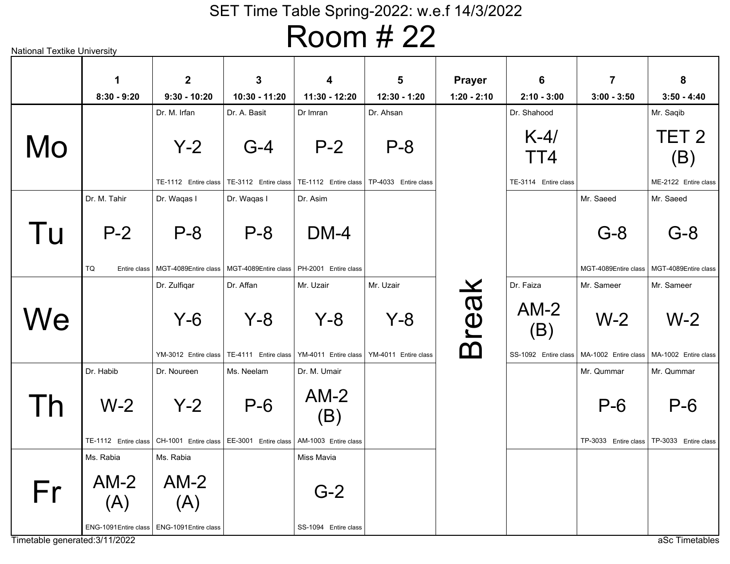# SET Time Table Spring-2022: w.e.f 14/3/2022

## Room # 22

National Textike University

| | 1<br>8:30 - 9:20 | 2<br>9:30 - 10:20 | 3<br>10:30 - 11:20 | 4<br>11:30 - 12:20 | 5<br>12:30 - 1:20 | Prayer<br>1:20 - 2:10 | 6<br>2:10 - 3:00 | 7<br>3:00 - 3:50 | 8<br>3:50 - 4:40 |
|---|---|---|---|---|---|---|---|---|---|
| Mo | | Dr. M. Irfan<br>Y-2<br>TE-1112 Entire class | Dr. A. Basit<br>G-4<br>TE-3112 Entire class | Dr Imran<br>P-2<br>TE-1112 Entire class | Dr. Ahsan<br>P-8<br>TP-4033 Entire class | Break | Dr. Shahood<br>K-4/ TT4<br>TE-3114 Entire class | | Mr. Saqib<br>TET 2 (B)<br>ME-2122 Entire class |
| Tu | Dr. M. Tahir<br>P-2<br>TQ Entire class | Dr. Waqas I<br>P-8<br>MGT-4089Entire class | Dr. Waqas I<br>P-8<br>MGT-4089Entire class | Dr. Asim<br>DM-4<br>PH-2001 Entire class | | Break | | Mr. Saeed<br>G-8<br>MGT-4089Entire class | Mr. Saeed<br>G-8<br>MGT-4089Entire class |
| We | | Dr. Zulfiqar<br>Y-6<br>YM-3012 Entire class | Dr. Affan<br>Y-8<br>TE-4111 Entire class | Mr. Uzair<br>Y-8<br>YM-4011 Entire class | Mr. Uzair<br>Y-8<br>YM-4011 Entire class | Break | Dr. Faiza<br>AM-2 (B)<br>SS-1092 Entire class | Mr. Sameer<br>W-2<br>MA-1002 Entire class | Mr. Sameer<br>W-2<br>MA-1002 Entire class |
| Th | Dr. Habib<br>W-2<br>TE-1112 Entire class | Dr. Noureen<br>Y-2<br>CH-1001 Entire class | Ms. Neelam<br>P-6<br>EE-3001 Entire class | Dr. M. Umair<br>AM-2 (B)<br>AM-1003 Entire class | | Break | | Mr. Qummar<br>P-6<br>TP-3033 Entire class | Mr. Qummar<br>P-6<br>TP-3033 Entire class |
| Fr | Ms. Rabia<br>AM-2 (A)<br>ENG-1091Entire class | Ms. Rabia<br>AM-2 (A)<br>ENG-1091Entire class | | Miss Mavia<br>G-2<br>SS-1094 Entire class | | Break | | | |

Timetable generated:3/11/2022

aSc Timetables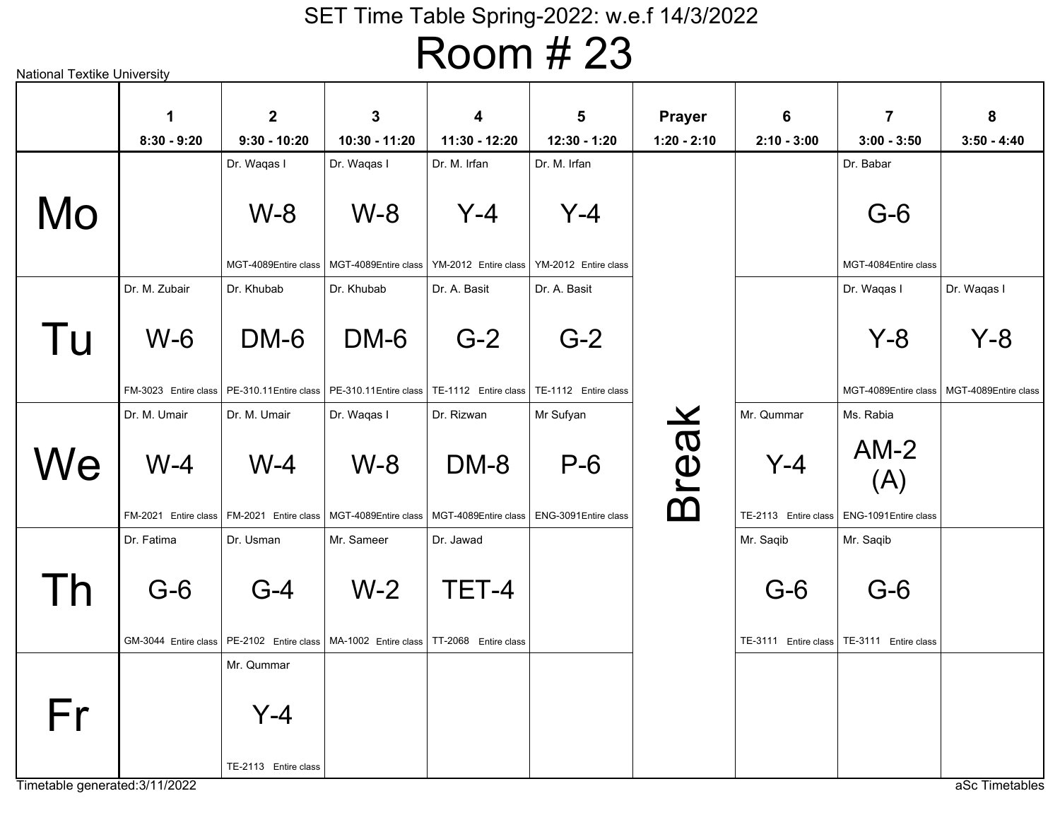# SET Time Table Spring-2022: w.e.f 14/3/2022

# Room # 23

National Textike University

| | 1<br>8:30 - 9:20 | 2<br>9:30 - 10:20 | 3<br>10:30 - 11:20 | 4<br>11:30 - 12:20 | 5<br>12:30 - 1:20 | Prayer<br>1:20 - 2:10 | 6<br>2:10 - 3:00 | 7<br>3:00 - 3:50 | 8<br>3:50 - 4:40 |
|---|---|---|---|---|---|---|---|---|---|
| Mo | | Dr. Waqas I<br>W-8<br>MGT-4089 Entire class | Dr. Waqas I<br>W-8<br>MGT-4089 Entire class | Dr. M. Irfan<br>Y-4<br>YM-2012 Entire class | Dr. M. Irfan<br>Y-4<br>YM-2012 Entire class | Break | | Dr. Babar<br>G-6<br>MGT-4084 Entire class | |
| Tu | Dr. M. Zubair<br>W-6<br>FM-3023 Entire class | Dr. Khubab<br>DM-6<br>PE-310.11 Entire class | Dr. Khubab<br>DM-6<br>PE-310.11 Entire class | Dr. A. Basit<br>G-2<br>TE-1112 Entire class | Dr. A. Basit<br>G-2<br>TE-1112 Entire class | Break | | Dr. Waqas I<br>Y-8<br>MGT-4089 Entire class | Dr. Waqas I<br>Y-8<br>MGT-4089 Entire class |
| We | Dr. M. Umair<br>W-4<br>FM-2021 Entire class | Dr. M. Umair<br>W-4<br>FM-2021 Entire class | Dr. Waqas I<br>W-8<br>MGT-4089 Entire class | Dr. Rizwan<br>DM-8<br>MGT-4089 Entire class | Mr Sufyan<br>P-6<br>ENG-3091 Entire class | Break | Mr. Qummar<br>Y-4<br>TE-2113 Entire class | Ms. Rabia<br>AM-2 (A)<br>ENG-1091 Entire class | |
| Th | Dr. Fatima<br>G-6<br>GM-3044 Entire class | Dr. Usman<br>G-4<br>PE-2102 Entire class | Mr. Sameer<br>W-2<br>MA-1002 Entire class | Dr. Jawad<br>TET-4<br>TT-2068 Entire class | | Break | Mr. Saqib<br>G-6<br>TE-3111 Entire class | Mr. Saqib<br>G-6<br>TE-3111 Entire class | |
| Fr | | Mr. Qummar<br>Y-4<br>TE-2113 Entire class | | | | Break | | | |

Timetable generated:3/11/2022

aSc Timetables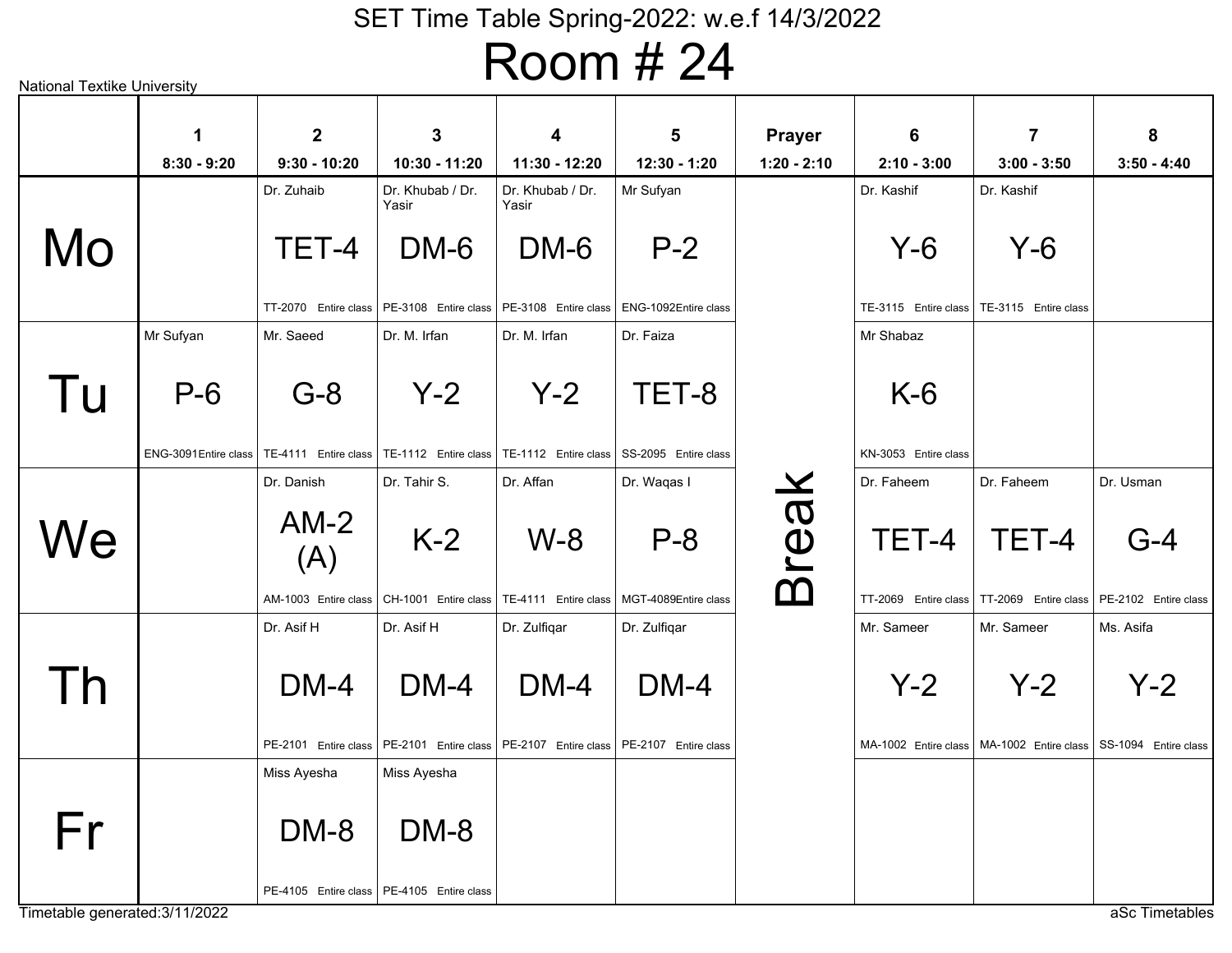# SET Time Table Spring-2022: w.e.f 14/3/2022

# Room # 24

National Textike University

| | 1<br>8:30 - 9:20 | 2<br>9:30 - 10:20 | 3<br>10:30 - 11:20 | 4<br>11:30 - 12:20 | 5<br>12:30 - 1:20 | Prayer<br>1:20 - 2:10 | 6<br>2:10 - 3:00 | 7<br>3:00 - 3:50 | 8<br>3:50 - 4:40 |
|---|---|---|---|---|---|---|---|---|---|
| **Mo** | | Dr. Zuhaib<br>TET-4<br>TT-2070 Entire class | Dr. Khubab / Dr. Yasir<br>DM-6<br>PE-3108 Entire class | Dr. Khubab / Dr. Yasir<br>DM-6<br>PE-3108 Entire class | Mr Sufyan<br>P-2<br>ENG-1092 Entire class | Break | Dr. Kashif<br>Y-6<br>TE-3115 Entire class | Dr. Kashif<br>Y-6<br>TE-3115 Entire class | |
| **Tu** | Mr Sufyan<br>P-6<br>ENG-3091 Entire class | Mr. Saeed<br>G-8<br>TE-4111 Entire class | Dr. M. Irfan<br>Y-2<br>TE-1112 Entire class | Dr. M. Irfan<br>Y-2<br>TE-1112 Entire class | Dr. Faiza<br>TET-8<br>SS-2095 Entire class | Break | Mr Shabaz<br>K-6<br>KN-3053 Entire class | | |
| **We** | | Dr. Danish<br>AM-2 (A)<br>AM-1003 Entire class | Dr. Tahir S.<br>K-2<br>CH-1001 Entire class | Dr. Affan<br>W-8<br>TE-4111 Entire class | Dr. Waqas I<br>P-8<br>MGT-4089 Entire class | Break | Dr. Faheem<br>TET-4<br>TT-2069 Entire class | Dr. Faheem<br>TET-4<br>TT-2069 Entire class | Dr. Usman<br>G-4<br>PE-2102 Entire class |
| **Th** | | Dr. Asif H<br>DM-4<br>PE-2101 Entire class | Dr. Asif H<br>DM-4<br>PE-2101 Entire class | Dr. Zulfiqar<br>DM-4<br>PE-2107 Entire class | Dr. Zulfiqar<br>DM-4<br>PE-2107 Entire class | Break | Mr. Sameer<br>Y-2<br>MA-1002 Entire class | Mr. Sameer<br>Y-2<br>MA-1002 Entire class | Ms. Asifa<br>Y-2<br>SS-1094 Entire class |
| **Fr** | | Miss Ayesha<br>DM-8<br>PE-4105 Entire class | Miss Ayesha<br>DM-8<br>PE-4105 Entire class | | | Break | | | |

Timetable generated:3/11/2022

aSc Timetables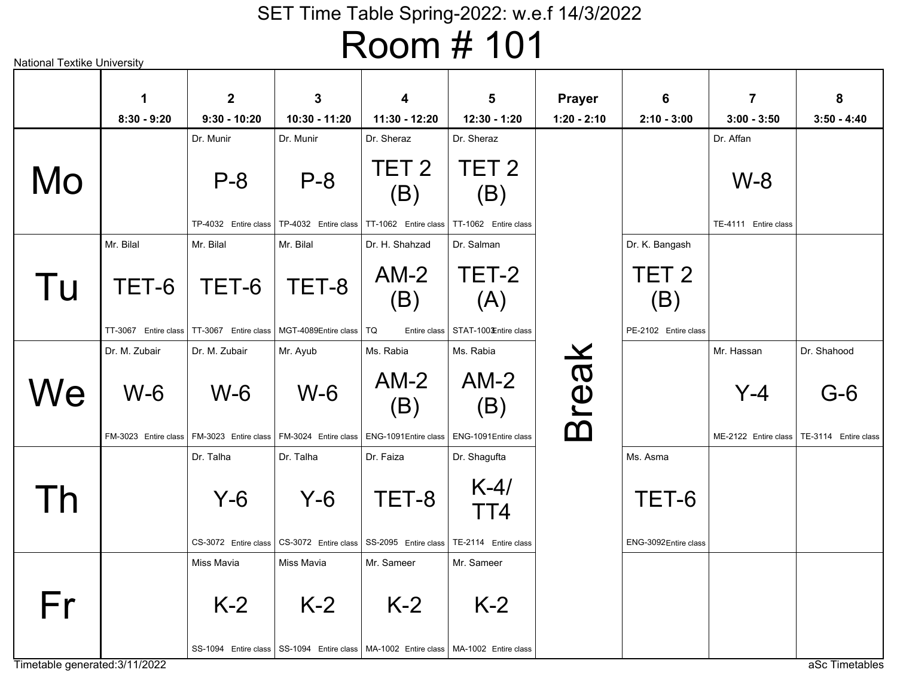# SET Time Table Spring-2022: w.e.f 14/3/2022

## Room # 101

National Textike University

| | 1<br>8:30 - 9:20 | 2<br>9:30 - 10:20 | 3<br>10:30 - 11:20 | 4<br>11:30 - 12:20 | 5<br>12:30 - 1:20 | Prayer<br>1:20 - 2:10 | 6<br>2:10 - 3:00 | 7<br>3:00 - 3:50 | 8<br>3:50 - 4:40 |
|---|---|---|---|---|---|---|---|---|---|
| **Mo** | | Dr. Munir<br>P-8<br>TP-4032 Entire class | Dr. Munir<br>P-8<br>TP-4032 Entire class | Dr. Sheraz<br>TET 2 (B)<br>TT-1062 Entire class | Dr. Sheraz<br>TET 2 (B)<br>TT-1062 Entire class | Break | | Dr. Affan<br>W-8<br>TE-4111 Entire class | |
| **Tu** | Mr. Bilal<br>TET-6<br>TT-3067 Entire class | Mr. Bilal<br>TET-6<br>TT-3067 Entire class | Mr. Bilal<br>TET-8<br>MGT-4089 Entire class | Dr. H. Shahzad<br>AM-2 (B)<br>TQ Entire class | Dr. Salman<br>TET-2 (A)<br>STAT-1003 Entire class | Break | Dr. K. Bangash<br>TET 2 (B)<br>PE-2102 Entire class | | |
| **We** | Dr. M. Zubair<br>W-6<br>FM-3023 Entire class | Dr. M. Zubair<br>W-6<br>FM-3023 Entire class | Mr. Ayub<br>W-6<br>FM-3024 Entire class | Ms. Rabia<br>AM-2 (B)<br>ENG-1091 Entire class | Ms. Rabia<br>AM-2 (B)<br>ENG-1091 Entire class | Break | | Mr. Hassan<br>Y-4<br>ME-2122 Entire class | Dr. Shahood<br>G-6<br>TE-3114 Entire class |
| **Th** | | Dr. Talha<br>Y-6<br>CS-3072 Entire class | Dr. Talha<br>Y-6<br>CS-3072 Entire class | Dr. Faiza<br>TET-8<br>SS-2095 Entire class | Dr. Shagufta<br>K-4/ TT4<br>TE-2114 Entire class | Break | Ms. Asma<br>TET-6<br>ENG-3092 Entire class | | |
| **Fr** | | Miss Mavia<br>K-2<br>SS-1094 Entire class | Miss Mavia<br>K-2<br>SS-1094 Entire class | Mr. Sameer<br>K-2<br>MA-1002 Entire class | Mr. Sameer<br>K-2<br>MA-1002 Entire class | Break | | | |

Timetable generated:3/11/2022

aSc Timetables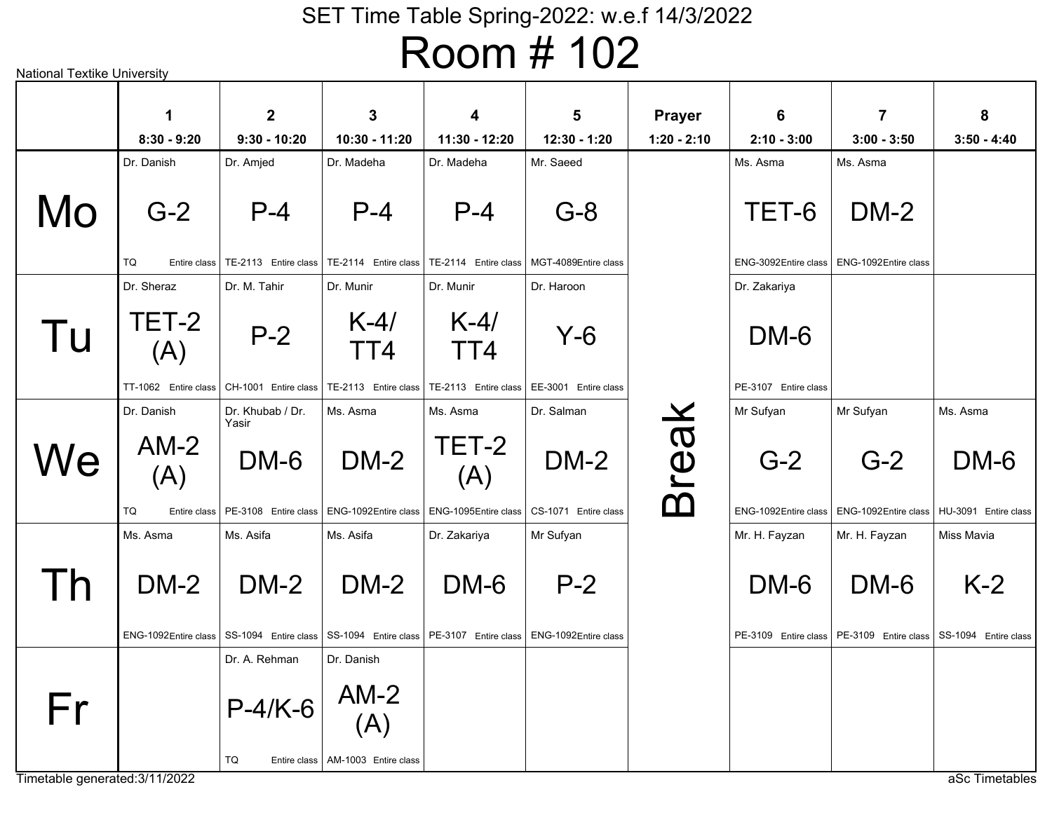# SET Time Table Spring-2022: w.e.f 14/3/2022

# Room # 102

National Textike University

| | 1<br>8:30 - 9:20 | 2<br>9:30 - 10:20 | 3<br>10:30 - 11:20 | 4<br>11:30 - 12:20 | 5<br>12:30 - 1:20 | Prayer<br>1:20 - 2:10 | 6<br>2:10 - 3:00 | 7<br>3:00 - 3:50 | 8<br>3:50 - 4:40 |
|---|---|---|---|---|---|---|---|---|---|
| Mo | Dr. Danish<br>G-2<br>TQ Entire class | Dr. Amjed<br>P-4<br>TE-2113 Entire class | Dr. Madeha<br>P-4<br>TE-2114 Entire class | Dr. Madeha<br>P-4<br>TE-2114 Entire class | Mr. Saeed<br>G-8<br>MGT-4089 Entire class | Break | Ms. Asma<br>TET-6<br>ENG-3092 Entire class | Ms. Asma<br>DM-2<br>ENG-1092 Entire class | |
| Tu | Dr. Sheraz<br>TET-2 (A)<br>TT-1062 Entire class | Dr. M. Tahir<br>P-2<br>CH-1001 Entire class | Dr. Munir<br>K-4/ TT4<br>TE-2113 Entire class | Dr. Munir<br>K-4/ TT4<br>TE-2113 Entire class | Dr. Haroon<br>Y-6<br>EE-3001 Entire class | | Dr. Zakariya<br>DM-6<br>PE-3107 Entire class | | |
| We | Dr. Danish<br>AM-2 (A)<br>TQ Entire class | Dr. Khubab / Dr. Yasir<br>DM-6<br>PE-3108 Entire class | Ms. Asma<br>DM-2<br>ENG-1092 Entire class | Ms. Asma<br>TET-2 (A)<br>ENG-1095 Entire class | Dr. Salman<br>DM-2<br>CS-1071 Entire class | | Mr Sufyan<br>G-2<br>ENG-1092 Entire class | Mr Sufyan<br>G-2<br>ENG-1092 Entire class | Ms. Asma<br>DM-6<br>HU-3091 Entire class |
| Th | Ms. Asma<br>DM-2<br>ENG-1092 Entire class | Ms. Asifa<br>DM-2<br>SS-1094 Entire class | Ms. Asifa<br>DM-2<br>SS-1094 Entire class | Dr. Zakariya<br>DM-6<br>PE-3107 Entire class | Mr Sufyan<br>P-2<br>ENG-1092 Entire class | | Mr. H. Fayzan<br>DM-6<br>PE-3109 Entire class | Mr. H. Fayzan<br>DM-6<br>PE-3109 Entire class | Miss Mavia<br>K-2<br>SS-1094 Entire class |
| Fr | | Dr. A. Rehman<br>P-4/K-6<br>TQ Entire class | Dr. Danish<br>AM-2 (A)<br>AM-1003 Entire class | | | | | | |

Timetable generated:3/11/2022

aSc Timetables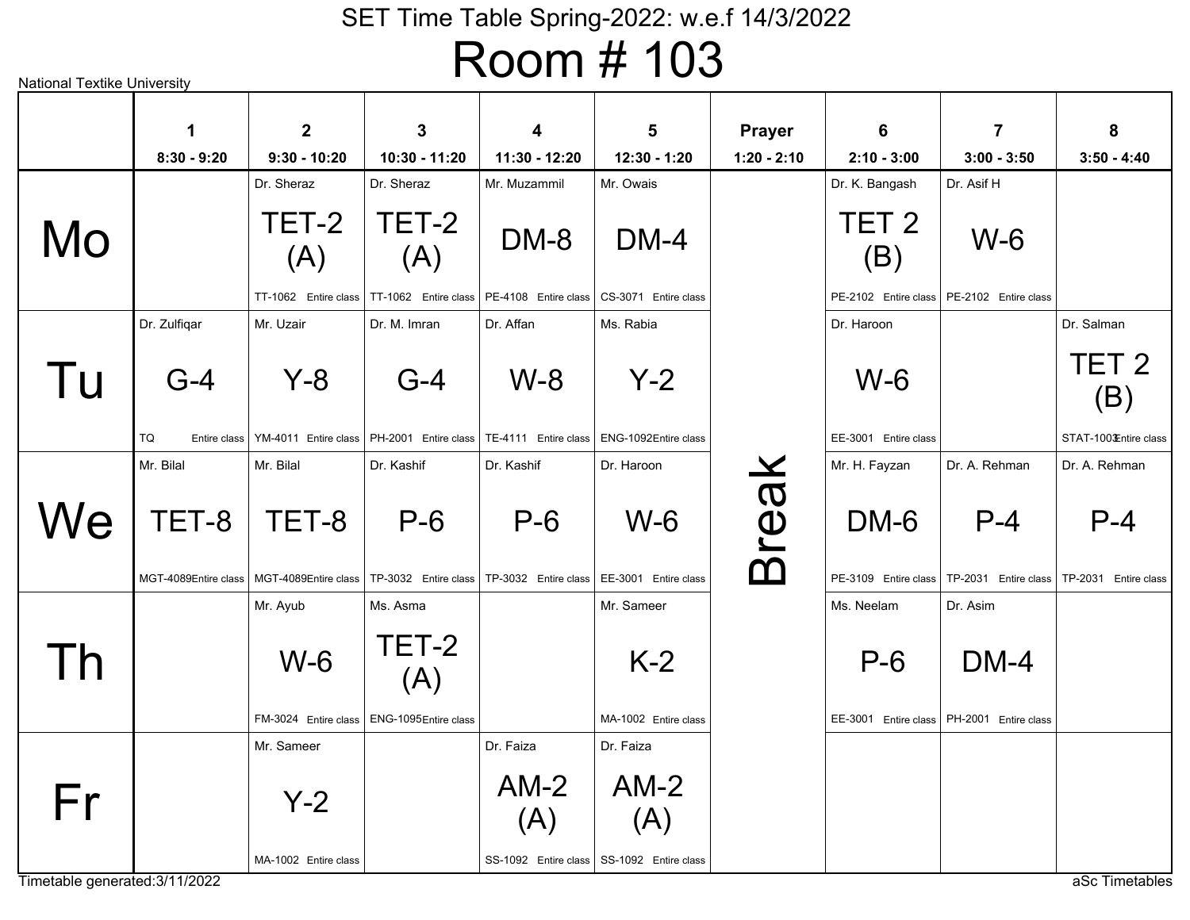# SET Time Table Spring-2022: w.e.f 14/3/2022

## Room # 103

National Textike University

| | 1<br>8:30 - 9:20 | 2<br>9:30 - 10:20 | 3<br>10:30 - 11:20 | 4<br>11:30 - 12:20 | 5<br>12:30 - 1:20 | Prayer<br>1:20 - 2:10 | 6<br>2:10 - 3:00 | 7<br>3:00 - 3:50 | 8<br>3:50 - 4:40 |
|---|---|---|---|---|---|---|---|---|---|
| Mo | | Dr. Sheraz<br>TET-2 (A)<br>TT-1062 Entire class | Dr. Sheraz<br>TET-2 (A)<br>TT-1062 Entire class | Mr. Muzammil<br>DM-8<br>PE-4108 Entire class | Mr. Owais<br>DM-4<br>CS-3071 Entire class | Break | Dr. K. Bangash<br>TET 2 (B)<br>PE-2102 Entire class | Dr. Asif H<br>W-6<br>PE-2102 Entire class | |
| Tu | Dr. Zulfiqar<br>G-4<br>TQ Entire class | Mr. Uzair<br>Y-8<br>YM-4011 Entire class | Dr. M. Imran<br>G-4<br>PH-2001 Entire class | Dr. Affan<br>W-8<br>TE-4111 Entire class | Ms. Rabia<br>Y-2<br>ENG-1092 Entire class | Break | Dr. Haroon<br>W-6<br>EE-3001 Entire class | | Dr. Salman<br>TET 2 (B)<br>STAT-1003 Entire class |
| We | Mr. Bilal<br>TET-8<br>MGT-4089 Entire class | Mr. Bilal<br>TET-8<br>MGT-4089 Entire class | Dr. Kashif<br>P-6<br>TP-3032 Entire class | Dr. Kashif<br>P-6<br>TP-3032 Entire class | Dr. Haroon<br>W-6<br>EE-3001 Entire class | Break | Mr. H. Fayzan<br>DM-6<br>PE-3109 Entire class | Dr. A. Rehman<br>P-4<br>TP-2031 Entire class | Dr. A. Rehman<br>P-4<br>TP-2031 Entire class |
| Th | | Mr. Ayub<br>W-6<br>FM-3024 Entire class | Ms. Asma<br>TET-2 (A)<br>ENG-1095 Entire class | | Mr. Sameer<br>K-2<br>MA-1002 Entire class | Break | Ms. Neelam<br>P-6<br>EE-3001 Entire class | Dr. Asim<br>DM-4<br>PH-2001 Entire class | |
| Fr | | Mr. Sameer<br>Y-2<br>MA-1002 Entire class | | Dr. Faiza<br>AM-2 (A)<br>SS-1092 Entire class | Dr. Faiza<br>AM-2 (A)<br>SS-1092 Entire class | Break | | | |

Timetable generated:3/11/2022

aSc Timetables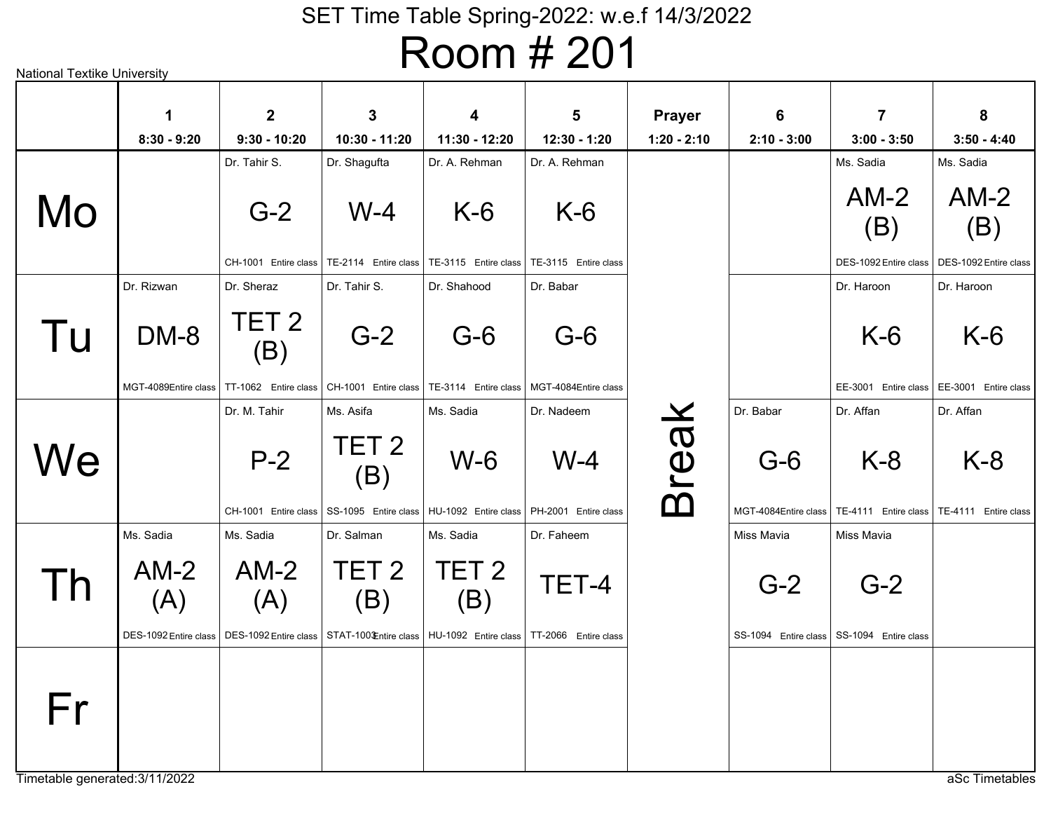National Textike University

# SET Time Table Spring-2022: w.e.f 14/3/2022

## Room # 201

| | 1<br>8:30 - 9:20 | 2<br>9:30 - 10:20 | 3<br>10:30 - 11:20 | 4<br>11:30 - 12:20 | 5<br>12:30 - 1:20 | Prayer<br>1:20 - 2:10 | 6<br>2:10 - 3:00 | 7<br>3:00 - 3:50 | 8<br>3:50 - 4:40 |
|---|---|---|---|---|---|---|---|---|---|
| Mo | | Dr. Tahir S.<br>G-2<br>CH-1001 Entire class | Dr. Shagufta<br>W-4<br>TE-2114 Entire class | Dr. A. Rehman<br>K-6<br>TE-3115 Entire class | Dr. A. Rehman<br>K-6<br>TE-3115 Entire class | Break | | Ms. Sadia<br>AM-2 (B)<br>DES-1092 Entire class | Ms. Sadia<br>AM-2 (B)<br>DES-1092 Entire class |
| Tu | Dr. Rizwan<br>DM-8<br>MGT-4089 Entire class | Dr. Sheraz<br>TET 2 (B)<br>TT-1062 Entire class | Dr. Tahir S.<br>G-2<br>CH-1001 Entire class | Dr. Shahood<br>G-6<br>TE-3114 Entire class | Dr. Babar<br>G-6<br>MGT-4084 Entire class | Break | | Dr. Haroon<br>K-6<br>EE-3001 Entire class | Dr. Haroon<br>K-6<br>EE-3001 Entire class |
| We | | Dr. M. Tahir<br>P-2<br>CH-1001 Entire class | Ms. Asifa<br>TET 2 (B)<br>SS-1095 Entire class | Ms. Sadia<br>W-6<br>HU-1092 Entire class | Dr. Nadeem<br>W-4<br>PH-2001 Entire class | Break | Dr. Babar<br>G-6<br>MGT-4084 Entire class | Dr. Affan<br>K-8<br>TE-4111 Entire class | Dr. Affan<br>K-8<br>TE-4111 Entire class |
| Th | Ms. Sadia<br>AM-2 (A)<br>DES-1092 Entire class | Ms. Sadia<br>AM-2 (A)<br>DES-1092 Entire class | Dr. Salman<br>TET 2 (B)<br>STAT-1003 Entire class | Ms. Sadia<br>TET 2 (B)<br>HU-1092 Entire class | Dr. Faheem<br>TET-4<br>TT-2066 Entire class | Break | Miss Mavia<br>G-2<br>SS-1094 Entire class | Miss Mavia<br>G-2<br>SS-1094 Entire class | |
| Fr | | | | | | Break | | | |

Timetable generated:3/11/2022

aSc Timetables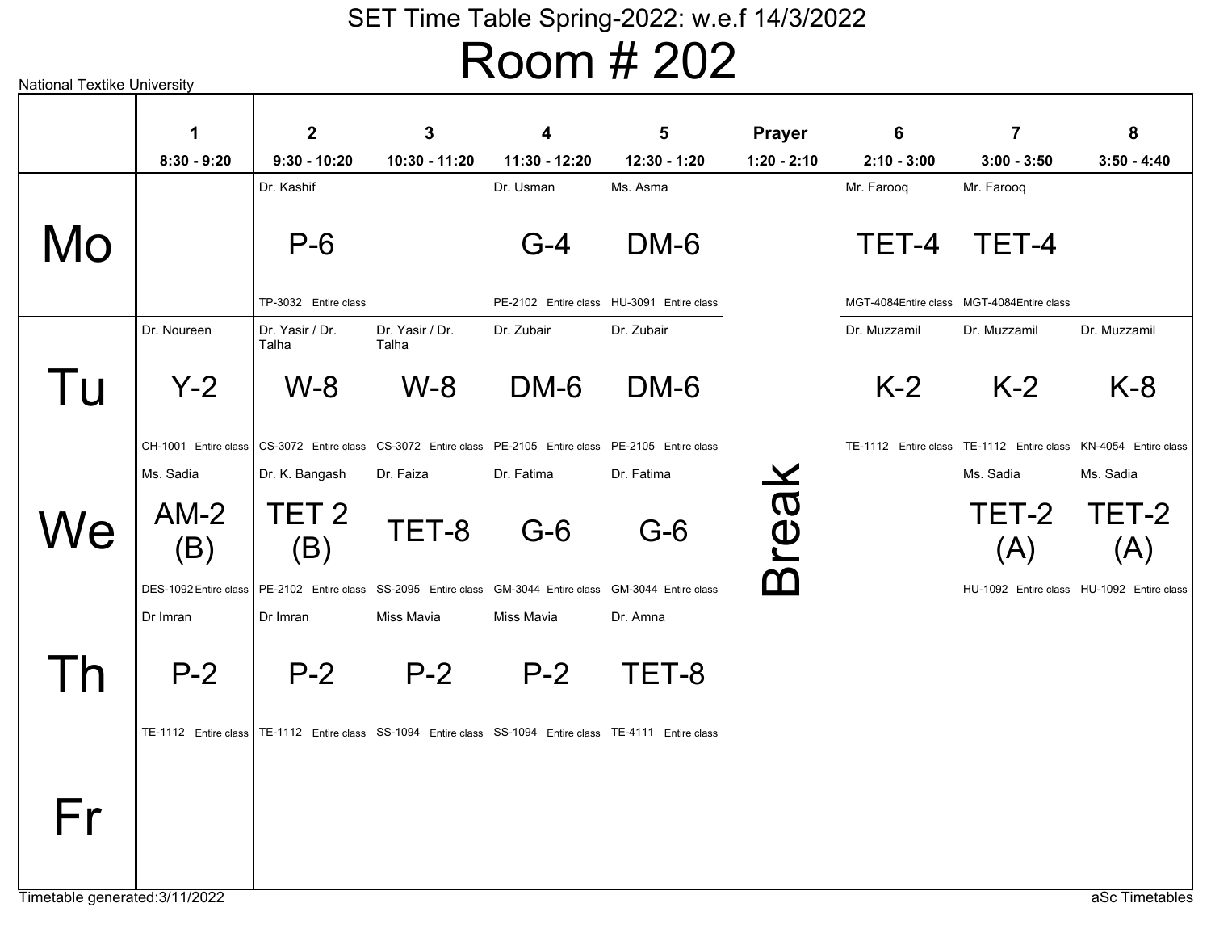# SET Time Table Spring-2022: w.e.f 14/3/2022

## Room # 202

National Textike University

| | 1<br>8:30 - 9:20 | 2<br>9:30 - 10:20 | 3<br>10:30 - 11:20 | 4<br>11:30 - 12:20 | 5<br>12:30 - 1:20 | Prayer<br>1:20 - 2:10 | 6<br>2:10 - 3:00 | 7<br>3:00 - 3:50 | 8<br>3:50 - 4:40 |
|---|---|---|---|---|---|---|---|---|---|
| Mo | | Dr. Kashif<br>P-6<br>TP-3032 Entire class | | Dr. Usman<br>G-4<br>PE-2102 Entire class | Ms. Asma<br>DM-6<br>HU-3091 Entire class | Break | Mr. Farooq<br>TET-4<br>MGT-4084Entire class | Mr. Farooq<br>TET-4<br>MGT-4084Entire class | |
| Tu | Dr. Noureen<br>Y-2<br>CH-1001 Entire class | Dr. Yasir / Dr. Talha<br>W-8<br>CS-3072 Entire class | Dr. Yasir / Dr. Talha<br>W-8<br>CS-3072 Entire class | Dr. Zubair<br>DM-6<br>PE-2105 Entire class | Dr. Zubair<br>DM-6<br>PE-2105 Entire class | Break | Dr. Muzzamil<br>K-2<br>TE-1112 Entire class | Dr. Muzzamil<br>K-2<br>TE-1112 Entire class | Dr. Muzzamil<br>K-8<br>KN-4054 Entire class |
| We | Ms. Sadia<br>AM-2 (B)<br>DES-1092 Entire class | Dr. K. Bangash<br>TET 2 (B)<br>PE-2102 Entire class | Dr. Faiza<br>TET-8<br>SS-2095 Entire class | Dr. Fatima<br>G-6<br>GM-3044 Entire class | Dr. Fatima<br>G-6<br>GM-3044 Entire class | Break | | Ms. Sadia<br>TET-2 (A)<br>HU-1092 Entire class | Ms. Sadia<br>TET-2 (A)<br>HU-1092 Entire class |
| Th | Dr Imran<br>P-2<br>TE-1112 Entire class | Dr Imran<br>P-2<br>TE-1112 Entire class | Miss Mavia<br>P-2<br>SS-1094 Entire class | Miss Mavia<br>P-2<br>SS-1094 Entire class | Dr. Amna<br>TET-8<br>TE-4111 Entire class | Break | | | |
| Fr | | | | | | Break | | | |

Timetable generated:3/11/2022

aSc Timetables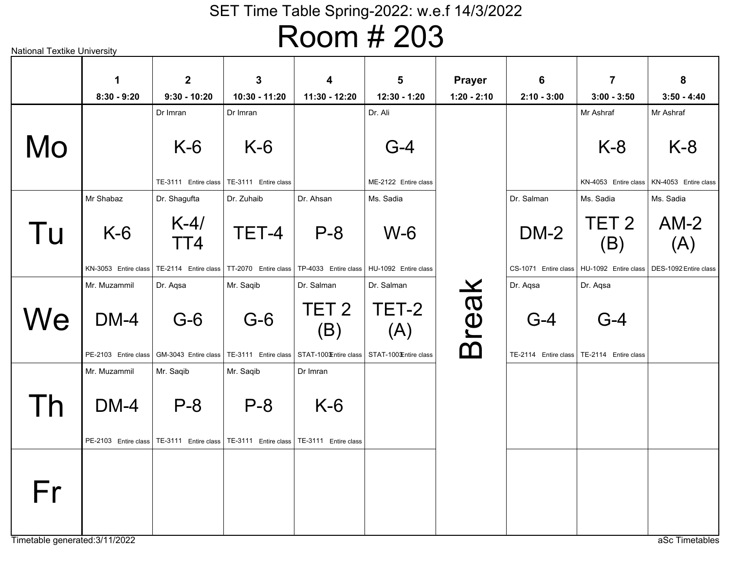# SET Time Table Spring-2022: w.e.f 14/3/2022

## Room # 203

National Textike University

| | 1<br>8:30 - 9:20 | 2<br>9:30 - 10:20 | 3<br>10:30 - 11:20 | 4<br>11:30 - 12:20 | 5<br>12:30 - 1:20 | Prayer<br>1:20 - 2:10 | 6<br>2:10 - 3:00 | 7<br>3:00 - 3:50 | 8<br>3:50 - 4:40 |
|---|---|---|---|---|---|---|---|---|---|
| **Mo** | | Dr Imran<br>K-6<br>TE-3111 Entire class | Dr Imran<br>K-6<br>TE-3111 Entire class | | Dr. Ali<br>G-4<br>ME-2122 Entire class | Break | | Mr Ashraf<br>K-8<br>KN-4053 Entire class | Mr Ashraf<br>K-8<br>KN-4053 Entire class |
| **Tu** | Mr Shabaz<br>K-6<br>KN-3053 Entire class | Dr. Shagufta<br>K-4/ TT4<br>TE-2114 Entire class | Dr. Zuhaib<br>TET-4<br>TT-2070 Entire class | Dr. Ahsan<br>P-8<br>TP-4033 Entire class | Ms. Sadia<br>W-6<br>HU-1092 Entire class | Break | Dr. Salman<br>DM-2<br>CS-1071 Entire class | Ms. Sadia<br>TET 2 (B)<br>HU-1092 Entire class | Ms. Sadia<br>AM-2 (A)<br>DES-1092 Entire class |
| **We** | Mr. Muzammil<br>DM-4<br>PE-2103 Entire class | Dr. Aqsa<br>G-6<br>GM-3043 Entire class | Mr. Saqib<br>G-6<br>TE-3111 Entire class | Dr. Salman<br>TET 2 (B)<br>STAT-1003 Entire class | Dr. Salman<br>TET-2 (A)<br>STAT-1003 Entire class | Break | Dr. Aqsa<br>G-4<br>TE-2114 Entire class | Dr. Aqsa<br>G-4<br>TE-2114 Entire class | |
| **Th** | Mr. Muzammil<br>DM-4<br>PE-2103 Entire class | Mr. Saqib<br>P-8<br>TE-3111 Entire class | Mr. Saqib<br>P-8<br>TE-3111 Entire class | Dr Imran<br>K-6<br>TE-3111 Entire class | | Break | | | |
| **Fr** | | | | | | Break | | | |

Timetable generated:3/11/2022

aSc Timetables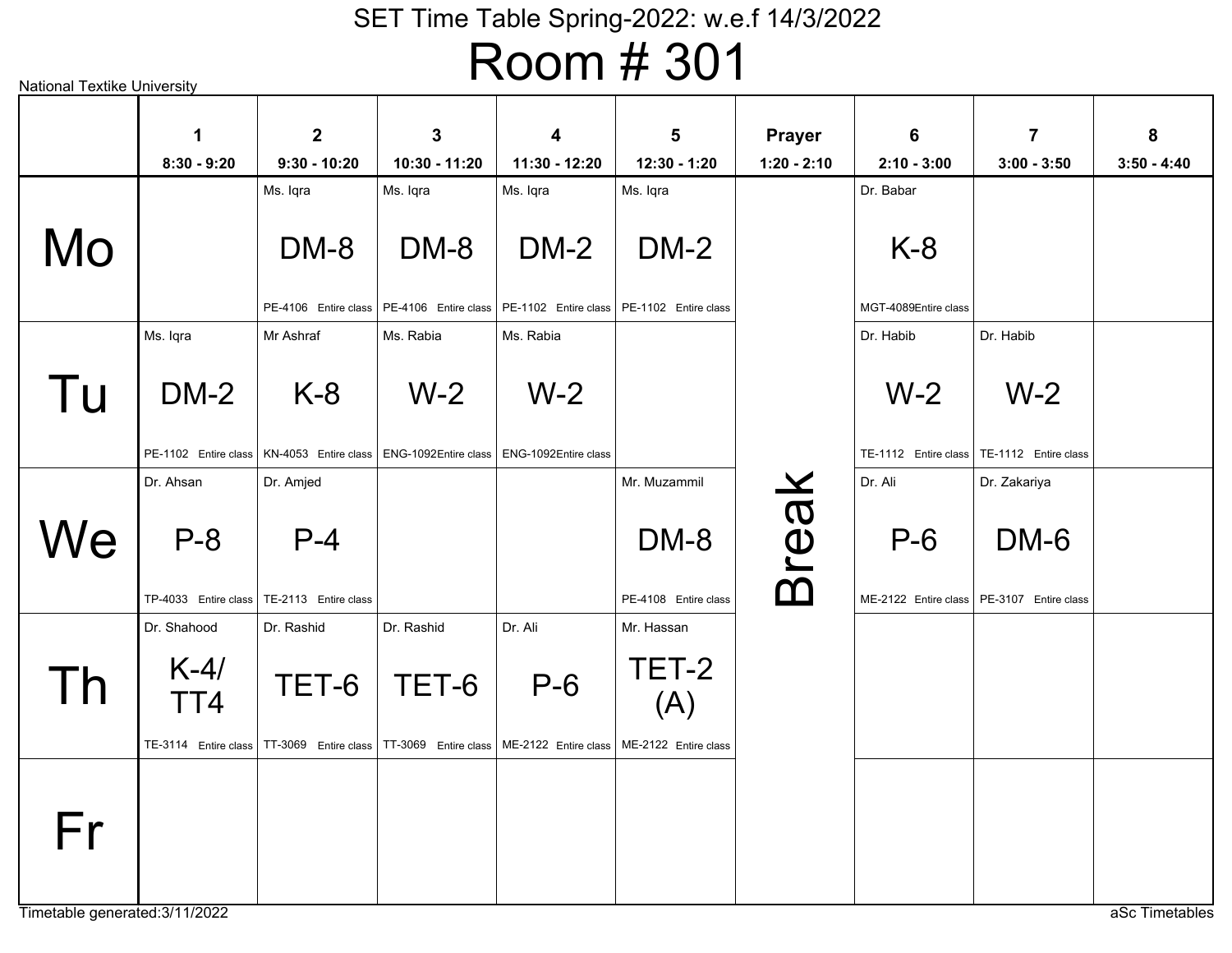# SET Time Table Spring-2022: w.e.f 14/3/2022

## Room # 301

National Textike University

| | 1<br>8:30 - 9:20 | 2<br>9:30 - 10:20 | 3<br>10:30 - 11:20 | 4<br>11:30 - 12:20 | 5<br>12:30 - 1:20 | Prayer<br>1:20 - 2:10 | 6<br>2:10 - 3:00 | 7<br>3:00 - 3:50 | 8<br>3:50 - 4:40 |
|---|---|---|---|---|---|---|---|---|---|
| Mo | | Ms. Iqra<br>DM-8<br>PE-4106 Entire class | Ms. Iqra<br>DM-8<br>PE-4106 Entire class | Ms. Iqra<br>DM-2<br>PE-1102 Entire class | Ms. Iqra<br>DM-2<br>PE-1102 Entire class | Break | Dr. Babar<br>K-8<br>MGT-4089Entire class | | |
| Tu | Ms. Iqra<br>DM-2<br>PE-1102 Entire class | Mr Ashraf<br>K-8<br>KN-4053 Entire class | Ms. Rabia<br>W-2<br>ENG-1092Entire class | Ms. Rabia<br>W-2<br>ENG-1092Entire class | | Break | Dr. Habib<br>W-2<br>TE-1112 Entire class | Dr. Habib<br>W-2<br>TE-1112 Entire class | |
| We | Dr. Ahsan<br>P-8<br>TP-4033 Entire class | Dr. Amjed<br>P-4<br>TE-2113 Entire class | | | Mr. Muzammil<br>DM-8<br>PE-4108 Entire class | Break | Dr. Ali<br>P-6<br>ME-2122 Entire class | Dr. Zakariya<br>DM-6<br>PE-3107 Entire class | |
| Th | Dr. Shahood<br>K-4/ TT4<br>TE-3114 Entire class | Dr. Rashid<br>TET-6<br>TT-3069 Entire class | Dr. Rashid<br>TET-6<br>TT-3069 Entire class | Dr. Ali<br>P-6<br>ME-2122 Entire class | Mr. Hassan<br>TET-2 (A)<br>ME-2122 Entire class | Break | | | |
| Fr | | | | | | Break | | | |

Timetable generated:3/11/2022

aSc Timetables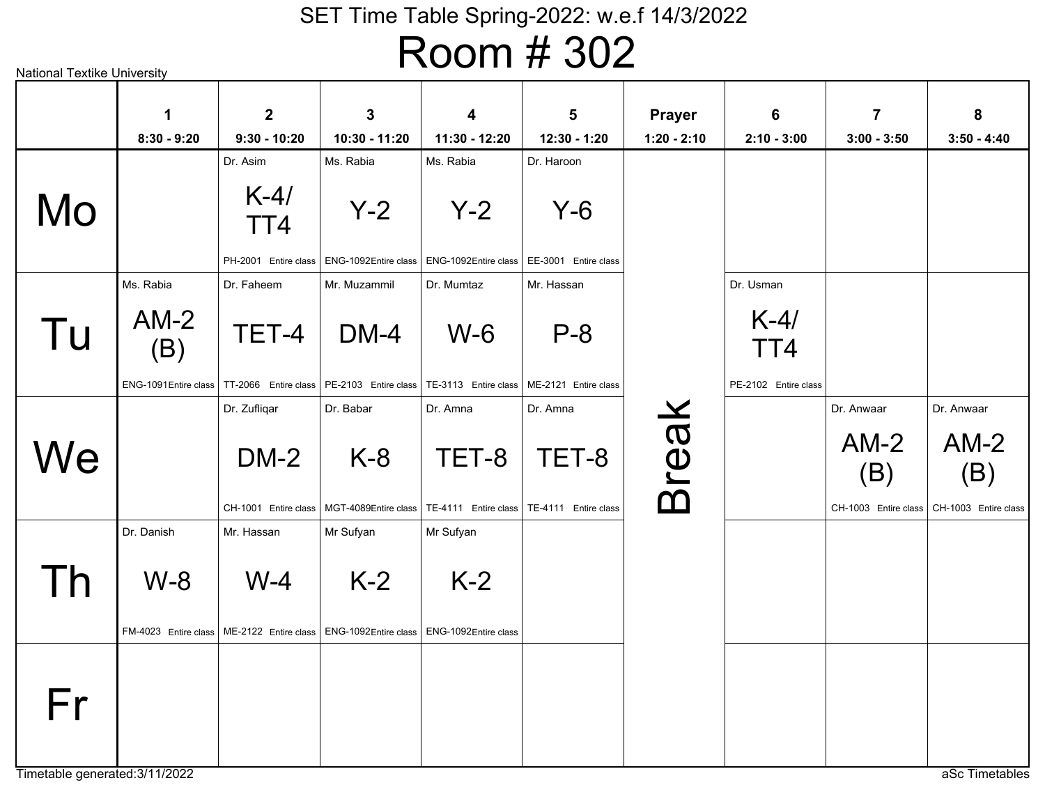SET Time Table Spring-2022: w.e.f 14/3/2022

# Room # 302

National Textike University

| | 1<br>8:30 - 9:20 | 2<br>9:30 - 10:20 | 3<br>10:30 - 11:20 | 4<br>11:30 - 12:20 | 5<br>12:30 - 1:20 | Prayer<br>1:20 - 2:10 | 6<br>2:10 - 3:00 | 7<br>3:00 - 3:50 | 8<br>3:50 - 4:40 |
|---|---|---|---|---|---|---|---|---|---|
| **Mo** | | Dr. Asim<br>K-4/ TT4<br>PH-2001 Entire class | Ms. Rabia<br>Y-2<br>ENG-1092Entire class | Ms. Rabia<br>Y-2<br>ENG-1092Entire class | Dr. Haroon<br>Y-6<br>EE-3001 Entire class | Break | | | |
| **Tu** | Ms. Rabia<br>AM-2 (B)<br>ENG-1091Entire class | Dr. Faheem<br>TET-4<br>TT-2066 Entire class | Mr. Muzammil<br>DM-4<br>PE-2103 Entire class | Dr. Mumtaz<br>W-6<br>TE-3113 Entire class | Mr. Hassan<br>P-8<br>ME-2121 Entire class | Break | Dr. Usman<br>K-4/ TT4<br>PE-2102 Entire class | | |
| **We** | | Dr. Zufliqar<br>DM-2<br>CH-1001 Entire class | Dr. Babar<br>K-8<br>MGT-4089Entire class | Dr. Amna<br>TET-8<br>TE-4111 Entire class | Dr. Amna<br>TET-8<br>TE-4111 Entire class | Break | | Dr. Anwaar<br>AM-2 (B)<br>CH-1003 Entire class | Dr. Anwaar<br>AM-2 (B)<br>CH-1003 Entire class |
| **Th** | Dr. Danish<br>W-8<br>FM-4023 Entire class | Mr. Hassan<br>W-4<br>ME-2122 Entire class | Mr Sufyan<br>K-2<br>ENG-1092Entire class | Mr Sufyan<br>K-2<br>ENG-1092Entire class | | Break | | | |
| **Fr** | | | | | | Break | | | |

Timetable generated:3/11/2022

aSc Timetables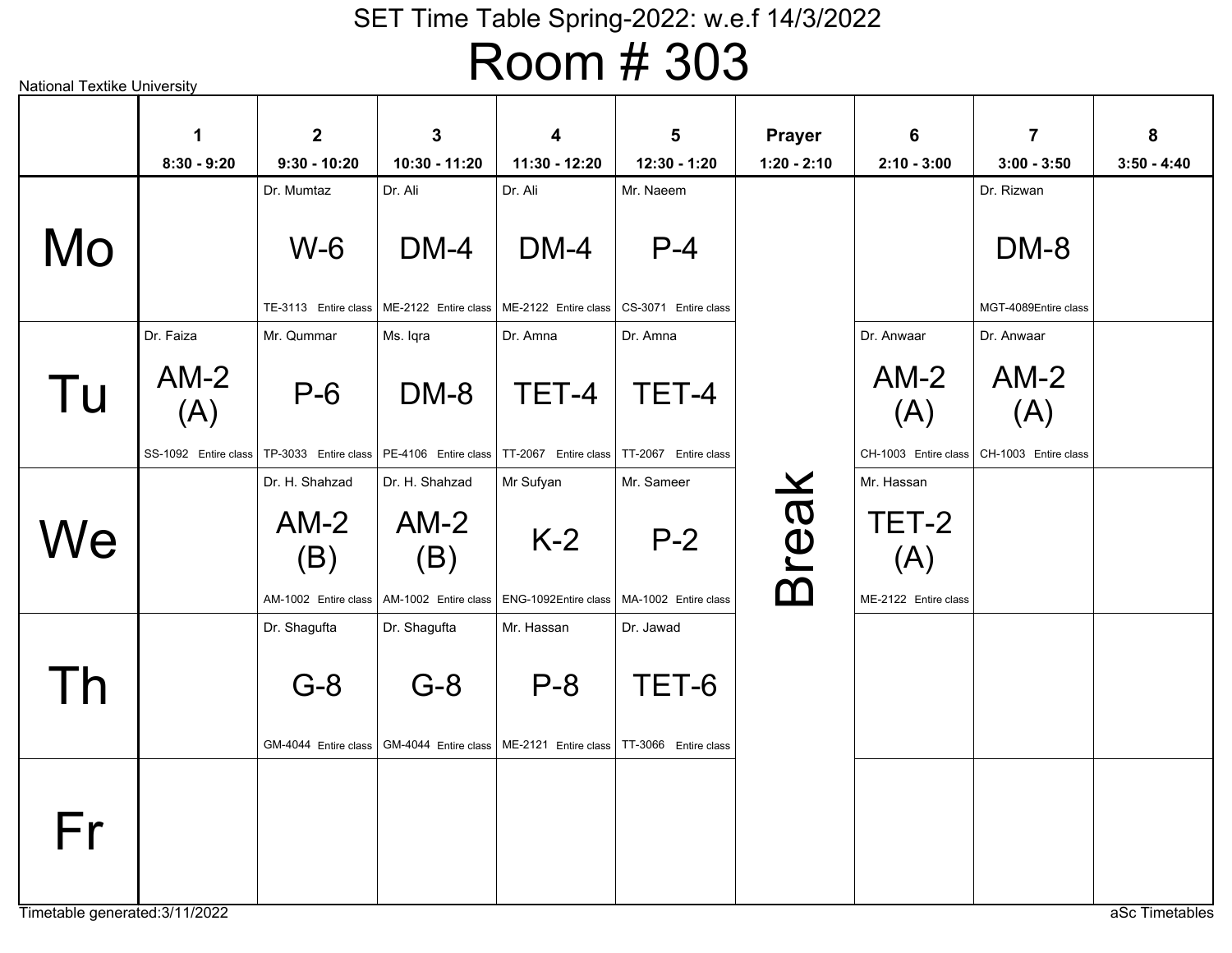# SET Time Table Spring-2022: w.e.f 14/3/2022

# Room # 303

National Textike University

| | 1<br>8:30 - 9:20 | 2<br>9:30 - 10:20 | 3<br>10:30 - 11:20 | 4<br>11:30 - 12:20 | 5<br>12:30 - 1:20 | Prayer<br>1:20 - 2:10 | 6<br>2:10 - 3:00 | 7<br>3:00 - 3:50 | 8<br>3:50 - 4:40 |
|---|---|---|---|---|---|---|---|---|---|
| **Mo** | | Dr. Mumtaz<br>W-6<br>TE-3113 Entire class | Dr. Ali<br>DM-4<br>ME-2122 Entire class | Dr. Ali<br>DM-4<br>ME-2122 Entire class | Mr. Naeem<br>P-4<br>CS-3071 Entire class | Break | | Dr. Rizwan<br>DM-8<br>MGT-4089Entire class | |
| **Tu** | Dr. Faiza<br>AM-2 (A)<br>SS-1092 Entire class | Mr. Qummar<br>P-6<br>TP-3033 Entire class | Ms. Iqra<br>DM-8<br>PE-4106 Entire class | Dr. Amna<br>TET-4<br>TT-2067 Entire class | Dr. Amna<br>TET-4<br>TT-2067 Entire class | Break | Dr. Anwaar<br>AM-2 (A)<br>CH-1003 Entire class | Dr. Anwaar<br>AM-2 (A)<br>CH-1003 Entire class | |
| **We** | | Dr. H. Shahzad<br>AM-2 (B)<br>AM-1002 Entire class | Dr. H. Shahzad<br>AM-2 (B)<br>AM-1002 Entire class | Mr Sufyan<br>K-2<br>ENG-1092Entire class | Mr. Sameer<br>P-2<br>MA-1002 Entire class | Break | Mr. Hassan<br>TET-2 (A)<br>ME-2122 Entire class | | |
| **Th** | | Dr. Shagufta<br>G-8<br>GM-4044 Entire class | Dr. Shagufta<br>G-8<br>GM-4044 Entire class | Mr. Hassan<br>P-8<br>ME-2121 Entire class | Dr. Jawad<br>TET-6<br>TT-3066 Entire class | Break | | | |
| **Fr** | | | | | | Break | | | |

Timetable generated:3/11/2022

aSc Timetables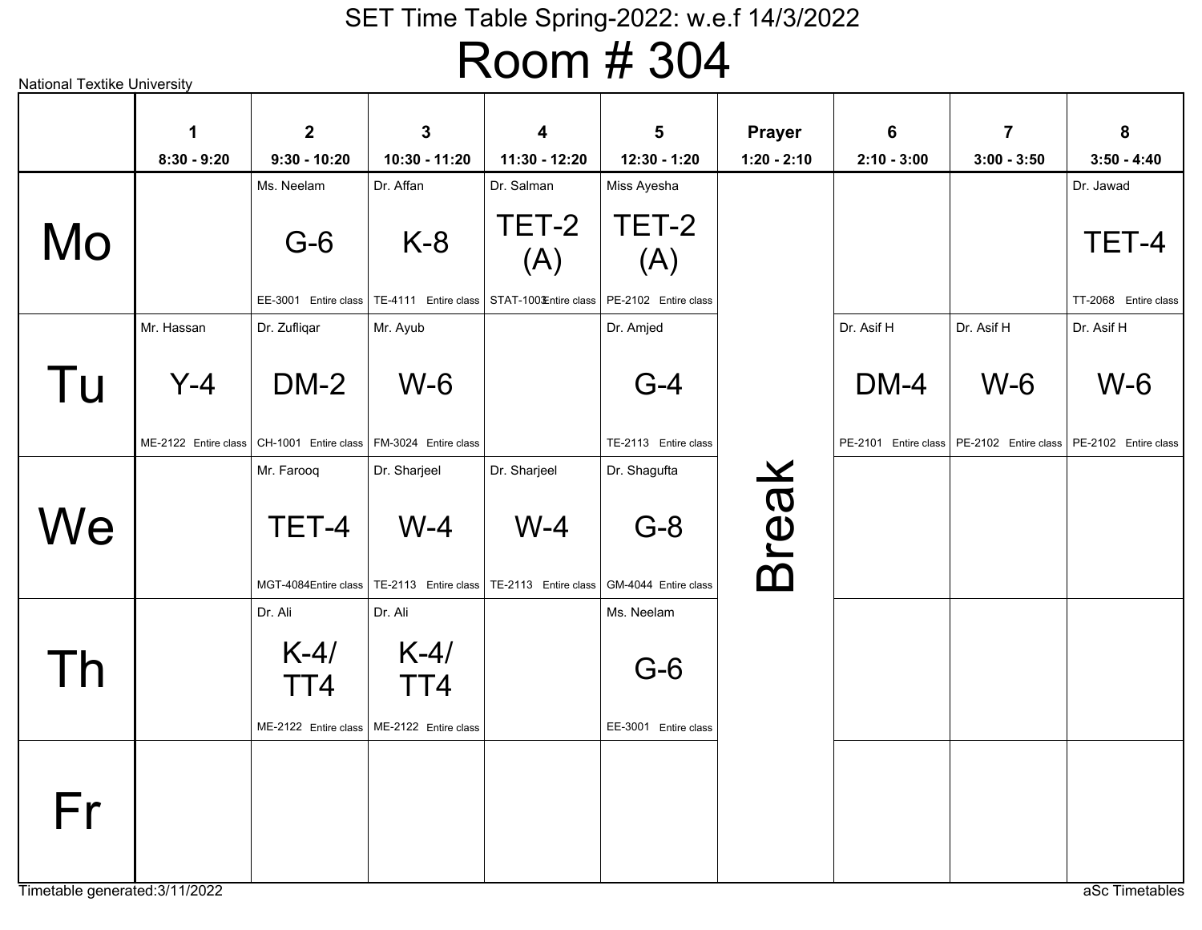National Textike University

# SET Time Table Spring-2022: w.e.f 14/3/2022

# Room # 304

| | 1<br>8:30 - 9:20 | 2<br>9:30 - 10:20 | 3<br>10:30 - 11:20 | 4<br>11:30 - 12:20 | 5<br>12:30 - 1:20 | Prayer<br>1:20 - 2:10 | 6<br>2:10 - 3:00 | 7<br>3:00 - 3:50 | 8<br>3:50 - 4:40 |
|---|---|---|---|---|---|---|---|---|---|
| Mo | | Ms. Neelam<br>G-6<br>EE-3001 Entire class | Dr. Affan<br>K-8<br>TE-4111 Entire class | Dr. Salman<br>TET-2 (A)<br>STAT-1003 Entire class | Miss Ayesha<br>TET-2 (A)<br>PE-2102 Entire class | Break | | | Dr. Jawad<br>TET-4<br>TT-2068 Entire class |
| Tu | Mr. Hassan<br>Y-4<br>ME-2122 Entire class | Dr. Zufliqar<br>DM-2<br>CH-1001 Entire class | Mr. Ayub<br>W-6<br>FM-3024 Entire class | | Dr. Amjed<br>G-4<br>TE-2113 Entire class | | Dr. Asif H<br>DM-4<br>PE-2101 Entire class | Dr. Asif H<br>W-6<br>PE-2102 Entire class | Dr. Asif H<br>W-6<br>PE-2102 Entire class |
| We | | Mr. Farooq<br>TET-4<br>MGT-4084 Entire class | Dr. Sharjeel<br>W-4<br>TE-2113 Entire class | Dr. Sharjeel<br>W-4<br>TE-2113 Entire class | Dr. Shagufta<br>G-8<br>GM-4044 Entire class | | | | |
| Th | | Dr. Ali<br>K-4/ TT4<br>ME-2122 Entire class | Dr. Ali<br>K-4/ TT4<br>ME-2122 Entire class | | Ms. Neelam<br>G-6<br>EE-3001 Entire class | | | | |
| Fr | | | | | | | | | |

Timetable generated:3/11/2022

aSc Timetables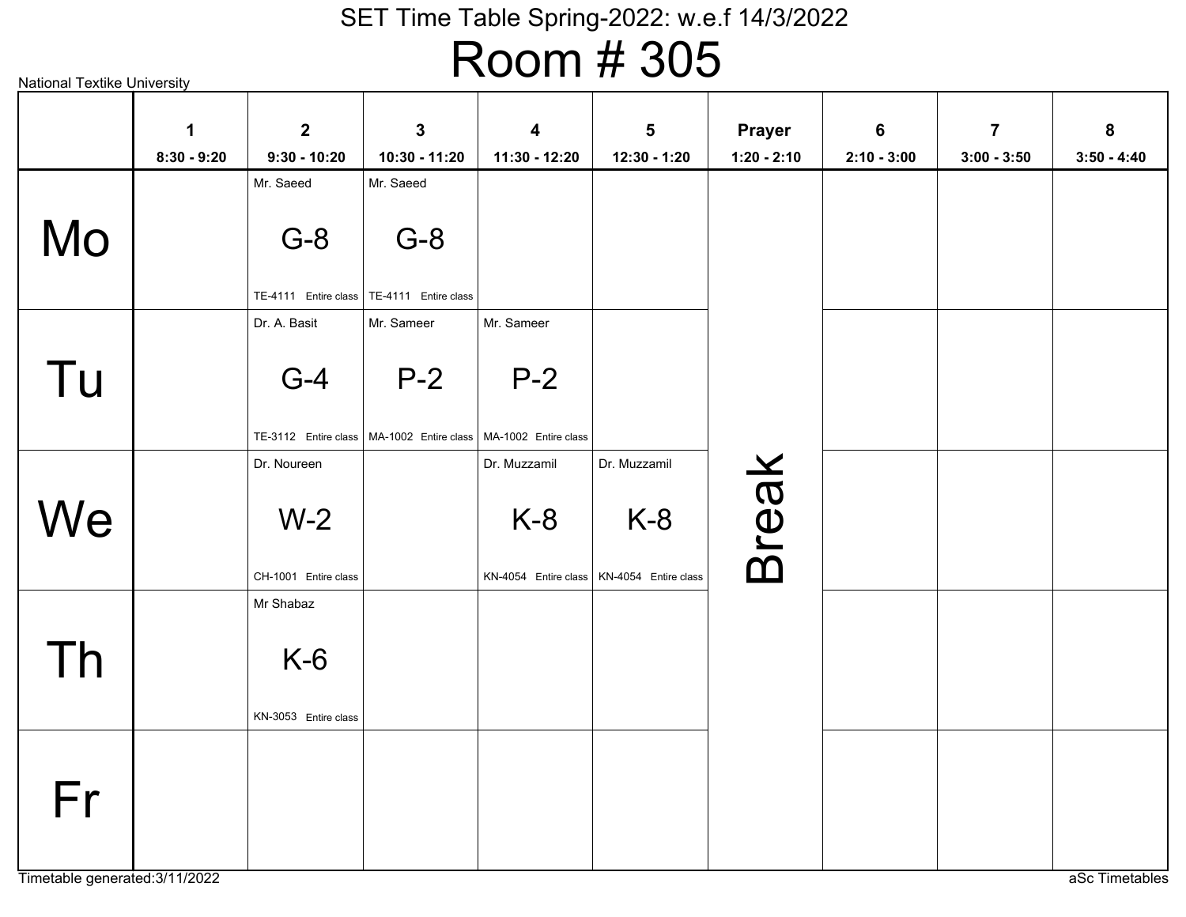# SET Time Table Spring-2022: w.e.f 14/3/2022

## Room # 305

National Textike University

| | 1<br>8:30 - 9:20 | 2<br>9:30 - 10:20 | 3<br>10:30 - 11:20 | 4<br>11:30 - 12:20 | 5<br>12:30 - 1:20 | Prayer<br>1:20 - 2:10 | 6<br>2:10 - 3:00 | 7<br>3:00 - 3:50 | 8<br>3:50 - 4:40 |
|---|---|---|---|---|---|---|---|---|---|
| Mo | | Mr. Saeed<br>G-8<br>TE-4111 Entire class | Mr. Saeed<br>G-8<br>TE-4111 Entire class | | | Break | | | |
| Tu | | Dr. A. Basit<br>G-4<br>TE-3112 Entire class | Mr. Sameer<br>P-2<br>MA-1002 Entire class | Mr. Sameer<br>P-2<br>MA-1002 Entire class | | | | | |
| We | | Dr. Noureen<br>W-2<br>CH-1001 Entire class | | Dr. Muzzamil<br>K-8<br>KN-4054 Entire class | Dr. Muzzamil<br>K-8<br>KN-4054 Entire class | | | | |
| Th | | Mr Shabaz<br>K-6<br>KN-3053 Entire class | | | | | | | |
| Fr | | | | | | | | | |

Timetable generated:3/11/2022

aSc Timetables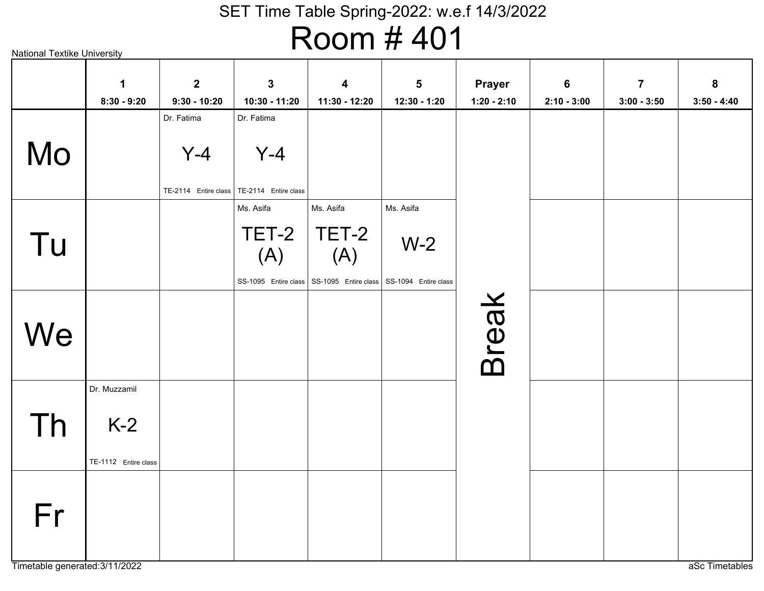SET Time Table Spring-2022: w.e.f 14/3/2022

# Room # 401

National Textike University

| | 1<br>8:30 - 9:20 | 2<br>9:30 - 10:20 | 3<br>10:30 - 11:20 | 4<br>11:30 - 12:20 | 5<br>12:30 - 1:20 | Prayer<br>1:20 - 2:10 | 6<br>2:10 - 3:00 | 7<br>3:00 - 3:50 | 8<br>3:50 - 4:40 |
|---|---|---|---|---|---|---|---|---|---|
| Mo | | Dr. Fatima<br>Y-4<br>TE-2114 Entire class | Dr. Fatima<br>Y-4<br>TE-2114 Entire class | | | Break | | | |
| Tu | | | Ms. Asifa<br>TET-2 (A)<br>SS-1095 Entire class | Ms. Asifa<br>TET-2 (A)<br>SS-1095 Entire class | Ms. Asifa<br>W-2<br>SS-1094 Entire class | | | | |
| We | | | | | | | | | |
| Th | Dr. Muzzamil<br>K-2<br>TE-1112 Entire class | | | | | | | | |
| Fr | | | | | | | | | |

Timetable generated:3/11/2022

aSc Timetables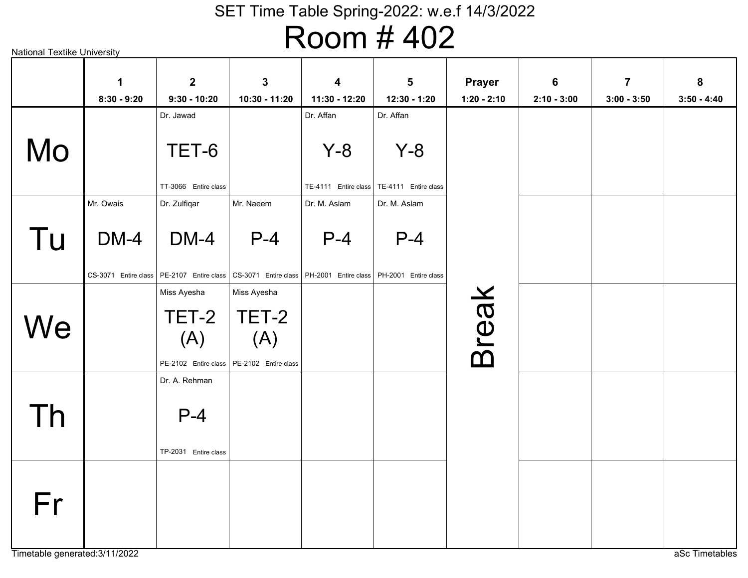# SET Time Table Spring-2022: w.e.f 14/3/2022

# Room # 402

National Textike University

| | 1<br>8:30 - 9:20 | 2<br>9:30 - 10:20 | 3<br>10:30 - 11:20 | 4<br>11:30 - 12:20 | 5<br>12:30 - 1:20 | Prayer<br>1:20 - 2:10 | 6<br>2:10 - 3:00 | 7<br>3:00 - 3:50 | 8<br>3:50 - 4:40 |
|---|---|---|---|---|---|---|---|---|---|
| Mo | | Dr. Jawad<br>TET-6<br>TT-3066 Entire class | | Dr. Affan<br>Y-8<br>TE-4111 Entire class | Dr. Affan<br>Y-8<br>TE-4111 Entire class | Break | | | |
| Tu | Mr. Owais<br>DM-4<br>CS-3071 Entire class | Dr. Zulfiqar<br>DM-4<br>PE-2107 Entire class | Mr. Naeem<br>P-4<br>CS-3071 Entire class | Dr. M. Aslam<br>P-4<br>PH-2001 Entire class | Dr. M. Aslam<br>P-4<br>PH-2001 Entire class | | | | |
| We | | Miss Ayesha<br>TET-2 (A)<br>PE-2102 Entire class | Miss Ayesha<br>TET-2 (A)<br>PE-2102 Entire class | | | | | | |
| Th | | Dr. A. Rehman<br>P-4<br>TP-2031 Entire class | | | | | | | |
| Fr | | | | | | | | | |

Timetable generated:3/11/2022

aSc Timetables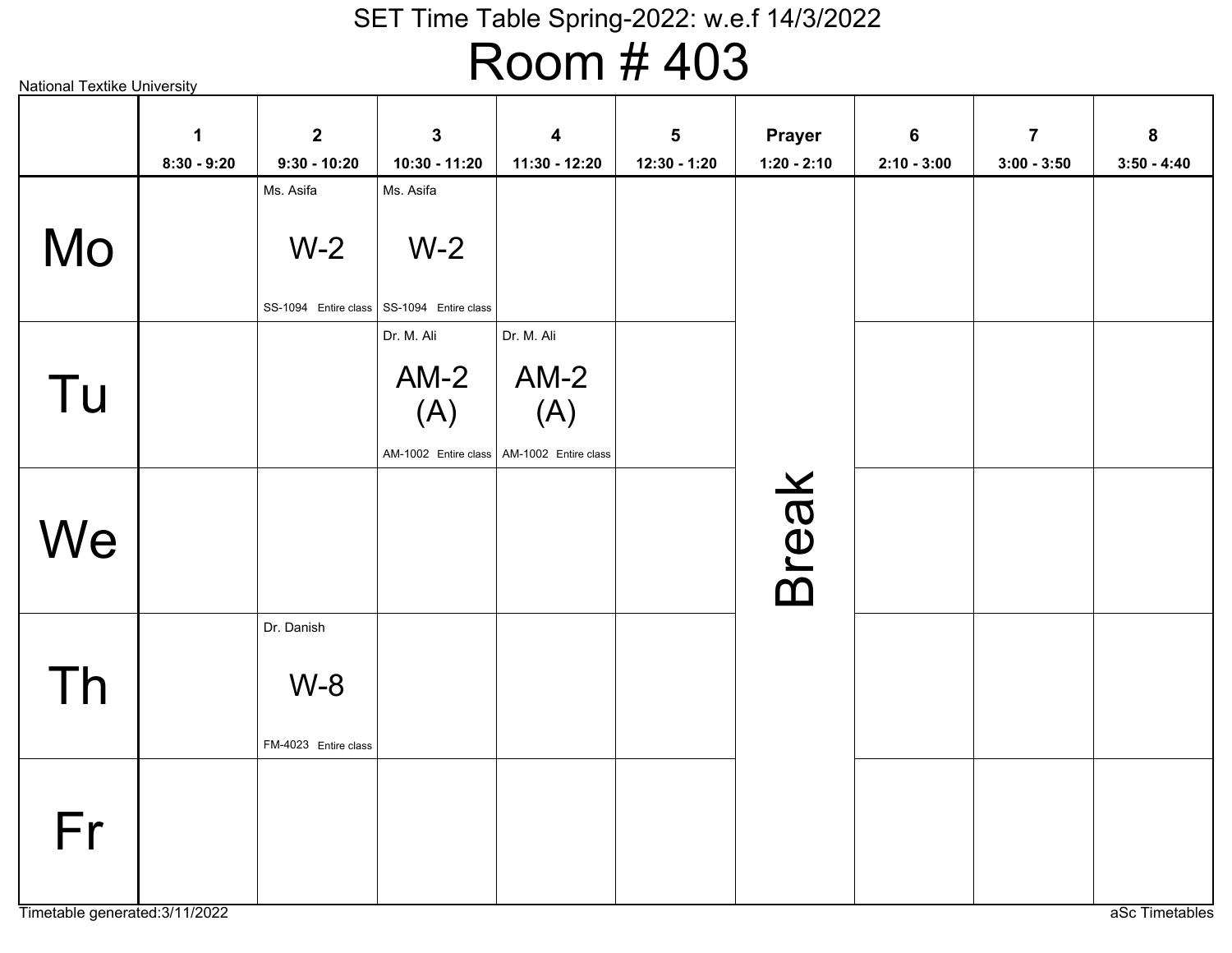SET Time Table Spring-2022: w.e.f 14/3/2022

# Room # 403

National Textike University

| | 1<br>8:30 - 9:20 | 2<br>9:30 - 10:20 | 3<br>10:30 - 11:20 | 4<br>11:30 - 12:20 | 5<br>12:30 - 1:20 | Prayer<br>1:20 - 2:10 | 6<br>2:10 - 3:00 | 7<br>3:00 - 3:50 | 8<br>3:50 - 4:40 |
|---|---|---|---|---|---|---|---|---|---|
| Mo | | Ms. Asifa<br>W-2<br>SS-1094 Entire class | Ms. Asifa<br>W-2<br>SS-1094 Entire class | | | Break | | | |
| Tu | | | Dr. M. Ali<br>AM-2 (A)<br>AM-1002 Entire class | Dr. M. Ali<br>AM-2 (A)<br>AM-1002 Entire class | | | | | |
| We | | | | | | | | | |
| Th | | Dr. Danish<br>W-8<br>FM-4023 Entire class | | | | | | | |
| Fr | | | | | | | | | |

Timetable generated:3/11/2022

aSc Timetables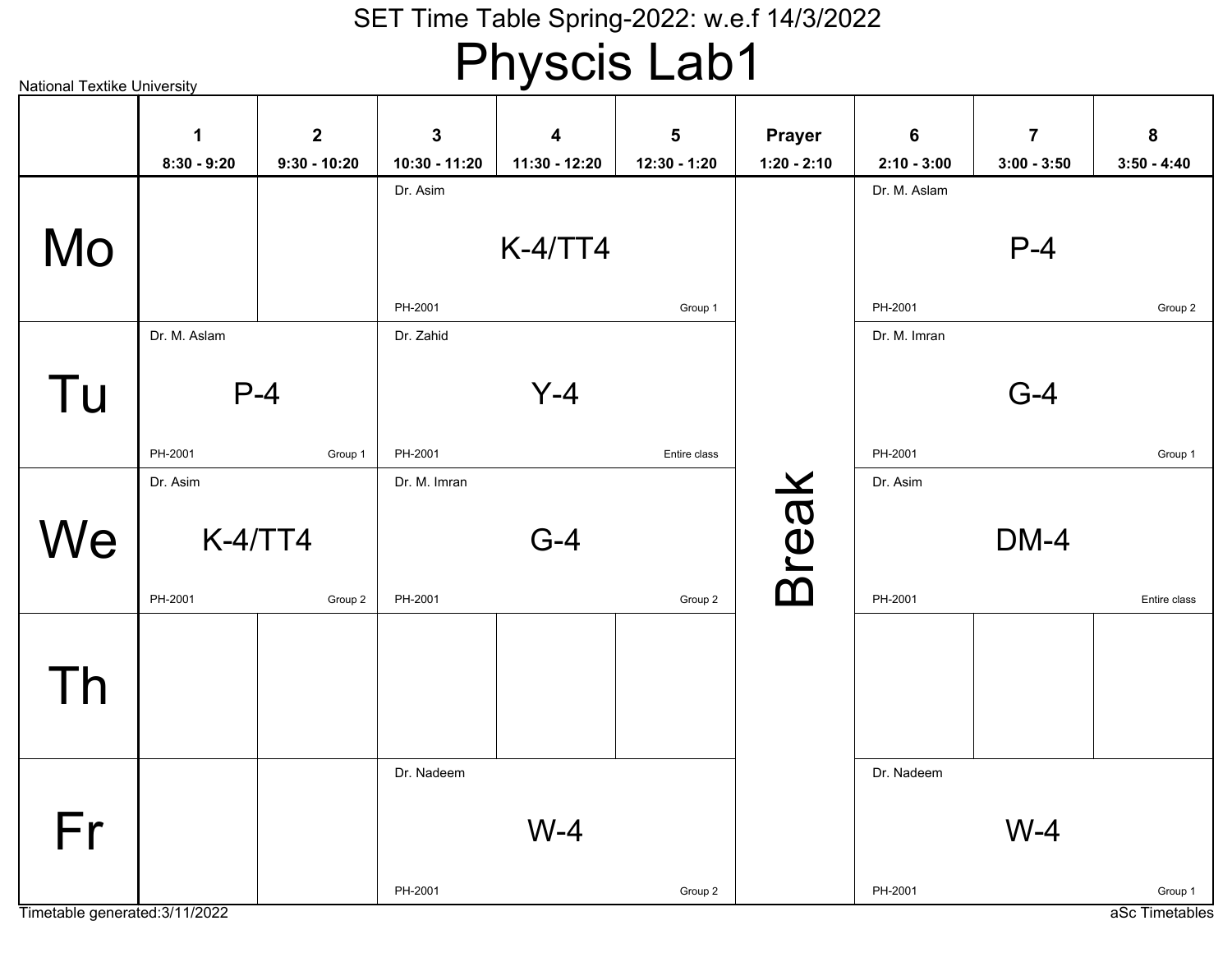# SET Time Table Spring-2022: w.e.f 14/3/2022

# Physcis Lab1

National Textike University

| | 1<br>8:30 - 9:20 | 2<br>9:30 - 10:20 | 3<br>10:30 - 11:20 | 4<br>11:30 - 12:20 | 5<br>12:30 - 1:20 | Prayer<br>1:20 - 2:10 | 6<br>2:10 - 3:00 | 7<br>3:00 - 3:50 | 8<br>3:50 - 4:40 |
|---|---|---|---|---|---|---|---|---|---|
| Mo | | | Dr. Asim<br>K-4/TT4<br>PH-2001 Group 1 | | | Break | Dr. M. Aslam<br>P-4<br>PH-2001 Group 2 | | |
| Tu | Dr. M. Aslam<br>P-4<br>PH-2001 Group 1 | | Dr. Zahid<br>Y-4<br>PH-2001 Entire class | | | Break | Dr. M. Imran<br>G-4<br>PH-2001 Group 1 | | |
| We | Dr. Asim<br>K-4/TT4<br>PH-2001 Group 2 | | Dr. M. Imran<br>G-4<br>PH-2001 Group 2 | | | Break | Dr. Asim<br>DM-4<br>PH-2001 Entire class | | |
| Th | | | | | | Break | | | |
| Fr | | | Dr. Nadeem<br>W-4<br>PH-2001 Group 2 | | | Break | Dr. Nadeem<br>W-4<br>PH-2001 Group 1 | | |

Timetable generated:3/11/2022

aSc Timetables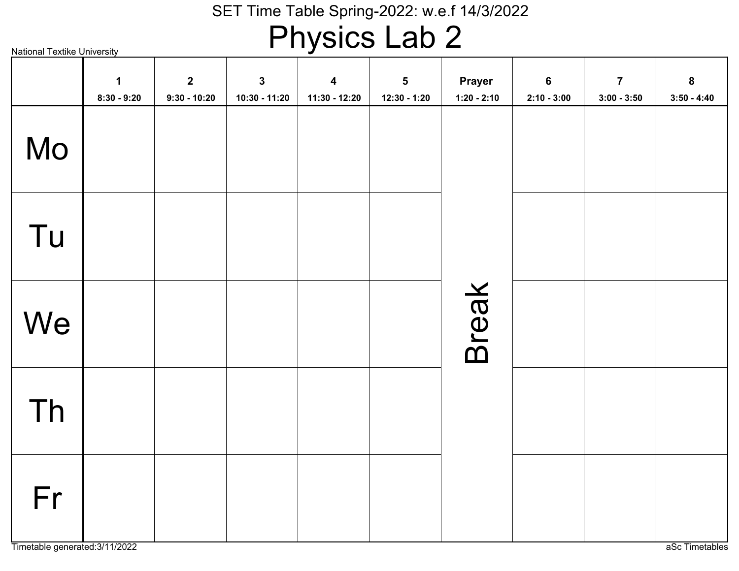SET Time Table Spring-2022: w.e.f 14/3/2022

# Physics Lab 2

National Textike University

| | 1<br>8:30 - 9:20 | 2<br>9:30 - 10:20 | 3<br>10:30 - 11:20 | 4<br>11:30 - 12:20 | 5<br>12:30 - 1:20 | Prayer<br>1:20 - 2:10 | 6<br>2:10 - 3:00 | 7<br>3:00 - 3:50 | 8<br>3:50 - 4:40 |
|---|---|---|---|---|---|---|---|---|---|
| Mo | | | | | | Break | | | |
| Tu | | | | | | | | | |
| We | | | | | | | | | |
| Th | | | | | | | | | |
| Fr | | | | | | | | | |

Timetable generated:3/11/2022

aSc Timetables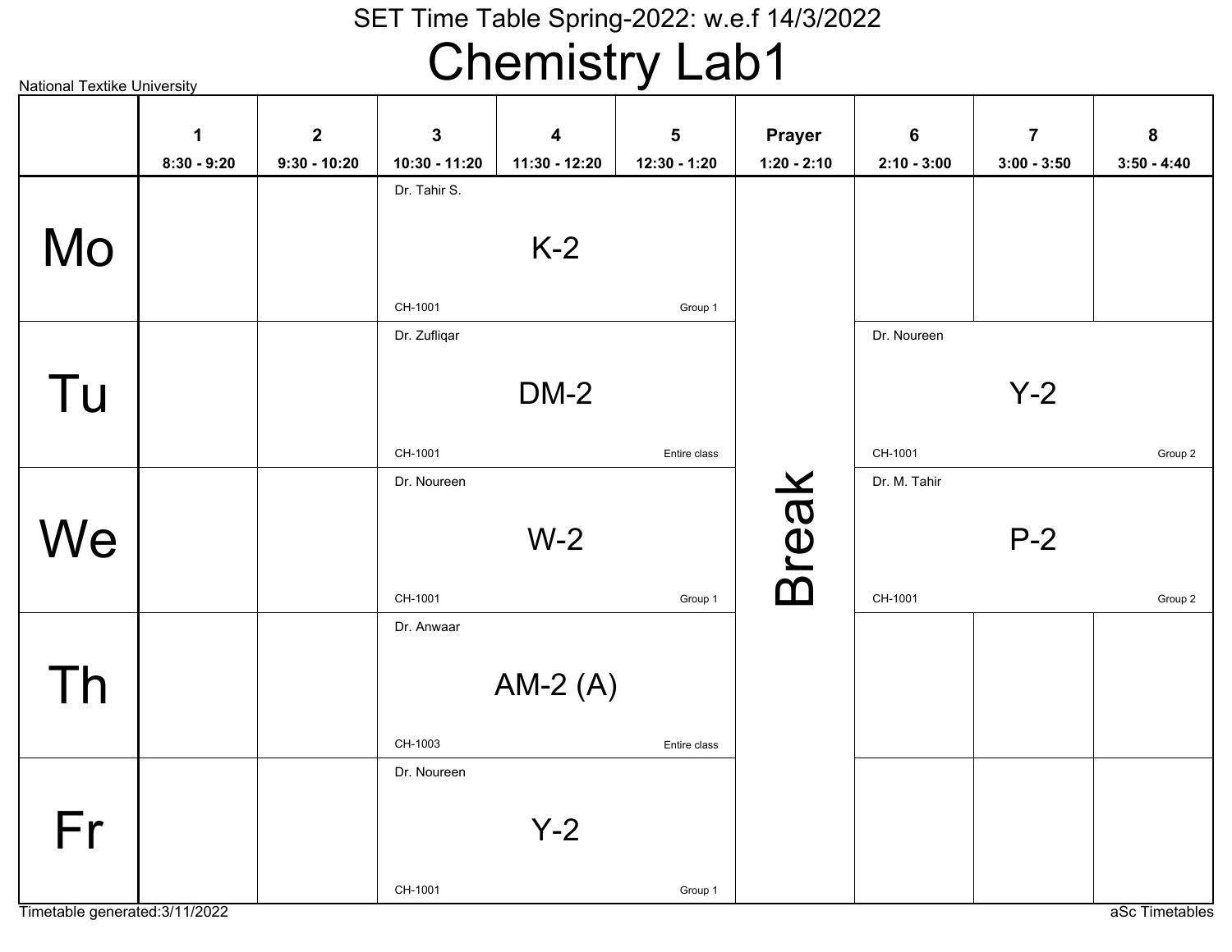SET Time Table Spring-2022: w.e.f 14/3/2022

# Chemistry Lab1

National Textike University

| | 1<br>8:30 - 9:20 | 2<br>9:30 - 10:20 | 3<br>10:30 - 11:20 | 4<br>11:30 - 12:20 | 5<br>12:30 - 1:20 | Prayer<br>1:20 - 2:10 | 6<br>2:10 - 3:00 | 7<br>3:00 - 3:50 | 8<br>3:50 - 4:40 |
|---|---|---|---|---|---|---|---|---|---|
| Mo | | | Dr. Tahir S.<br>K-2<br>CH-1001 Group 1 | | | Break | | | |
| Tu | | | Dr. Zufliqar<br>DM-2<br>CH-1001 Entire class | | | Break | Dr. Noureen<br>Y-2<br>CH-1001 Group 2 | | |
| We | | | Dr. Noureen<br>W-2<br>CH-1001 Group 1 | | | Break | Dr. M. Tahir<br>P-2<br>CH-1001 Group 2 | | |
| Th | | | Dr. Anwaar<br>AM-2 (A)<br>CH-1003 Entire class | | | Break | | | |
| Fr | | | Dr. Noureen<br>Y-2<br>CH-1001 Group 1 | | | Break | | | |

Timetable generated:3/11/2022

aSc Timetables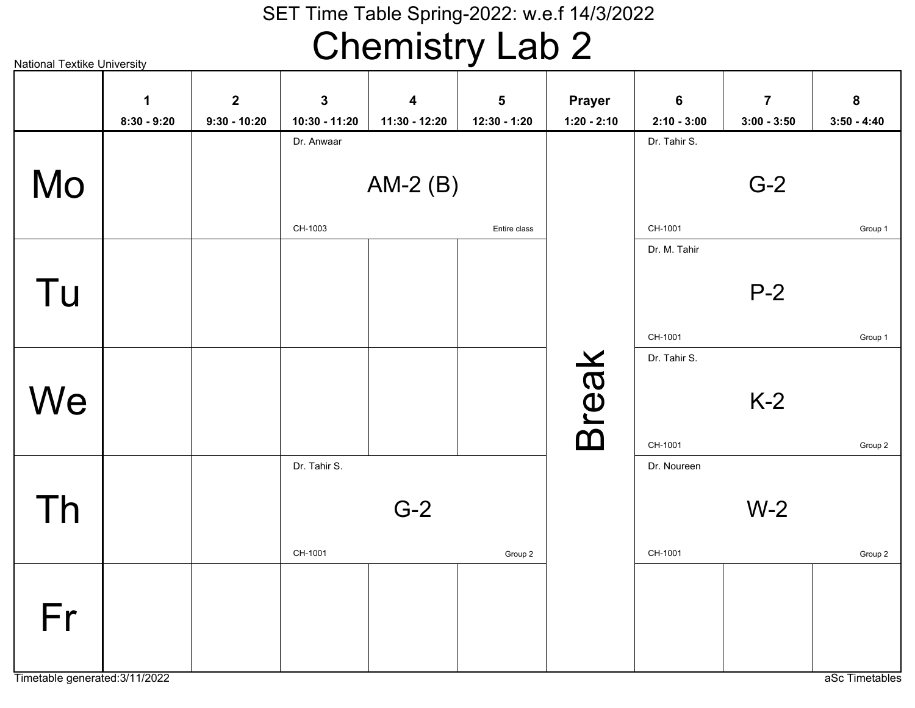SET Time Table Spring-2022: w.e.f 14/3/2022

# Chemistry Lab 2

National Textike University

| | 1<br>8:30 - 9:20 | 2<br>9:30 - 10:20 | 3<br>10:30 - 11:20 | 4<br>11:30 - 12:20 | 5<br>12:30 - 1:20 | Prayer<br>1:20 - 2:10 | 6<br>2:10 - 3:00 | 7<br>3:00 - 3:50 | 8<br>3:50 - 4:40 |
|---|---|---|---|---|---|---|---|---|---|
| Mo | | | Dr. Anwaar<br>AM-2 (B)<br>CH-1003<br>Entire class | | | Break | Dr. Tahir S.<br>G-2<br>CH-1001<br>Group 1 | | |
| Tu | | | | | | | Dr. M. Tahir<br>P-2<br>CH-1001<br>Group 1 | | |
| We | | | | | | | Dr. Tahir S.<br>K-2<br>CH-1001<br>Group 2 | | |
| Th | | | Dr. Tahir S.<br>G-2<br>CH-1001<br>Group 2 | | | | Dr. Noureen<br>W-2<br>CH-1001<br>Group 2 | | |
| Fr | | | | | | | | | |

Timetable generated:3/11/2022

aSc Timetables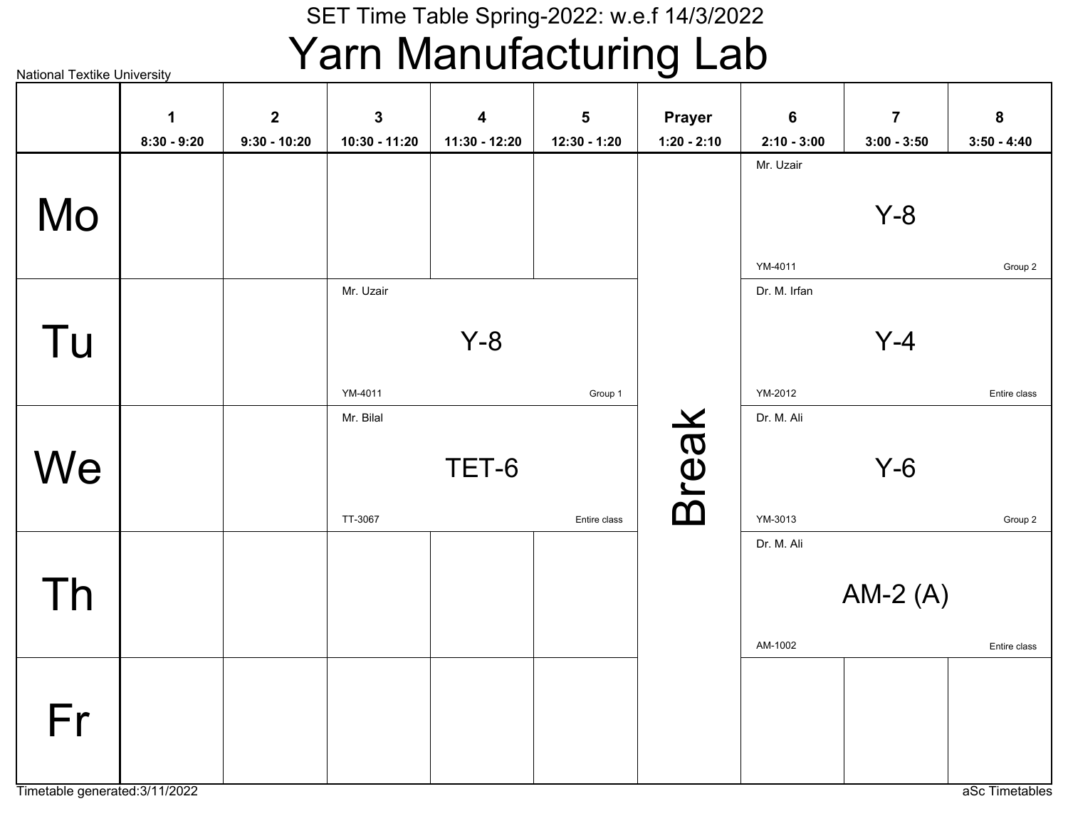SET Time Table Spring-2022: w.e.f 14/3/2022

# Yarn Manufacturing Lab

National Textike University

| | 1<br>8:30 - 9:20 | 2<br>9:30 - 10:20 | 3<br>10:30 - 11:20 | 4<br>11:30 - 12:20 | 5<br>12:30 - 1:20 | Prayer<br>1:20 - 2:10 | 6<br>2:10 - 3:00 | 7<br>3:00 - 3:50 | 8<br>3:50 - 4:40 |
|---|---|---|---|---|---|---|---|---|---|
| Mo | | | | | | Break | Mr. Uzair<br>Y-8<br>YM-4011 Group 2 | | |
| Tu | | | Mr. Uzair<br>Y-8<br>YM-4011 Group 1 | | | Break | Dr. M. Irfan<br>Y-4<br>YM-2012 Entire class | | |
| We | | | Mr. Bilal<br>TET-6<br>TT-3067 Entire class | | | Break | Dr. M. Ali<br>Y-6<br>YM-3013 Group 2 | | |
| Th | | | | | | Break | Dr. M. Ali<br>AM-2 (A)<br>AM-1002 Entire class | | |
| Fr | | | | | | Break | | | |

Timetable generated:3/11/2022

aSc Timetables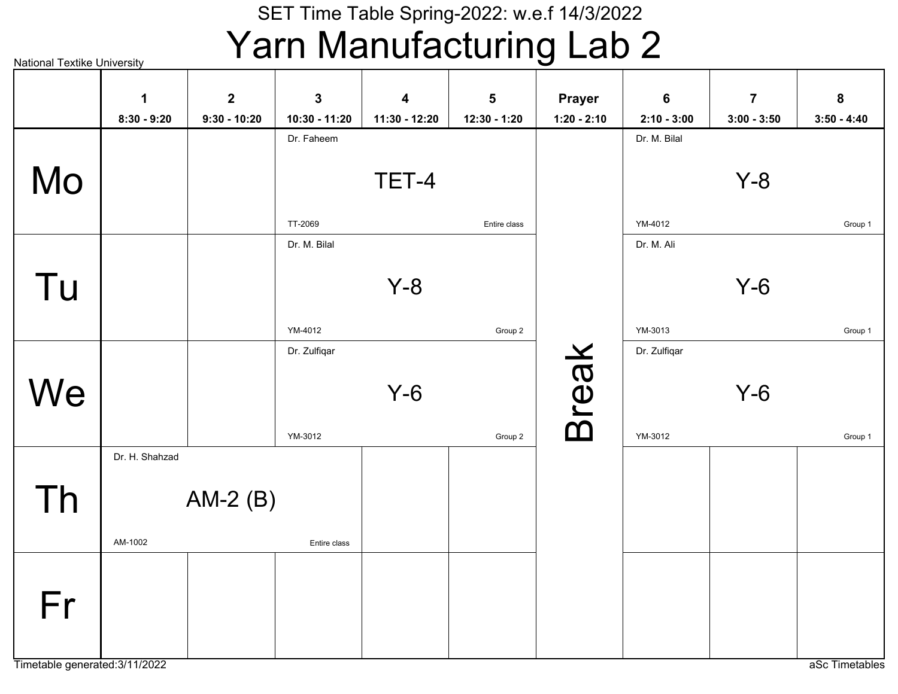National Textike University

SET Time Table Spring-2022: w.e.f 14/3/2022

# Yarn Manufacturing Lab 2

| | 1<br>8:30 - 9:20 | 2<br>9:30 - 10:20 | 3<br>10:30 - 11:20 | 4<br>11:30 - 12:20 | 5<br>12:30 - 1:20 | Prayer<br>1:20 - 2:10 | 6<br>2:10 - 3:00 | 7<br>3:00 - 3:50 | 8<br>3:50 - 4:40 |
|---|---|---|---|---|---|---|---|---|---|
| Mo | | | Dr. Faheem<br>TET-4<br>TT-2069<br>Entire class | | | Break | Dr. M. Bilal<br>Y-8<br>YM-4012<br>Group 1 | | |
| Tu | | | Dr. M. Bilal<br>Y-8<br>YM-4012<br>Group 2 | | | Break | Dr. M. Ali<br>Y-6<br>YM-3013<br>Group 1 | | |
| We | | | Dr. Zulfiqar<br>Y-6<br>YM-3012<br>Group 2 | | | Break | Dr. Zulfiqar<br>Y-6<br>YM-3012<br>Group 1 | | |
| Th | Dr. H. Shahzad<br>AM-2 (B)<br>AM-1002<br>Entire class | | | | | Break | | | |
| Fr | | | | | | Break | | | |

Timetable generated:3/11/2022

aSc Timetables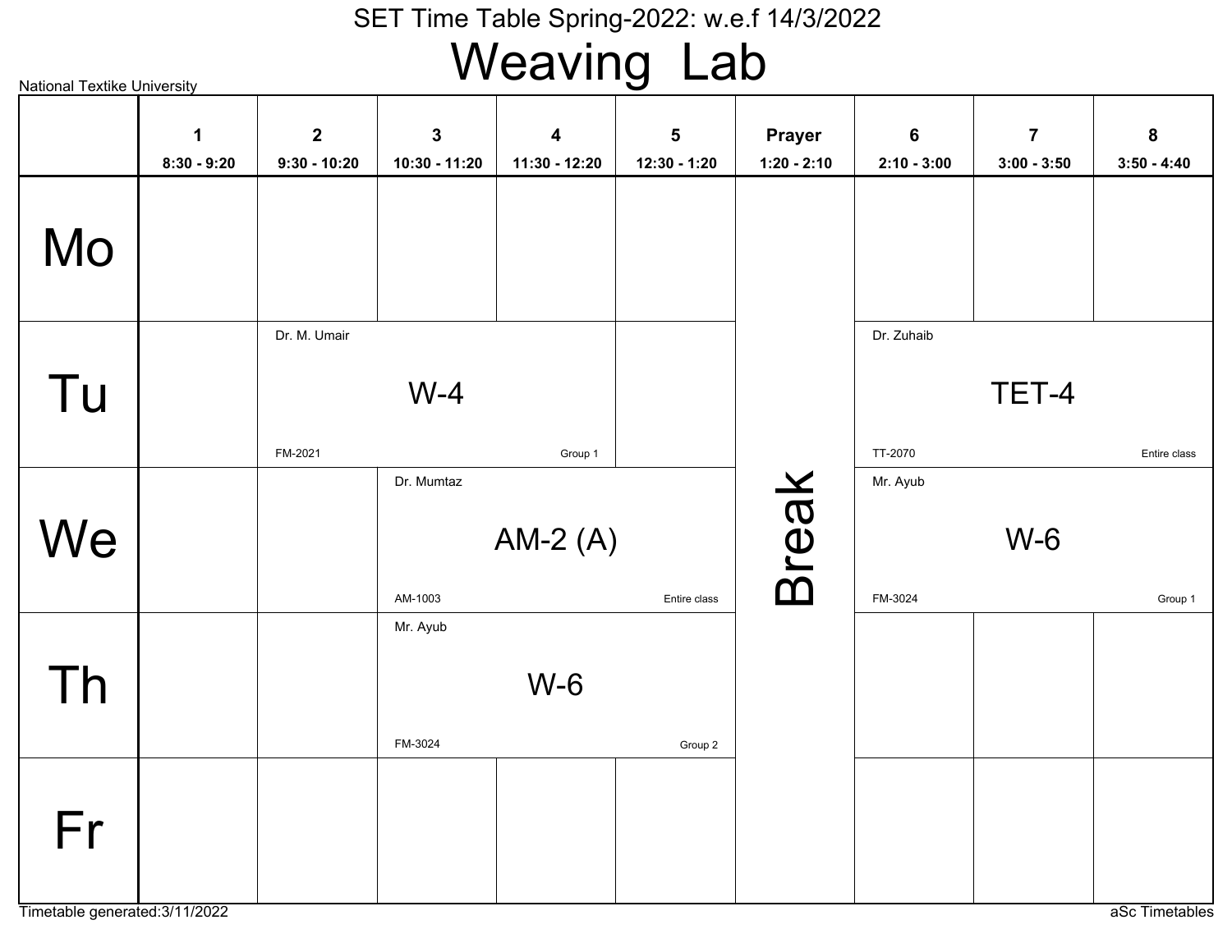# SET Time Table Spring-2022: w.e.f 14/3/2022

# Weaving Lab

National Textike University

| | 1<br>8:30 - 9:20 | 2<br>9:30 - 10:20 | 3<br>10:30 - 11:20 | 4<br>11:30 - 12:20 | 5<br>12:30 - 1:20 | Prayer<br>1:20 - 2:10 | 6<br>2:10 - 3:00 | 7<br>3:00 - 3:50 | 8<br>3:50 - 4:40 |
|---|---|---|---|---|---|---|---|---|---|
| Mo | | | | | | Break | | | |
| Tu | | Dr. M. Umair<br>W-4<br>FM-2021<br>Group 1 | | | | | Dr. Zuhaib<br>TET-4<br>TT-2070<br>Entire class | | |
| We | | | Dr. Mumtaz<br>AM-2 (A)<br>AM-1003<br>Entire class | | | | Mr. Ayub<br>W-6<br>FM-3024<br>Group 1 | | |
| Th | | | Mr. Ayub<br>W-6<br>FM-3024<br>Group 2 | | | | | | |
| Fr | | | | | | | | | |

Timetable generated:3/11/2022

aSc Timetables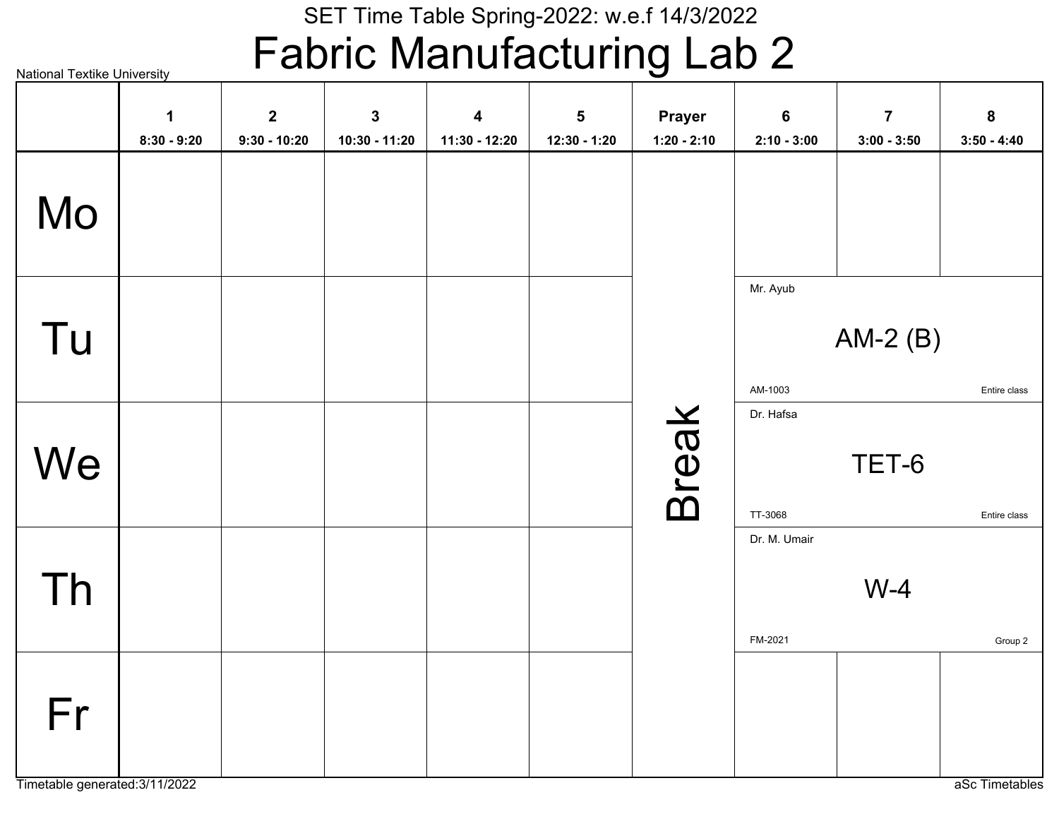SET Time Table Spring-2022: w.e.f 14/3/2022

# Fabric Manufacturing Lab 2

National Textike University

| | 1<br>8:30 - 9:20 | 2<br>9:30 - 10:20 | 3<br>10:30 - 11:20 | 4<br>11:30 - 12:20 | 5<br>12:30 - 1:20 | Prayer<br>1:20 - 2:10 | 6<br>2:10 - 3:00 | 7<br>3:00 - 3:50 | 8<br>3:50 - 4:40 |
|---|---|---|---|---|---|---|---|---|---|
| Mo | | | | | | Break | | | |
| Tu | | | | | | | Mr. Ayub<br>AM-2 (B)<br>AM-1003 Entire class | | |
| We | | | | | | | Dr. Hafsa<br>TET-6<br>TT-3068 Entire class | | |
| Th | | | | | | | Dr. M. Umair<br>W-4<br>FM-2021 Group 2 | | |
| Fr | | | | | | | | | |

Timetable generated:3/11/2022

aSc Timetables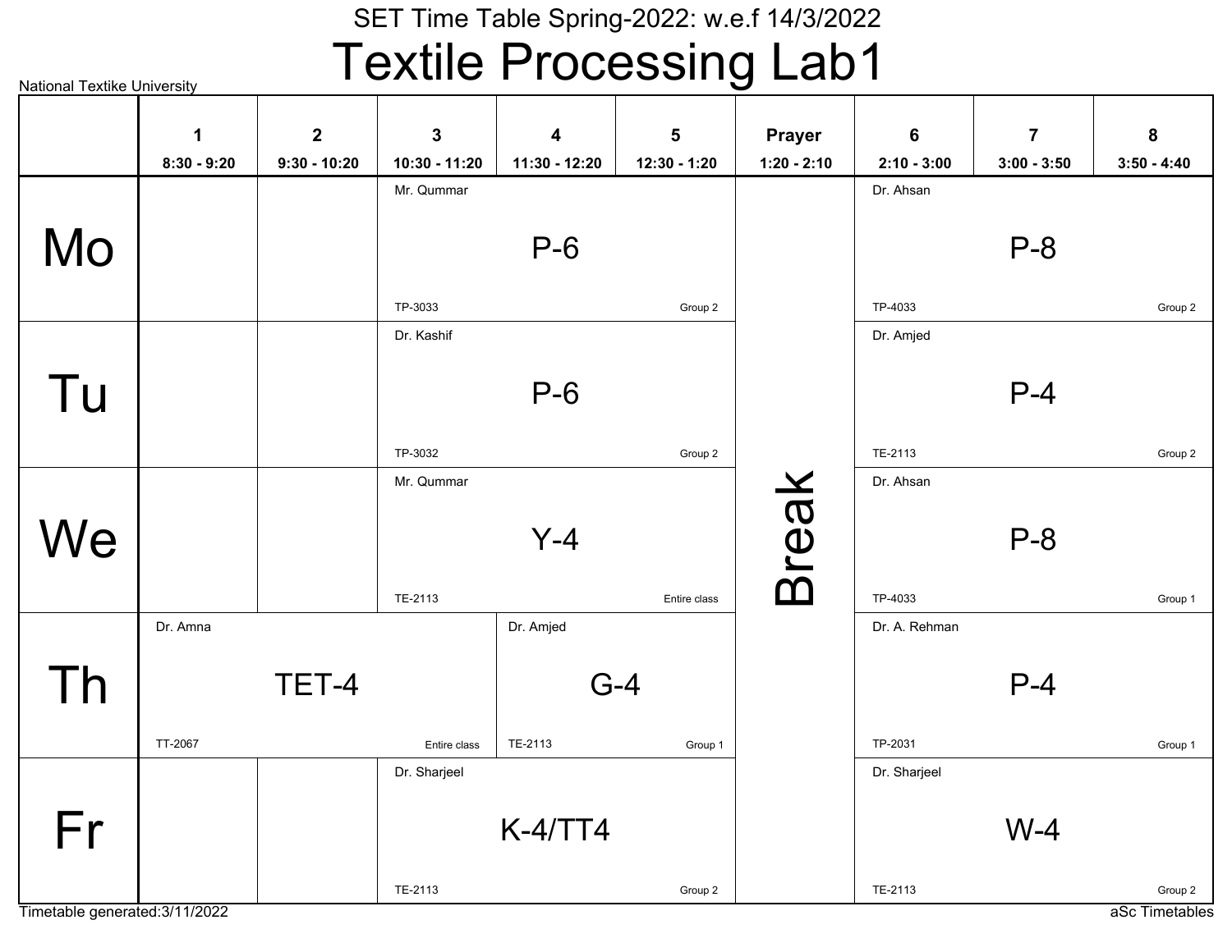National Textike University

## SET Time Table Spring-2022: w.e.f 14/3/2022

# Textile Processing Lab1

| | 1<br>8:30 - 9:20 | 2<br>9:30 - 10:20 | 3<br>10:30 - 11:20 | 4<br>11:30 - 12:20 | 5<br>12:30 - 1:20 | Prayer<br>1:20 - 2:10 | 6<br>2:10 - 3:00 | 7<br>3:00 - 3:50 | 8<br>3:50 - 4:40 |
|---|---|---|---|---|---|---|---|---|---|
| Mo | | | Mr. Qummar<br>P-6<br>TP-3033<br>Group 2 | | | Break | Dr. Ahsan<br>P-8<br>TP-4033<br>Group 2 | | |
| Tu | | | Dr. Kashif<br>P-6<br>TP-3032<br>Group 2 | | | Break | Dr. Amjed<br>P-4<br>TE-2113<br>Group 2 | | |
| We | | | Mr. Qummar<br>Y-4<br>TE-2113<br>Entire class | | | Break | Dr. Ahsan<br>P-8<br>TP-4033<br>Group 1 | | |
| Th | Dr. Amna<br>TET-4<br>TT-2067<br>Entire class | | | Dr. Amjed<br>G-4<br>TE-2113<br>Group 1 | | Break | Dr. A. Rehman<br>P-4<br>TP-2031<br>Group 1 | | |
| Fr | | | Dr. Sharjeel<br>K-4/TT4<br>TE-2113<br>Group 2 | | | Break | Dr. Sharjeel<br>W-4<br>TE-2113<br>Group 2 | | |

Timetable generated:3/11/2022

aSc Timetables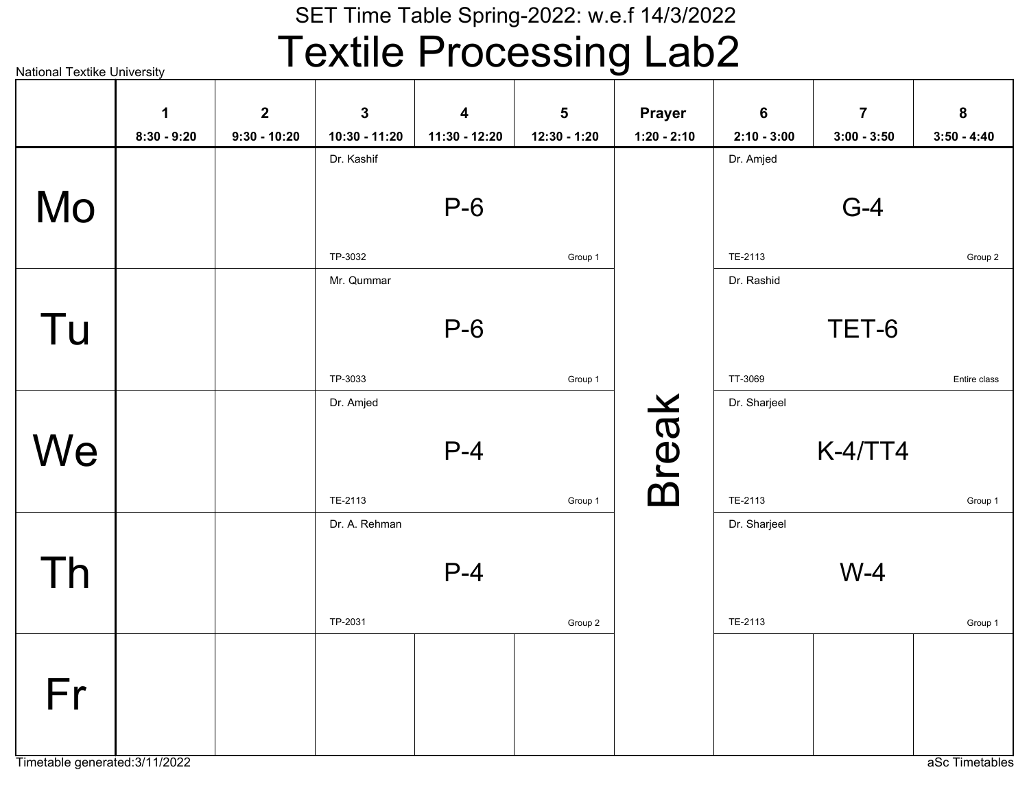National Textike University

SET Time Table Spring-2022: w.e.f 14/3/2022

# Textile Processing Lab2

| | 1<br>8:30 - 9:20 | 2<br>9:30 - 10:20 | 3<br>10:30 - 11:20 | 4<br>11:30 - 12:20 | 5<br>12:30 - 1:20 | Prayer<br>1:20 - 2:10 | 6<br>2:10 - 3:00 | 7<br>3:00 - 3:50 | 8<br>3:50 - 4:40 |
|---|---|---|---|---|---|---|---|---|---|
| Mo | | | Dr. Kashif<br>P-6<br>TP-3032<br>Group 1 | | | Break | Dr. Amjed<br>G-4<br>TE-2113<br>Group 2 | | |
| Tu | | | Mr. Qummar<br>P-6<br>TP-3033<br>Group 1 | | | Break | Dr. Rashid<br>TET-6<br>TT-3069<br>Entire class | | |
| We | | | Dr. Amjed<br>P-4<br>TE-2113<br>Group 1 | | | Break | Dr. Sharjeel<br>K-4/TT4<br>TE-2113<br>Group 1 | | |
| Th | | | Dr. A. Rehman<br>P-4<br>TP-2031<br>Group 2 | | | Break | Dr. Sharjeel<br>W-4<br>TE-2113<br>Group 1 | | |
| Fr | | | | | | Break | | | |

Timetable generated:3/11/2022

aSc Timetables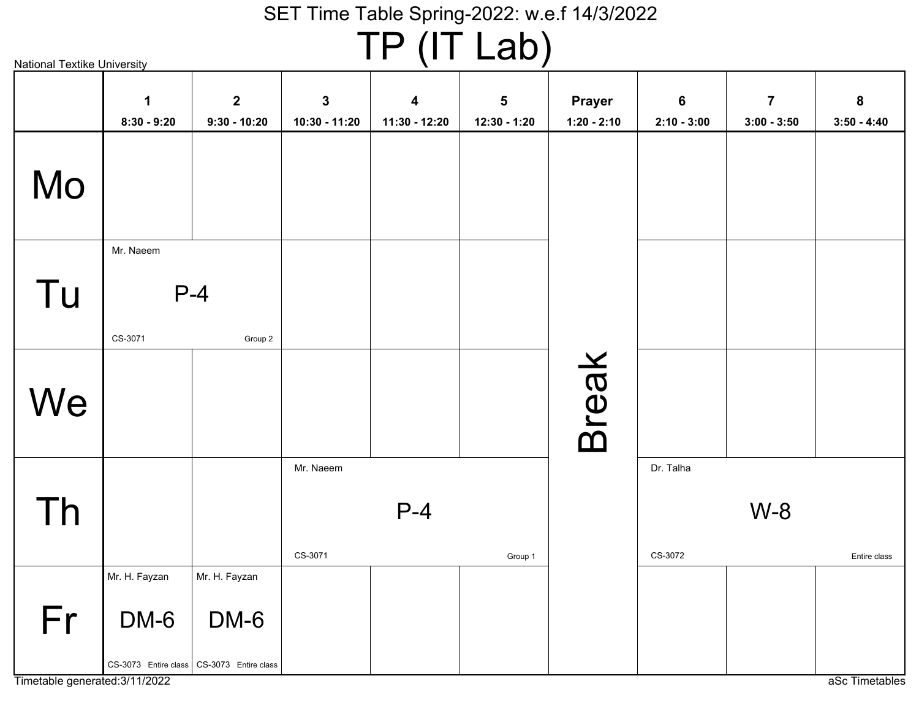# SET Time Table Spring-2022: w.e.f 14/3/2022

# TP (IT Lab)

National Textike University

| | 1<br>8:30 - 9:20 | 2<br>9:30 - 10:20 | 3<br>10:30 - 11:20 | 4<br>11:30 - 12:20 | 5<br>12:30 - 1:20 | Prayer<br>1:20 - 2:10 | 6<br>2:10 - 3:00 | 7<br>3:00 - 3:50 | 8<br>3:50 - 4:40 |
|---|---|---|---|---|---|---|---|---|---|
| Mo | | | | | | Break | | | |
| Tu | Mr. Naeem<br>P-4<br>CS-3071 Group 2 | | | | | | | | |
| We | | | | | | | | | |
| Th | | | Mr. Naeem<br>P-4<br>CS-3071 Group 1 | | | | Dr. Talha<br>W-8<br>CS-3072 Entire class | | |
| Fr | Mr. H. Fayzan<br>DM-6<br>CS-3073 Entire class | Mr. H. Fayzan<br>DM-6<br>CS-3073 Entire class | | | | | | | |

Timetable generated:3/11/2022

aSc Timetables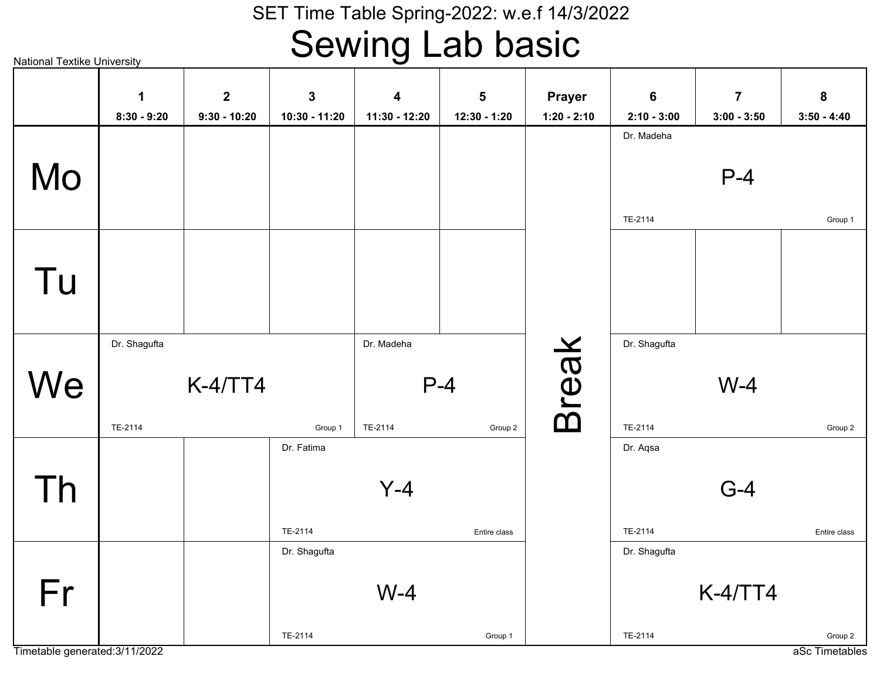National Textike University

SET Time Table Spring-2022: w.e.f 14/3/2022

# Sewing Lab basic

| | 1<br>8:30 - 9:20 | 2<br>9:30 - 10:20 | 3<br>10:30 - 11:20 | 4<br>11:30 - 12:20 | 5<br>12:30 - 1:20 | Prayer<br>1:20 - 2:10 | 6<br>2:10 - 3:00 | 7<br>3:00 - 3:50 | 8<br>3:50 - 4:40 |
|---|---|---|---|---|---|---|---|---|---|
| Mo | | | | | | Break | Dr. Madeha<br>P-4<br>TE-2114 Group 1 | | |
| Tu | | | | | | | | | |
| We | Dr. Shagufta<br>K-4/TT4<br>TE-2114 Group 1 | | | Dr. Madeha<br>P-4<br>TE-2114 Group 2 | | | Dr. Shagufta<br>W-4<br>TE-2114 Group 2 | | |
| Th | | | Dr. Fatima<br>Y-4<br>TE-2114 Entire class | | | | Dr. Aqsa<br>G-4<br>TE-2114 Entire class | | |
| Fr | | | Dr. Shagufta<br>W-4<br>TE-2114 Group 1 | | | | Dr. Shagufta<br>K-4/TT4<br>TE-2114 Group 2 | | |

Timetable generated:3/11/2022

aSc Timetables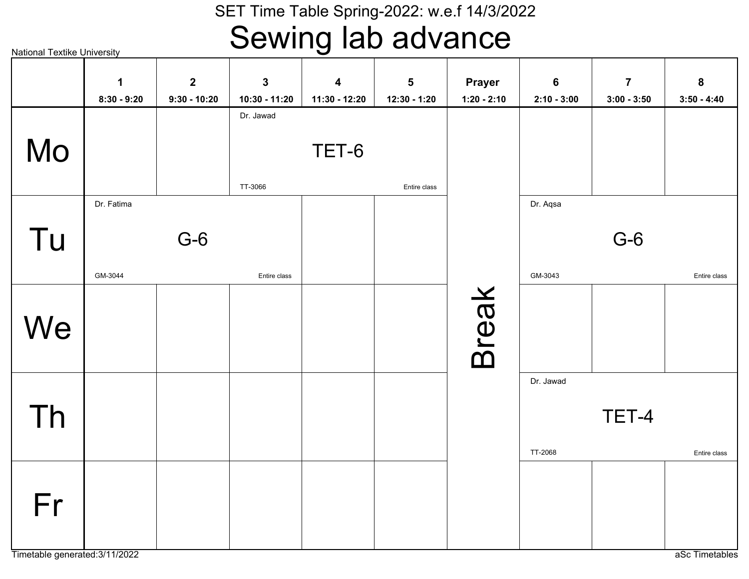SET Time Table Spring-2022: w.e.f 14/3/2022

# Sewing lab advance

National Textike University

| | 1<br>8:30 - 9:20 | 2<br>9:30 - 10:20 | 3<br>10:30 - 11:20 | 4<br>11:30 - 12:20 | 5<br>12:30 - 1:20 | Prayer<br>1:20 - 2:10 | 6<br>2:10 - 3:00 | 7<br>3:00 - 3:50 | 8<br>3:50 - 4:40 |
|---|---|---|---|---|---|---|---|---|---|
| Mo | | | Dr. Jawad<br>TET-6<br>TT-3066<br>Entire class | | | Break | | | |
| Tu | Dr. Fatima<br>G-6<br>GM-3044<br>Entire class | | | | | | Dr. Aqsa<br>G-6<br>GM-3043<br>Entire class | | |
| We | | | | | | | | | |
| Th | | | | | | | Dr. Jawad<br>TET-4<br>TT-2068<br>Entire class | | |
| Fr | | | | | | | | | |

Timetable generated:3/11/2022

aSc Timetables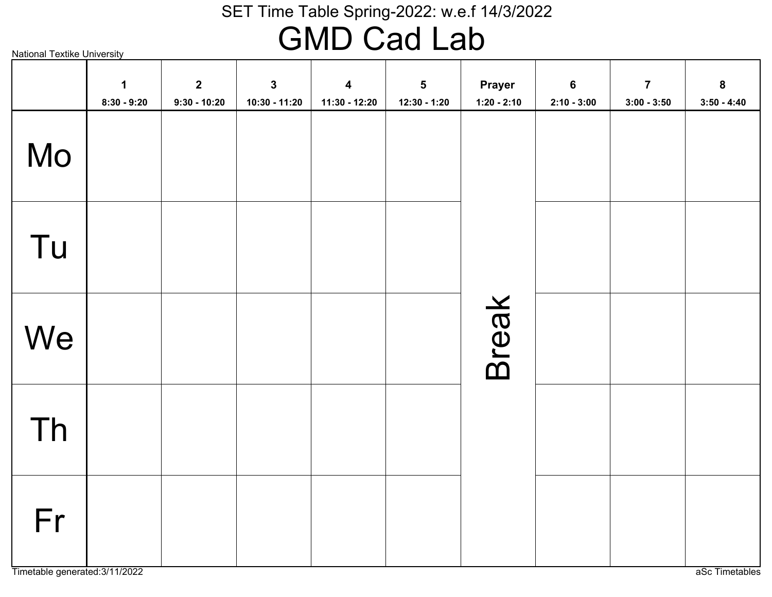SET Time Table Spring-2022: w.e.f 14/3/2022

# GMD Cad Lab

National Textike University

| | 1<br>8:30 - 9:20 | 2<br>9:30 - 10:20 | 3<br>10:30 - 11:20 | 4<br>11:30 - 12:20 | 5<br>12:30 - 1:20 | Prayer<br>1:20 - 2:10 | 6<br>2:10 - 3:00 | 7<br>3:00 - 3:50 | 8<br>3:50 - 4:40 |
|---|---|---|---|---|---|---|---|---|---|
| Mo | | | | | | Break | | | |
| Tu | | | | | | | | | |
| We | | | | | | | | | |
| Th | | | | | | | | | |
| Fr | | | | | | | | | |

Timetable generated:3/11/2022

aSc Timetables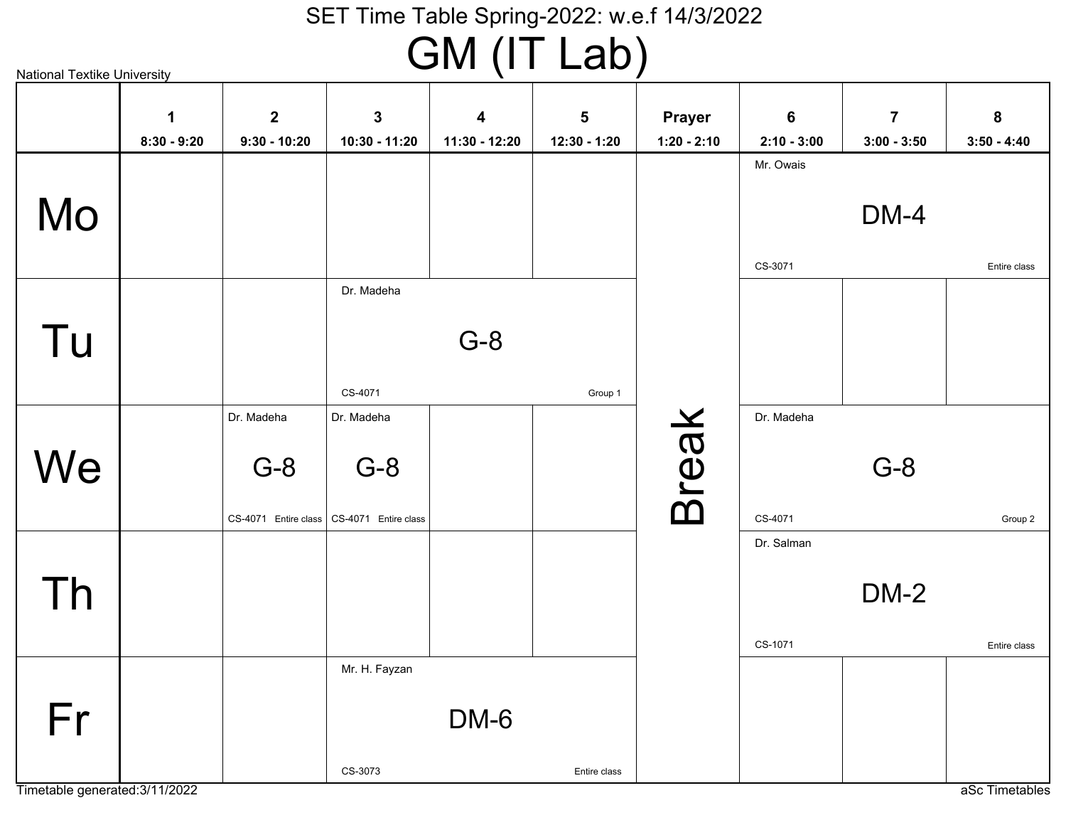SET Time Table Spring-2022: w.e.f 14/3/2022

# GM (IT Lab)

National Textike University

| | 1<br>8:30 - 9:20 | 2<br>9:30 - 10:20 | 3<br>10:30 - 11:20 | 4<br>11:30 - 12:20 | 5<br>12:30 - 1:20 | Prayer<br>1:20 - 2:10 | 6<br>2:10 - 3:00 | 7<br>3:00 - 3:50 | 8<br>3:50 - 4:40 |
|---|---|---|---|---|---|---|---|---|---|
| Mo | | | | | | Break | Mr. Owais DM-4 CS-3071 Entire class | | |
| Tu | | | Dr. Madeha G-8 CS-4071 Group 1 | | | Break | | | |
| We | | Dr. Madeha G-8 CS-4071 Entire class | Dr. Madeha G-8 CS-4071 Entire class | | | Break | Dr. Madeha G-8 CS-4071 Group 2 | | |
| Th | | | | | | Break | Dr. Salman DM-2 CS-1071 Entire class | | |
| Fr | | | Mr. H. Fayzan DM-6 CS-3073 Entire class | | | Break | | | |

Timetable generated:3/11/2022

aSc Timetables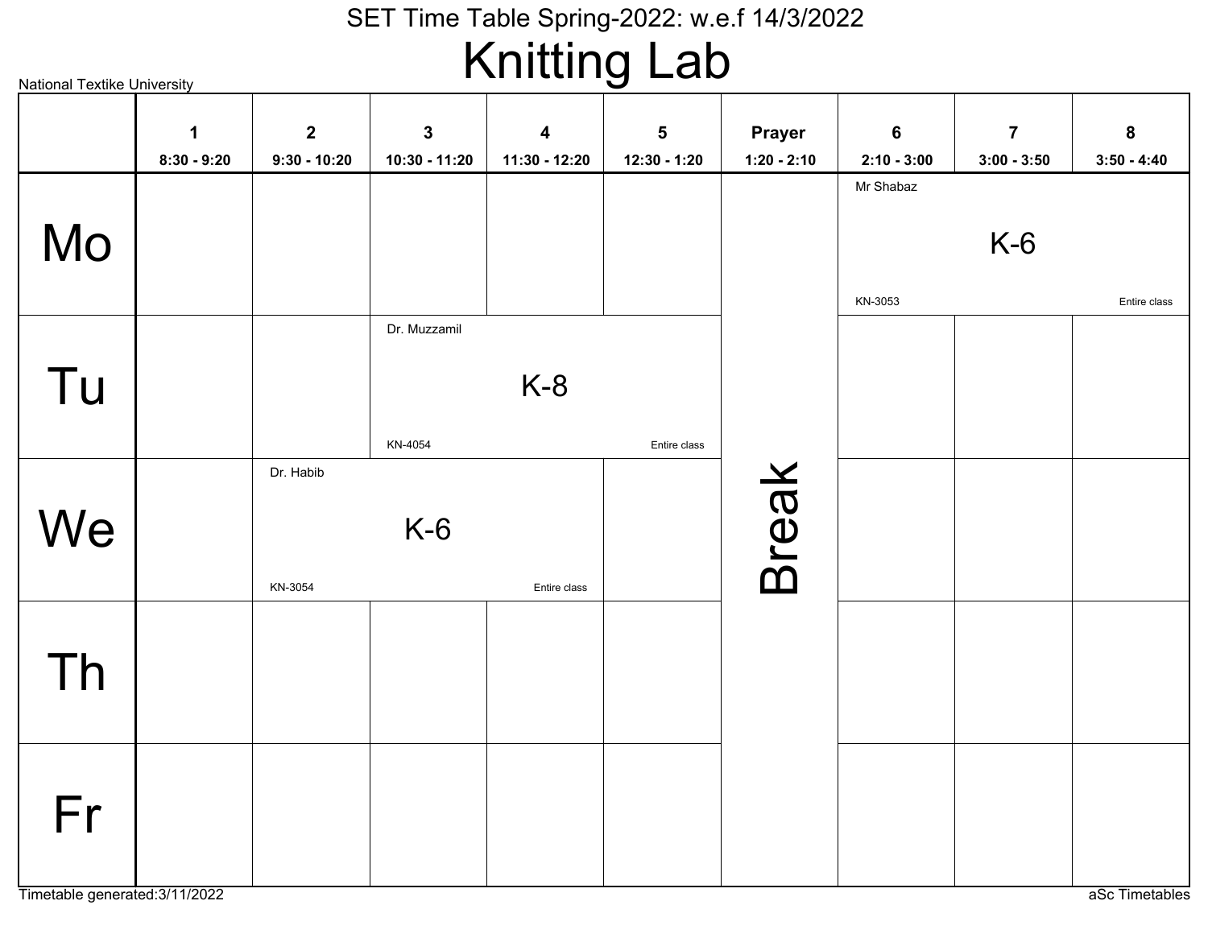# SET Time Table Spring-2022: w.e.f 14/3/2022

## Knitting Lab

National Textike University

| | 1<br>8:30 - 9:20 | 2<br>9:30 - 10:20 | 3<br>10:30 - 11:20 | 4<br>11:30 - 12:20 | 5<br>12:30 - 1:20 | Prayer<br>1:20 - 2:10 | 6<br>2:10 - 3:00 | 7<br>3:00 - 3:50 | 8<br>3:50 - 4:40 |
|---|---|---|---|---|---|---|---|---|---|
| Mo | | | | | | Break | Mr Shabaz K-6 KN-3053 Entire class | | |
| Tu | | | Dr. Muzzamil K-8 KN-4054 Entire class | | | | | | |
| We | | Dr. Habib K-6 KN-3054 Entire class | | | | | | | |
| Th | | | | | | | | | |
| Fr | | | | | | | | | |

Timetable generated:3/11/2022

aSc Timetables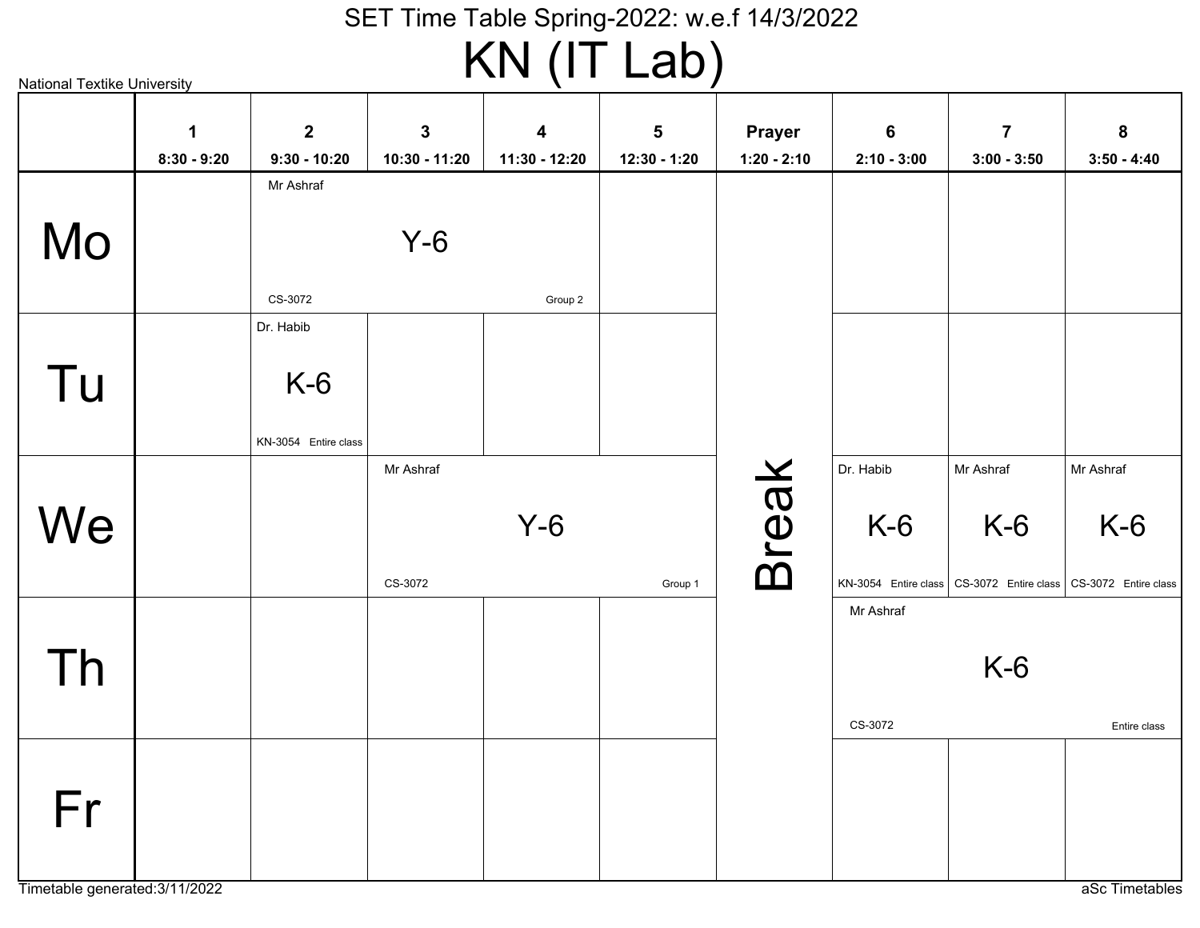SET Time Table Spring-2022: w.e.f 14/3/2022

# KN (IT Lab)

National Textike University

| | 1<br>8:30 - 9:20 | 2<br>9:30 - 10:20 | 3<br>10:30 - 11:20 | 4<br>11:30 - 12:20 | 5<br>12:30 - 1:20 | Prayer<br>1:20 - 2:10 | 6<br>2:10 - 3:00 | 7<br>3:00 - 3:50 | 8<br>3:50 - 4:40 |
|---|---|---|---|---|---|---|---|---|---|
| Mo | | Mr Ashraf<br>Y-6<br>CS-3072 Group 2 | | | | Break | | | |
| Tu | | Dr. Habib<br>K-6<br>KN-3054 Entire class | | | | | | | |
| We | | | Mr Ashraf<br>Y-6<br>CS-3072 Group 1 | | | | Dr. Habib<br>K-6<br>KN-3054 Entire class | Mr Ashraf<br>K-6<br>CS-3072 Entire class | Mr Ashraf<br>K-6<br>CS-3072 Entire class |
| Th | | | | | | | Mr Ashraf<br>K-6<br>CS-3072 Entire class | | |
| Fr | | | | | | | | | |

Timetable generated:3/11/2022

aSc Timetables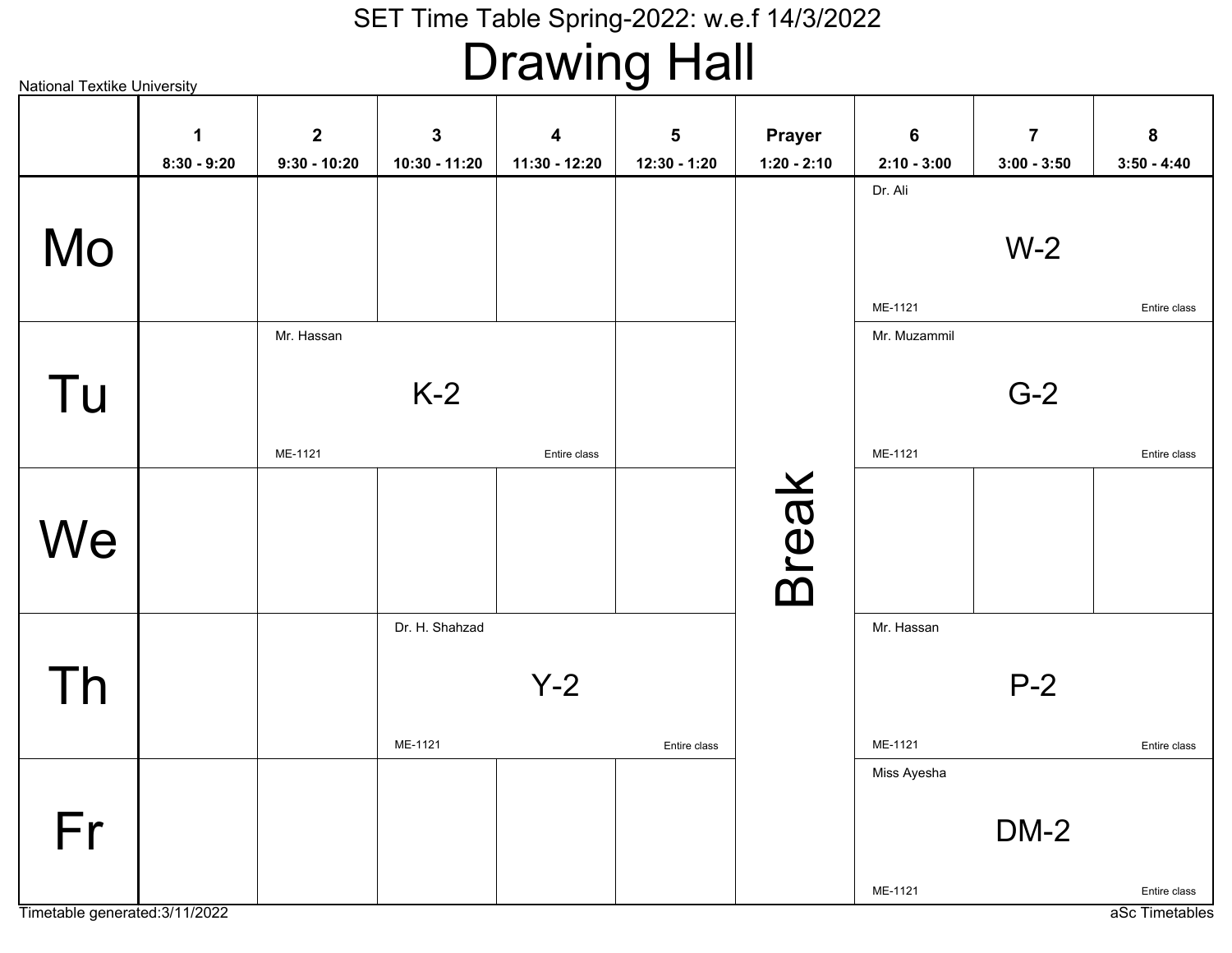SET Time Table Spring-2022: w.e.f 14/3/2022

# Drawing Hall

National Textike University

| | 1<br>8:30 - 9:20 | 2<br>9:30 - 10:20 | 3<br>10:30 - 11:20 | 4<br>11:30 - 12:20 | 5<br>12:30 - 1:20 | Prayer<br>1:20 - 2:10 | 6<br>2:10 - 3:00 | 7<br>3:00 - 3:50 | 8<br>3:50 - 4:40 |
|---|---|---|---|---|---|---|---|---|---|
| Mo | | | | | | Break | Dr. Ali<br>W-2<br>ME-1121 Entire class | | |
| Tu | | Mr. Hassan<br>K-2<br>ME-1121 Entire class | | | | Break | Mr. Muzammil<br>G-2<br>ME-1121 Entire class | | |
| We | | | | | | Break | | | |
| Th | | | Dr. H. Shahzad<br>Y-2<br>ME-1121 Entire class | | | Break | Mr. Hassan<br>P-2<br>ME-1121 Entire class | | |
| Fr | | | | | | Break | Miss Ayesha<br>DM-2<br>ME-1121 Entire class | | |

Timetable generated:3/11/2022

aSc Timetables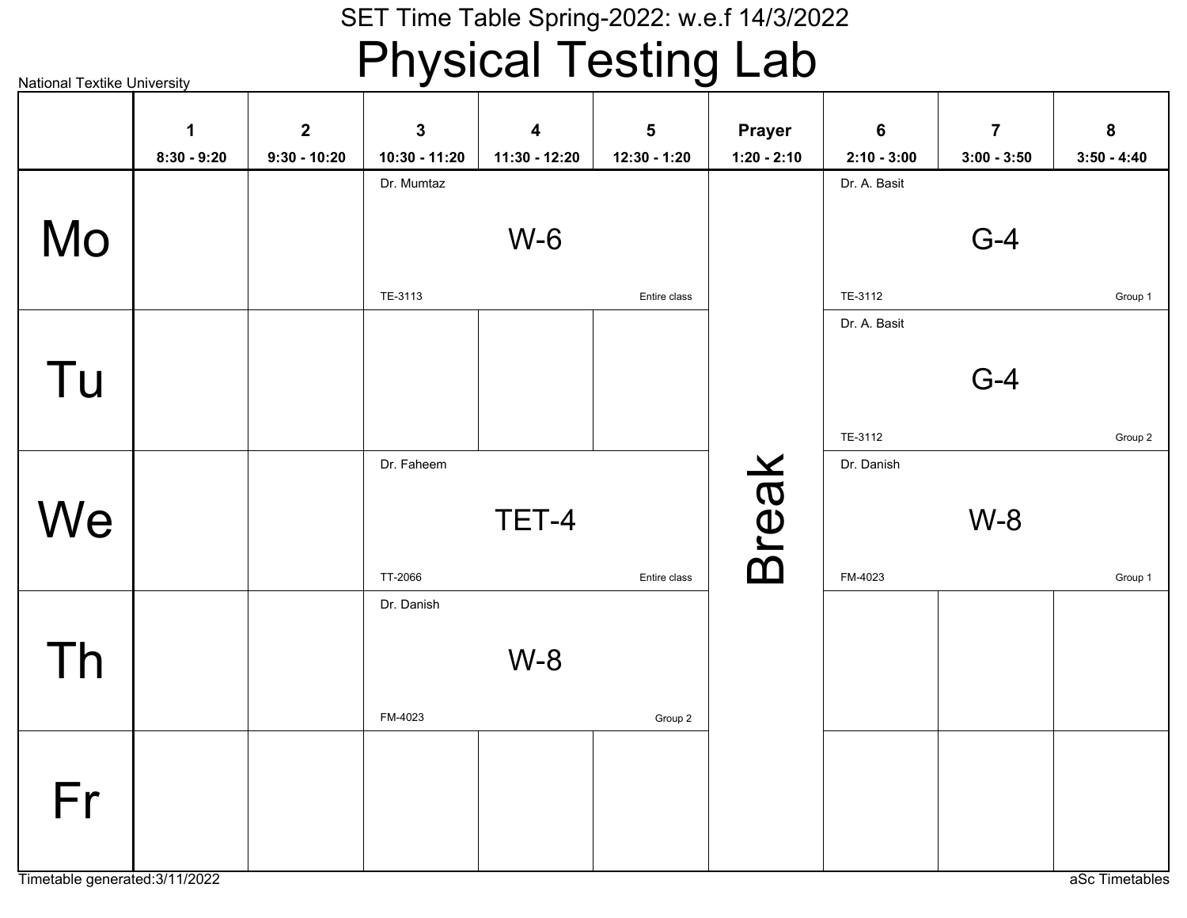SET Time Table Spring-2022: w.e.f 14/3/2022

# Physical Testing Lab

National Textike University

| | 1<br>8:30 - 9:20 | 2<br>9:30 - 10:20 | 3<br>10:30 - 11:20 | 4<br>11:30 - 12:20 | 5<br>12:30 - 1:20 | Prayer<br>1:20 - 2:10 | 6<br>2:10 - 3:00 | 7<br>3:00 - 3:50 | 8<br>3:50 - 4:40 |
|---|---|---|---|---|---|---|---|---|---|
| Mo | | | Dr. Mumtaz<br>W-6<br>TE-3113<br>Entire class | | | Break | Dr. A. Basit<br>G-4<br>TE-3112<br>Group 1 | | |
| Tu | | | | | | Break | Dr. A. Basit<br>G-4<br>TE-3112<br>Group 2 | | |
| We | | | Dr. Faheem<br>TET-4<br>TT-2066<br>Entire class | | | Break | Dr. Danish<br>W-8<br>FM-4023<br>Group 1 | | |
| Th | | | Dr. Danish<br>W-8<br>FM-4023<br>Group 2 | | | Break | | | |
| Fr | | | | | | Break | | | |

Timetable generated:3/11/2022

aSc Timetables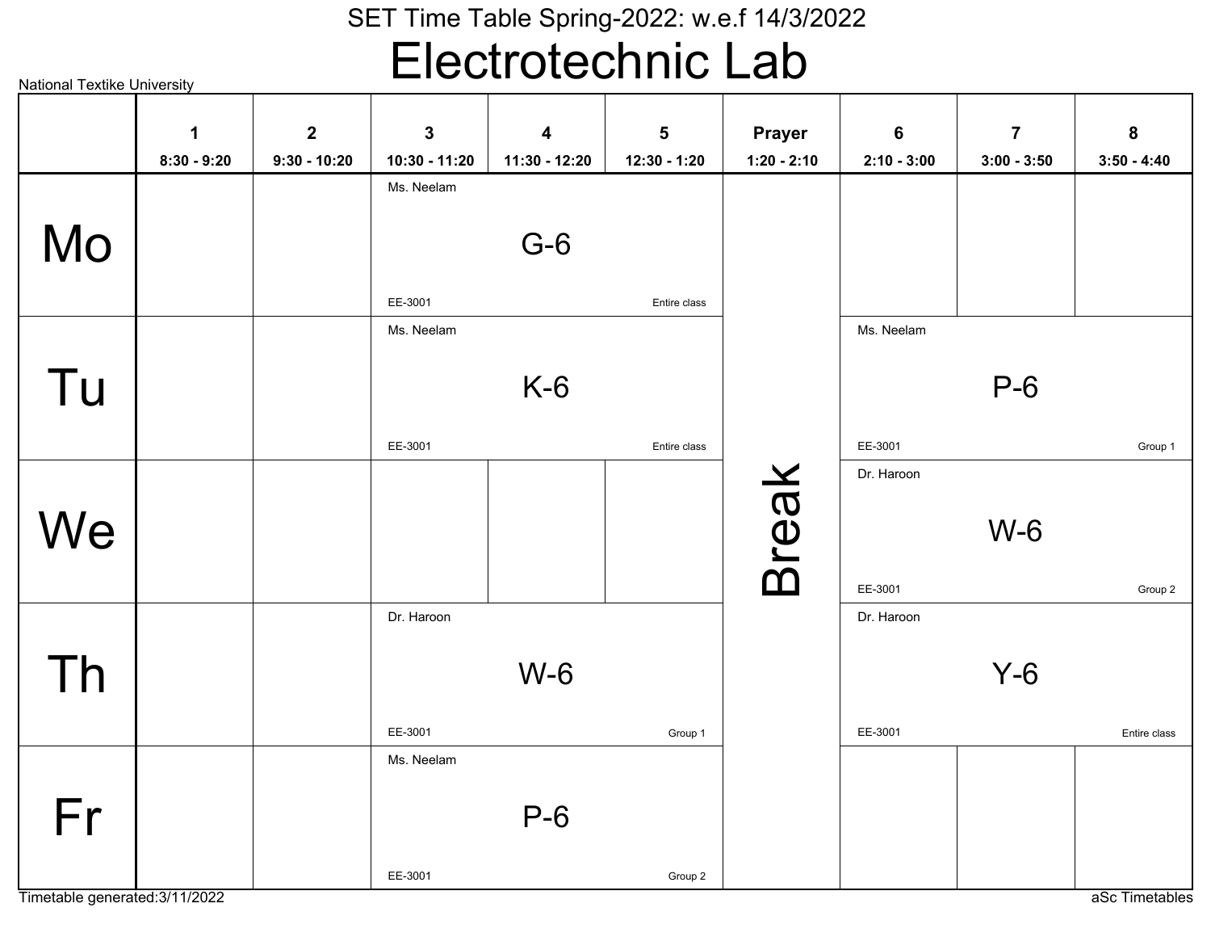SET Time Table Spring-2022: w.e.f 14/3/2022

# Electrotechnic Lab

National Textike University

| | 1<br>8:30 - 9:20 | 2<br>9:30 - 10:20 | 3<br>10:30 - 11:20 | 4<br>11:30 - 12:20 | 5<br>12:30 - 1:20 | Prayer<br>1:20 - 2:10 | 6<br>2:10 - 3:00 | 7<br>3:00 - 3:50 | 8<br>3:50 - 4:40 |
|---|---|---|---|---|---|---|---|---|---|
| Mo | | | Ms. Neelam G-6 EE-3001 Entire class | | | Break | | | |
| Tu | | | Ms. Neelam K-6 EE-3001 Entire class | | | | Ms. Neelam P-6 EE-3001 Group 1 | | |
| We | | | | | | | Dr. Haroon W-6 EE-3001 Group 2 | | |
| Th | | | Dr. Haroon W-6 EE-3001 Group 1 | | | | Dr. Haroon Y-6 EE-3001 Entire class | | |
| Fr | | | Ms. Neelam P-6 EE-3001 Group 2 | | | | | | |

Timetable generated:3/11/2022

aSc Timetables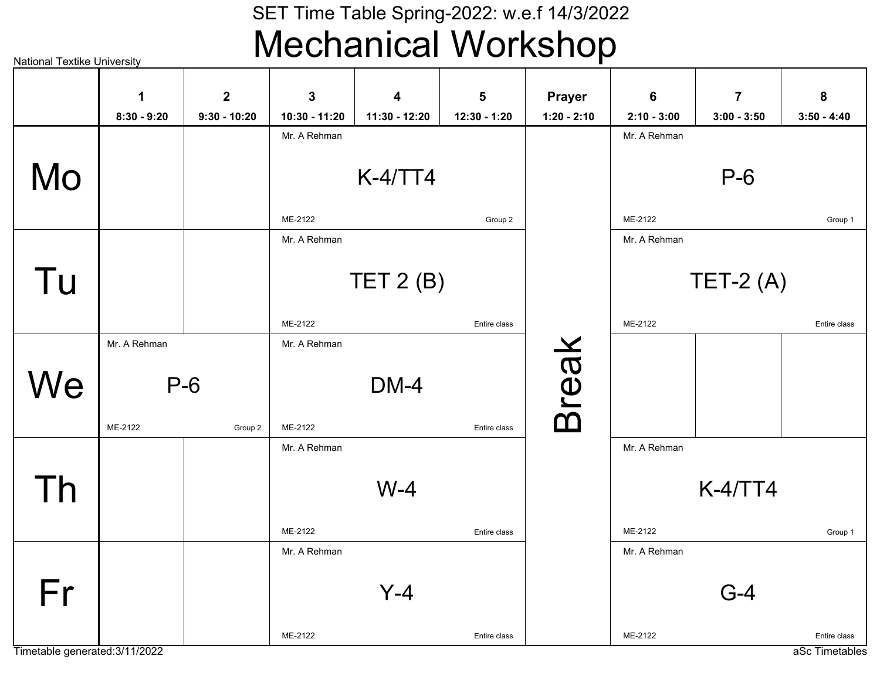National Textike University

SET Time Table Spring-2022: w.e.f 14/3/2022

# Mechanical Workshop

| | 1<br>8:30 - 9:20 | 2<br>9:30 - 10:20 | 3<br>10:30 - 11:20 | 4<br>11:30 - 12:20 | 5<br>12:30 - 1:20 | Prayer<br>1:20 - 2:10 | 6<br>2:10 - 3:00 | 7<br>3:00 - 3:50 | 8<br>3:50 - 4:40 |
|---|---|---|---|---|---|---|---|---|---|
| Mo | | | Mr. A Rehman<br>K-4/TT4<br>ME-2122 Group 2 | | | Break | Mr. A Rehman<br>P-6<br>ME-2122 Group 1 | | |
| Tu | | | Mr. A Rehman<br>TET 2 (B)<br>ME-2122 Entire class | | | | Mr. A Rehman<br>TET-2 (A)<br>ME-2122 Entire class | | |
| We | Mr. A Rehman<br>P-6<br>ME-2122 Group 2 | | Mr. A Rehman<br>DM-4<br>ME-2122 Entire class | | | | | | |
| Th | | | Mr. A Rehman<br>W-4<br>ME-2122 Entire class | | | | Mr. A Rehman<br>K-4/TT4<br>ME-2122 Group 1 | | |
| Fr | | | Mr. A Rehman<br>Y-4<br>ME-2122 Entire class | | | | Mr. A Rehman<br>G-4<br>ME-2122 Entire class | | |

Timetable generated:3/11/2022

aSc Timetables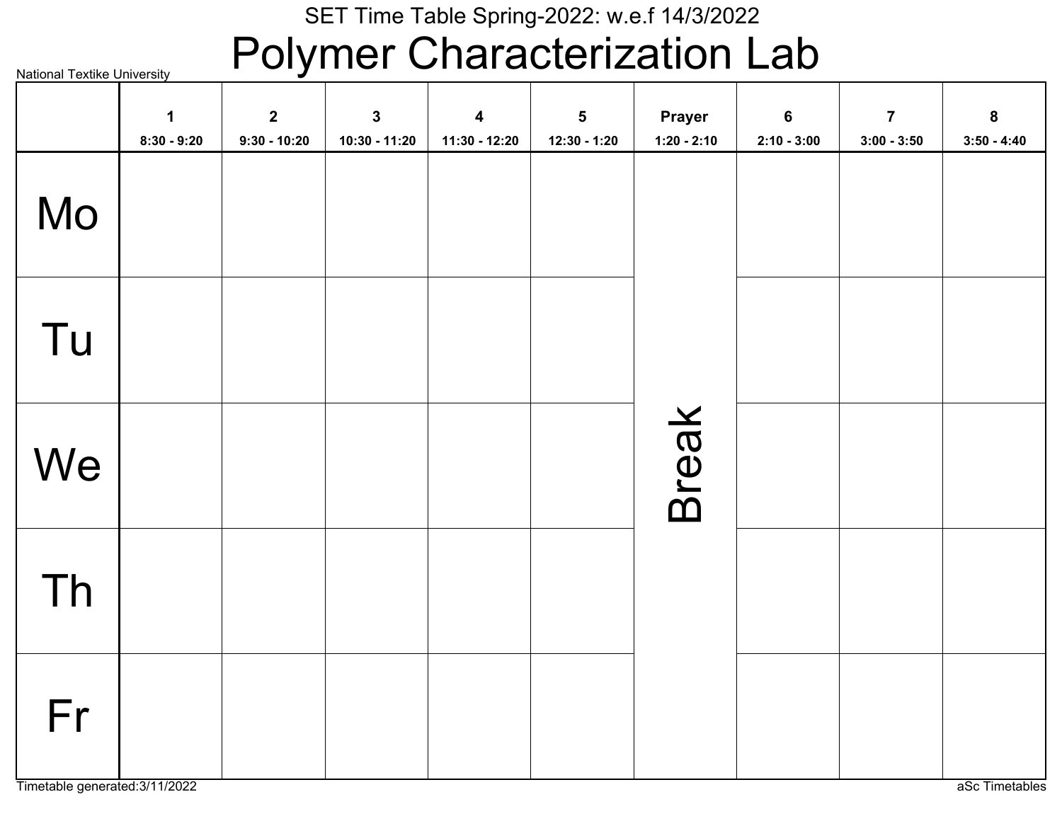SET Time Table Spring-2022: w.e.f 14/3/2022

# Polymer Characterization Lab

National Textike University

| | 1<br>8:30 - 9:20 | 2<br>9:30 - 10:20 | 3<br>10:30 - 11:20 | 4<br>11:30 - 12:20 | 5<br>12:30 - 1:20 | Prayer<br>1:20 - 2:10 | 6<br>2:10 - 3:00 | 7<br>3:00 - 3:50 | 8<br>3:50 - 4:40 |
|---|---|---|---|---|---|---|---|---|---|
| Mo | | | | | | Break | | | |
| Tu | | | | | | | | | |
| We | | | | | | | | | |
| Th | | | | | | | | | |
| Fr | | | | | | | | | |

Timetable generated:3/11/2022

aSc Timetables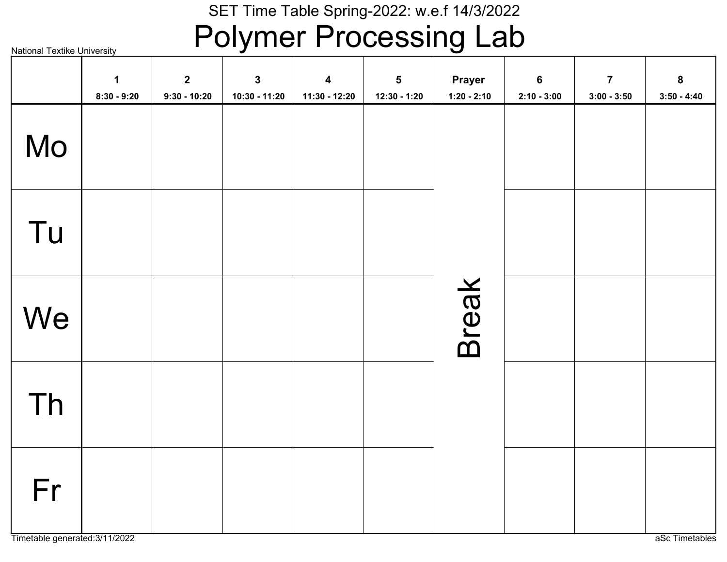SET Time Table Spring-2022: w.e.f 14/3/2022

# Polymer Processing Lab

National Textike University

| | 1<br>8:30 - 9:20 | 2<br>9:30 - 10:20 | 3<br>10:30 - 11:20 | 4<br>11:30 - 12:20 | 5<br>12:30 - 1:20 | Prayer<br>1:20 - 2:10 | 6<br>2:10 - 3:00 | 7<br>3:00 - 3:50 | 8<br>3:50 - 4:40 |
|---|---|---|---|---|---|---|---|---|---|
| Mo | | | | | | Break | | | |
| Tu | | | | | | | | | |
| We | | | | | | | | | |
| Th | | | | | | | | | |
| Fr | | | | | | | | | |

Timetable generated:3/11/2022

aSc Timetables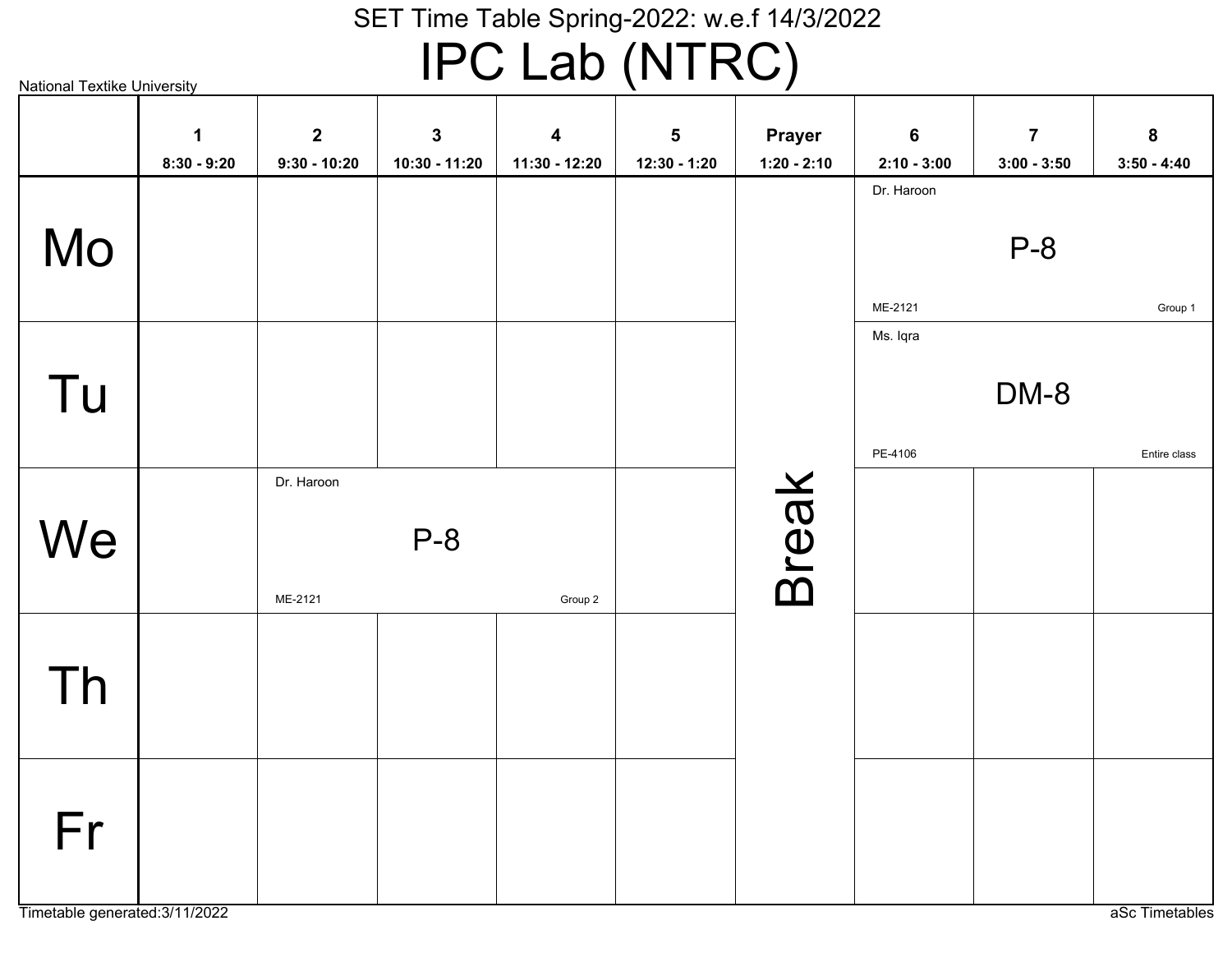SET Time Table Spring-2022: w.e.f 14/3/2022

# IPC Lab (NTRC)

National Textike University

| | 1<br>8:30 - 9:20 | 2<br>9:30 - 10:20 | 3<br>10:30 - 11:20 | 4<br>11:30 - 12:20 | 5<br>12:30 - 1:20 | Prayer<br>1:20 - 2:10 | 6<br>2:10 - 3:00 | 7<br>3:00 - 3:50 | 8<br>3:50 - 4:40 |
|---|---|---|---|---|---|---|---|---|---|
| Mo | | | | | | Break | Dr. Haroon<br>P-8<br>ME-2121 Group 1 | | |
| Tu | | | | | | Break | Ms. Iqra<br>DM-8<br>PE-4106 Entire class | | |
| We | | Dr. Haroon<br>P-8<br>ME-2121 Group 2 | | | | Break | | | |
| Th | | | | | | Break | | | |
| Fr | | | | | | Break | | | |

Timetable generated:3/11/2022

aSc Timetables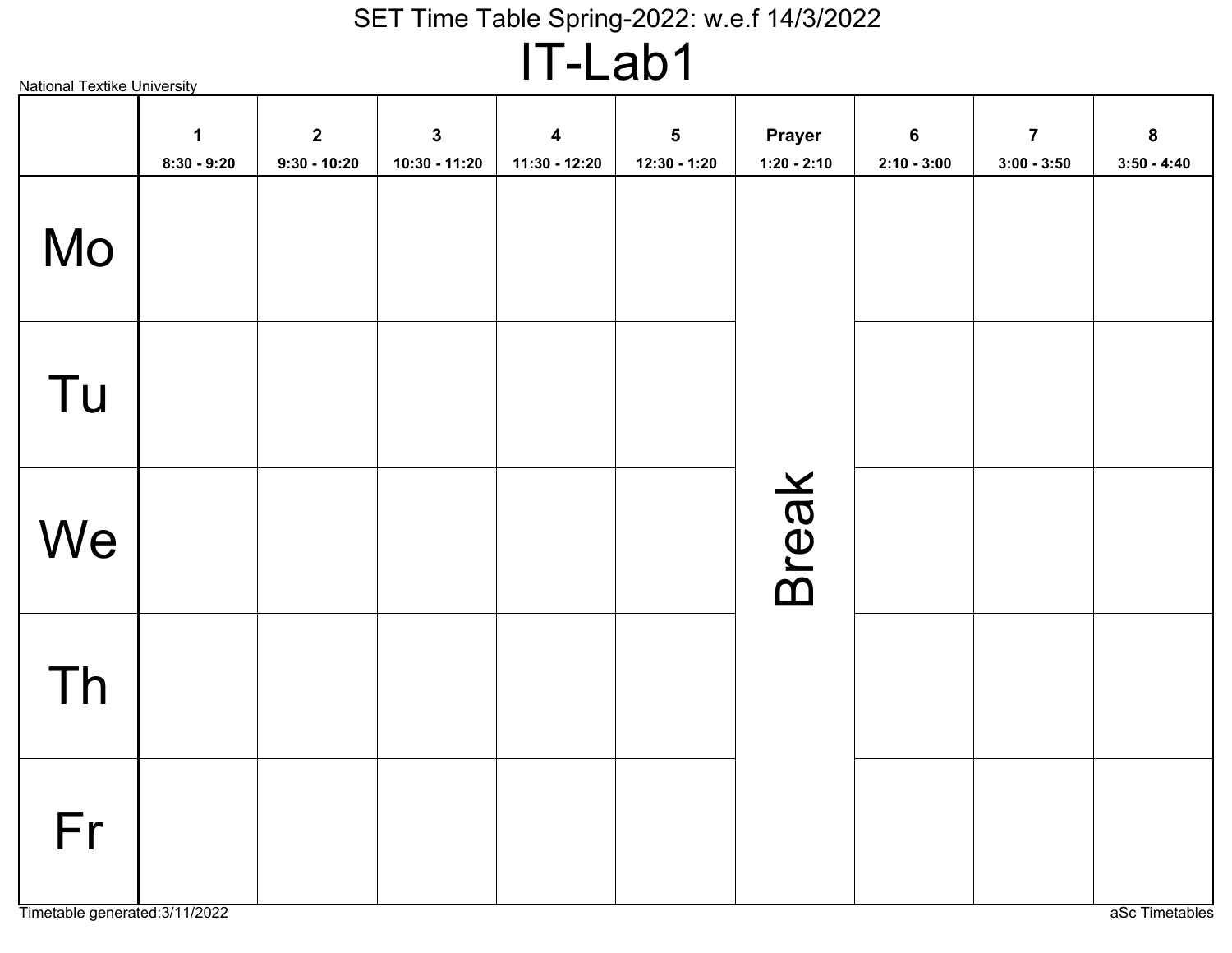SET Time Table Spring-2022: w.e.f 14/3/2022

# IT-Lab1

National Textike University

| | 1<br>8:30 - 9:20 | 2<br>9:30 - 10:20 | 3<br>10:30 - 11:20 | 4<br>11:30 - 12:20 | 5<br>12:30 - 1:20 | Prayer<br>1:20 - 2:10 | 6<br>2:10 - 3:00 | 7<br>3:00 - 3:50 | 8<br>3:50 - 4:40 |
|---|---|---|---|---|---|---|---|---|---|
| Mo | | | | | | Break | | | |
| Tu | | | | | | | | | |
| We | | | | | | | | | |
| Th | | | | | | | | | |
| Fr | | | | | | | | | |

Timetable generated:3/11/2022

aSc Timetables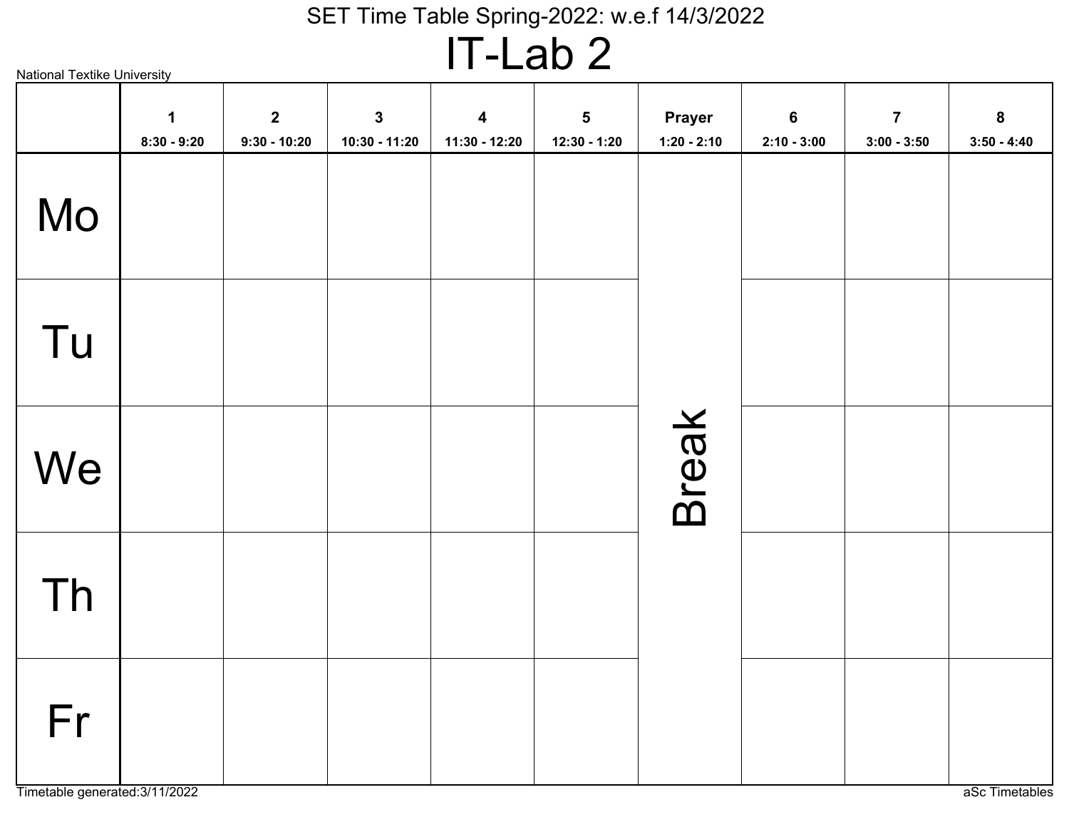# SET Time Table Spring-2022: w.e.f 14/3/2022

## IT-Lab 2

National Textike University

| | 1<br>8:30 - 9:20 | 2<br>9:30 - 10:20 | 3<br>10:30 - 11:20 | 4<br>11:30 - 12:20 | 5<br>12:30 - 1:20 | Prayer<br>1:20 - 2:10 | 6<br>2:10 - 3:00 | 7<br>3:00 - 3:50 | 8<br>3:50 - 4:40 |
|---|---|---|---|---|---|---|---|---|---|
| Mo | | | | | | Break | | | |
| Tu | | | | | | | | | |
| We | | | | | | | | | |
| Th | | | | | | | | | |
| Fr | | | | | | | | | |

Timetable generated:3/11/2022

aSc Timetables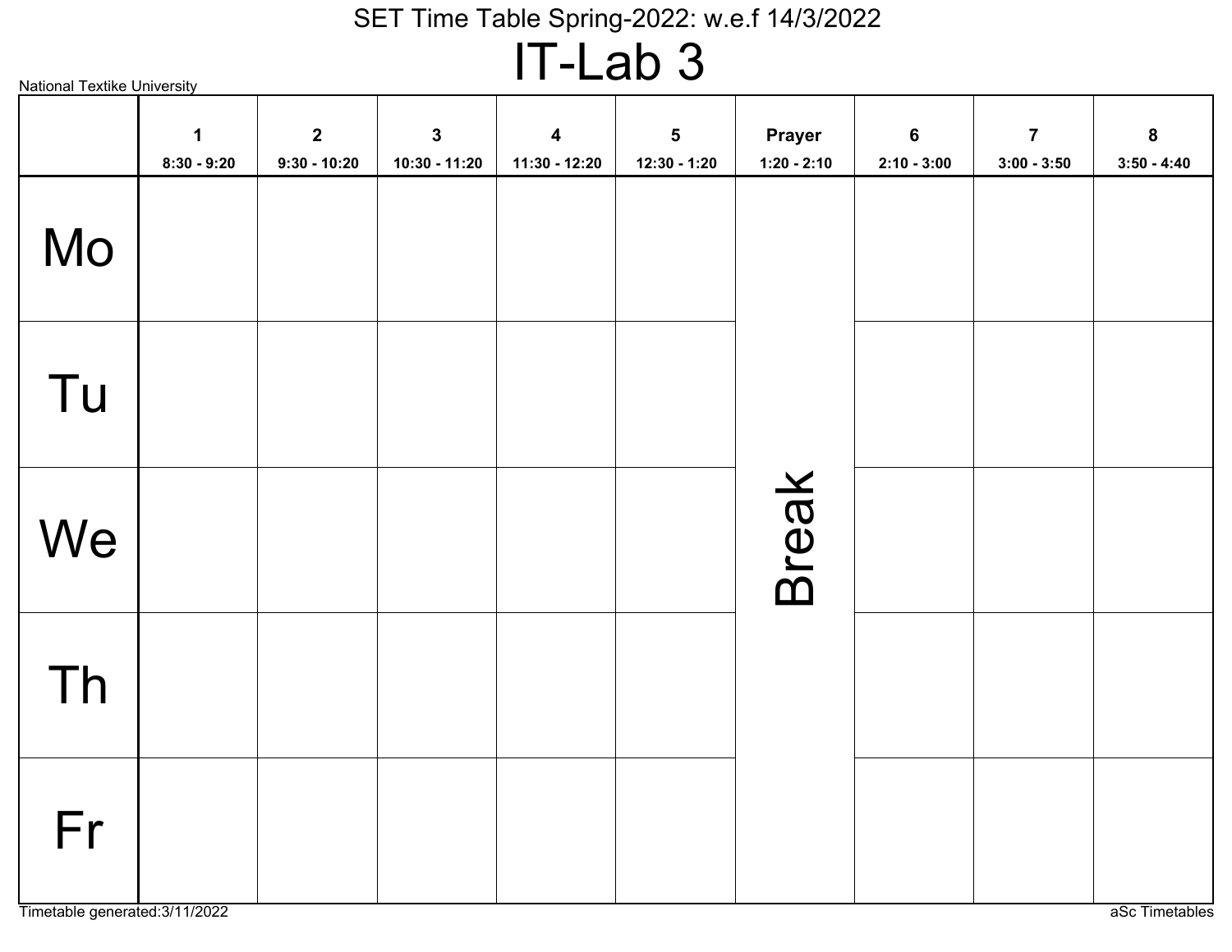SET Time Table Spring-2022: w.e.f 14/3/2022

# IT-Lab 3

National Textike University

| | 1<br>8:30 - 9:20 | 2<br>9:30 - 10:20 | 3<br>10:30 - 11:20 | 4<br>11:30 - 12:20 | 5<br>12:30 - 1:20 | Prayer<br>1:20 - 2:10 | 6<br>2:10 - 3:00 | 7<br>3:00 - 3:50 | 8<br>3:50 - 4:40 |
|---|---|---|---|---|---|---|---|---|---|
| Mo | | | | | | Break | | | |
| Tu | | | | | | | | | |
| We | | | | | | | | | |
| Th | | | | | | | | | |
| Fr | | | | | | | | | |

Timetable generated:3/11/2022

aSc Timetables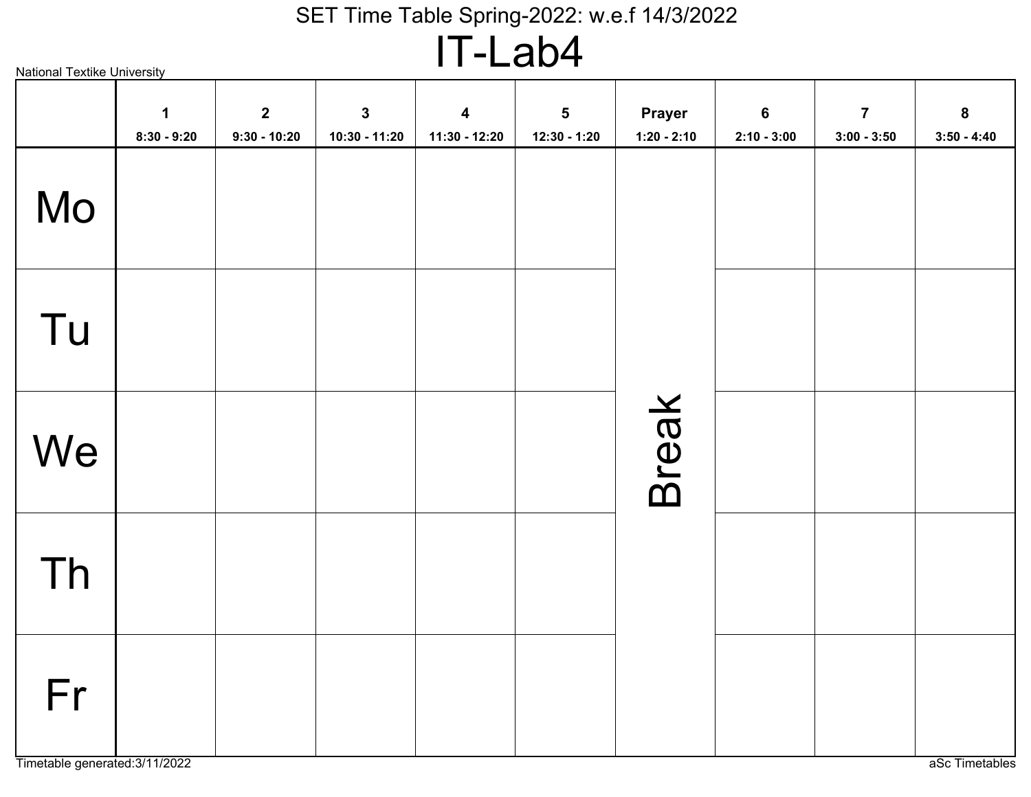National Textike University

SET Time Table Spring-2022: w.e.f 14/3/2022

# IT-Lab4

| | 1<br>8:30 - 9:20 | 2<br>9:30 - 10:20 | 3<br>10:30 - 11:20 | 4<br>11:30 - 12:20 | 5<br>12:30 - 1:20 | Prayer<br>1:20 - 2:10 | 6<br>2:10 - 3:00 | 7<br>3:00 - 3:50 | 8<br>3:50 - 4:40 |
|---|---|---|---|---|---|---|---|---|---|
| Mo | | | | | | Break | | | |
| Tu | | | | | | | | | |
| We | | | | | | | | | |
| Th | | | | | | | | | |
| Fr | | | | | | | | | |

Timetable generated:3/11/2022

aSc Timetables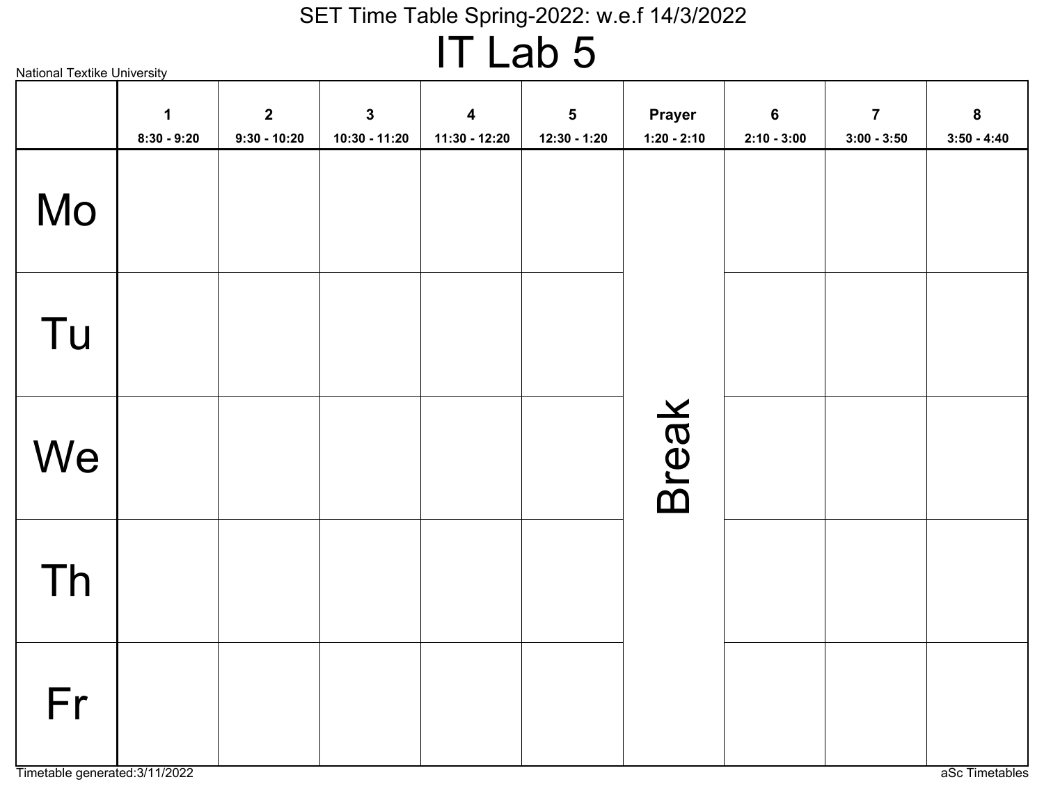SET Time Table Spring-2022: w.e.f 14/3/2022

# IT Lab 5

National Textike University

| | 1<br>8:30 - 9:20 | 2<br>9:30 - 10:20 | 3<br>10:30 - 11:20 | 4<br>11:30 - 12:20 | 5<br>12:30 - 1:20 | Prayer<br>1:20 - 2:10 | 6<br>2:10 - 3:00 | 7<br>3:00 - 3:50 | 8<br>3:50 - 4:40 |
|---|---|---|---|---|---|---|---|---|---|
| Mo | | | | | | Break | | | |
| Tu | | | | | | | | | |
| We | | | | | | | | | |
| Th | | | | | | | | | |
| Fr | | | | | | | | | |

Timetable generated:3/11/2022

aSc Timetables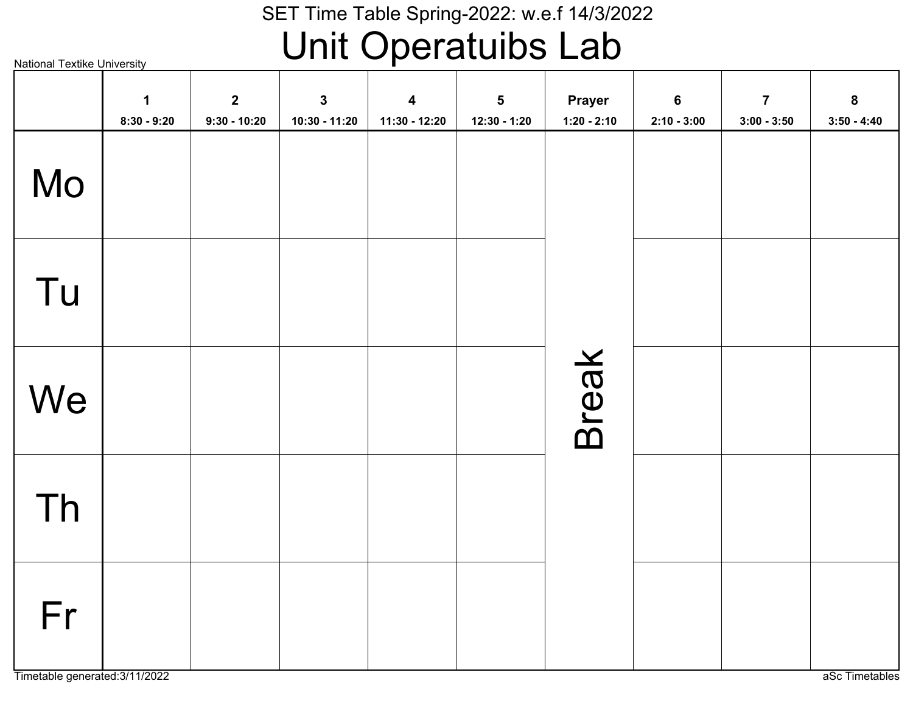SET Time Table Spring-2022: w.e.f 14/3/2022

# Unit Operatuibs Lab

National Textike University

| | 1<br>8:30 - 9:20 | 2<br>9:30 - 10:20 | 3<br>10:30 - 11:20 | 4<br>11:30 - 12:20 | 5<br>12:30 - 1:20 | Prayer<br>1:20 - 2:10 | 6<br>2:10 - 3:00 | 7<br>3:00 - 3:50 | 8<br>3:50 - 4:40 |
|---|---|---|---|---|---|---|---|---|---|
| Mo | | | | | | Break | | | |
| Tu | | | | | | | | | |
| We | | | | | | | | | |
| Th | | | | | | | | | |
| Fr | | | | | | | | | |

Timetable generated:3/11/2022

aSc Timetables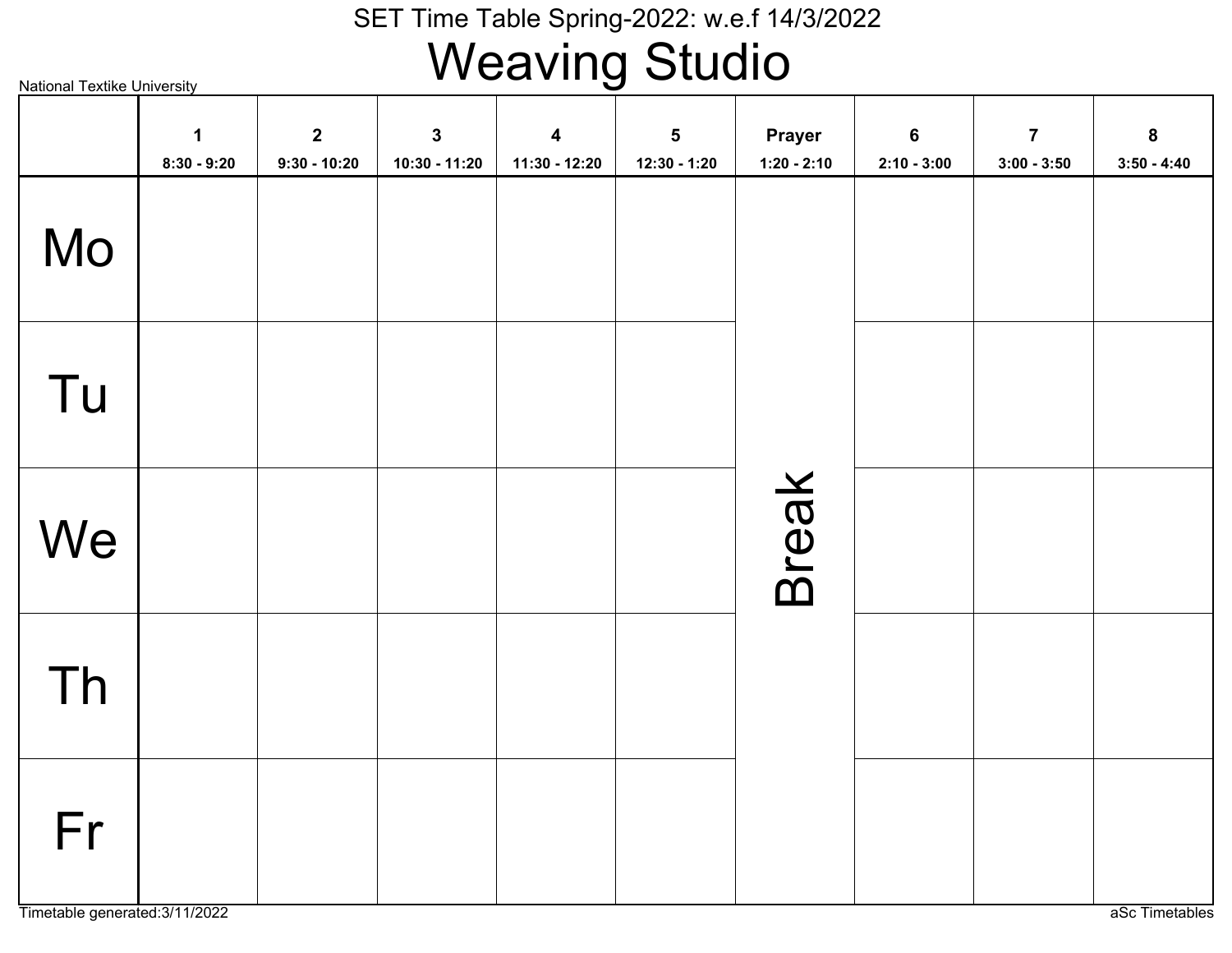SET Time Table Spring-2022: w.e.f 14/3/2022

# Weaving Studio

National Textike University

| | 1<br>8:30 - 9:20 | 2<br>9:30 - 10:20 | 3<br>10:30 - 11:20 | 4<br>11:30 - 12:20 | 5<br>12:30 - 1:20 | Prayer<br>1:20 - 2:10 | 6<br>2:10 - 3:00 | 7<br>3:00 - 3:50 | 8<br>3:50 - 4:40 |
|---|---|---|---|---|---|---|---|---|---|
| Mo | | | | | | Break | | | |
| Tu | | | | | | | | | |
| We | | | | | | | | | |
| Th | | | | | | | | | |
| Fr | | | | | | | | | |

Timetable generated:3/11/2022

aSc Timetables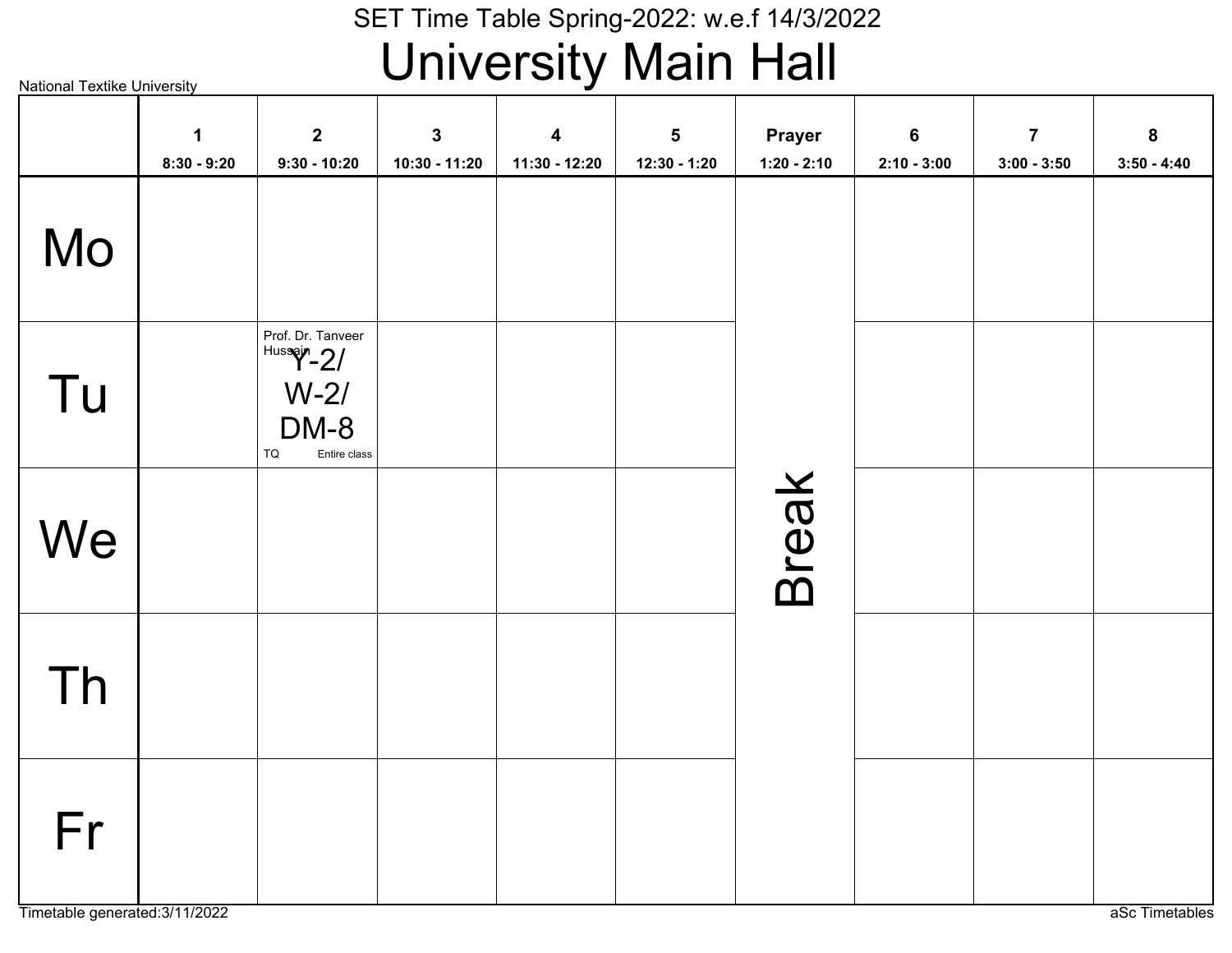SET Time Table Spring-2022: w.e.f 14/3/2022

# University Main Hall

National Textike University

| | 1<br>8:30 - 9:20 | 2<br>9:30 - 10:20 | 3<br>10:30 - 11:20 | 4<br>11:30 - 12:20 | 5<br>12:30 - 1:20 | Prayer<br>1:20 - 2:10 | 6<br>2:10 - 3:00 | 7<br>3:00 - 3:50 | 8<br>3:50 - 4:40 |
|---|---|---|---|---|---|---|---|---|---|
| Mo | | | | | | Break | | | |
| Tu | | Prof. Dr. Tanveer Hussain<br>Y-2/ W-2/ DM-8<br>TQ Entire class | | | | | | | |
| We | | | | | | | | | |
| Th | | | | | | | | | |
| Fr | | | | | | | | | |

Timetable generated:3/11/2022

aSc Timetables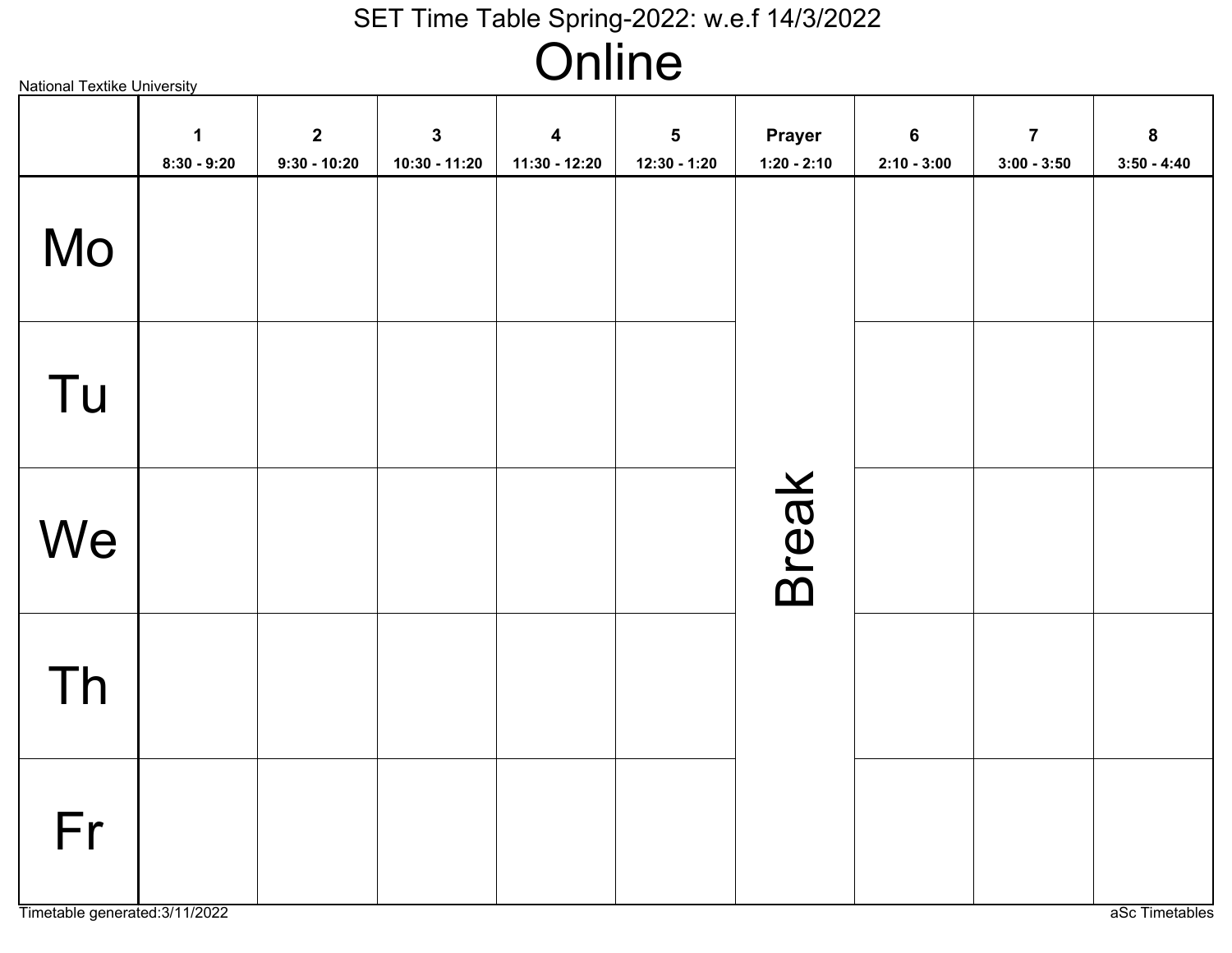National Textike University

# SET Time Table Spring-2022: w.e.f 14/3/2022

# Online

| | 1<br>8:30 - 9:20 | 2<br>9:30 - 10:20 | 3<br>10:30 - 11:20 | 4<br>11:30 - 12:20 | 5<br>12:30 - 1:20 | Prayer<br>1:20 - 2:10 | 6<br>2:10 - 3:00 | 7<br>3:00 - 3:50 | 8<br>3:50 - 4:40 |
|---|---|---|---|---|---|---|---|---|---|
| Mo | | | | | | Break | | | |
| Tu | | | | | | | | | |
| We | | | | | | | | | |
| Th | | | | | | | | | |
| Fr | | | | | | | | | |

Timetable generated:3/11/2022

aSc Timetables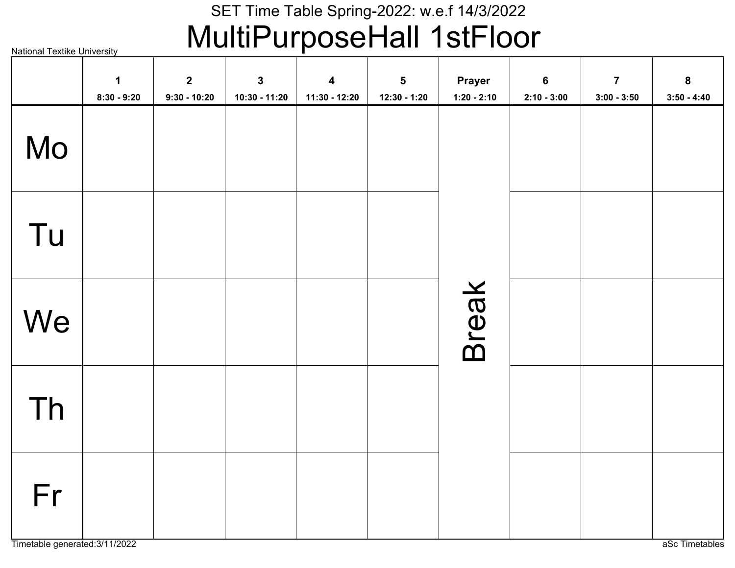SET Time Table Spring-2022: w.e.f 14/3/2022

# MultiPurposeHall 1stFloor

National Textike University

| | 1<br>8:30 - 9:20 | 2<br>9:30 - 10:20 | 3<br>10:30 - 11:20 | 4<br>11:30 - 12:20 | 5<br>12:30 - 1:20 | Prayer<br>1:20 - 2:10 | 6<br>2:10 - 3:00 | 7<br>3:00 - 3:50 | 8<br>3:50 - 4:40 |
|---|---|---|---|---|---|---|---|---|---|
| Mo | | | | | | Break | | | |
| Tu | | | | | | | | | |
| We | | | | | | | | | |
| Th | | | | | | | | | |
| Fr | | | | | | | | | |

Timetable generated:3/11/2022

aSc Timetables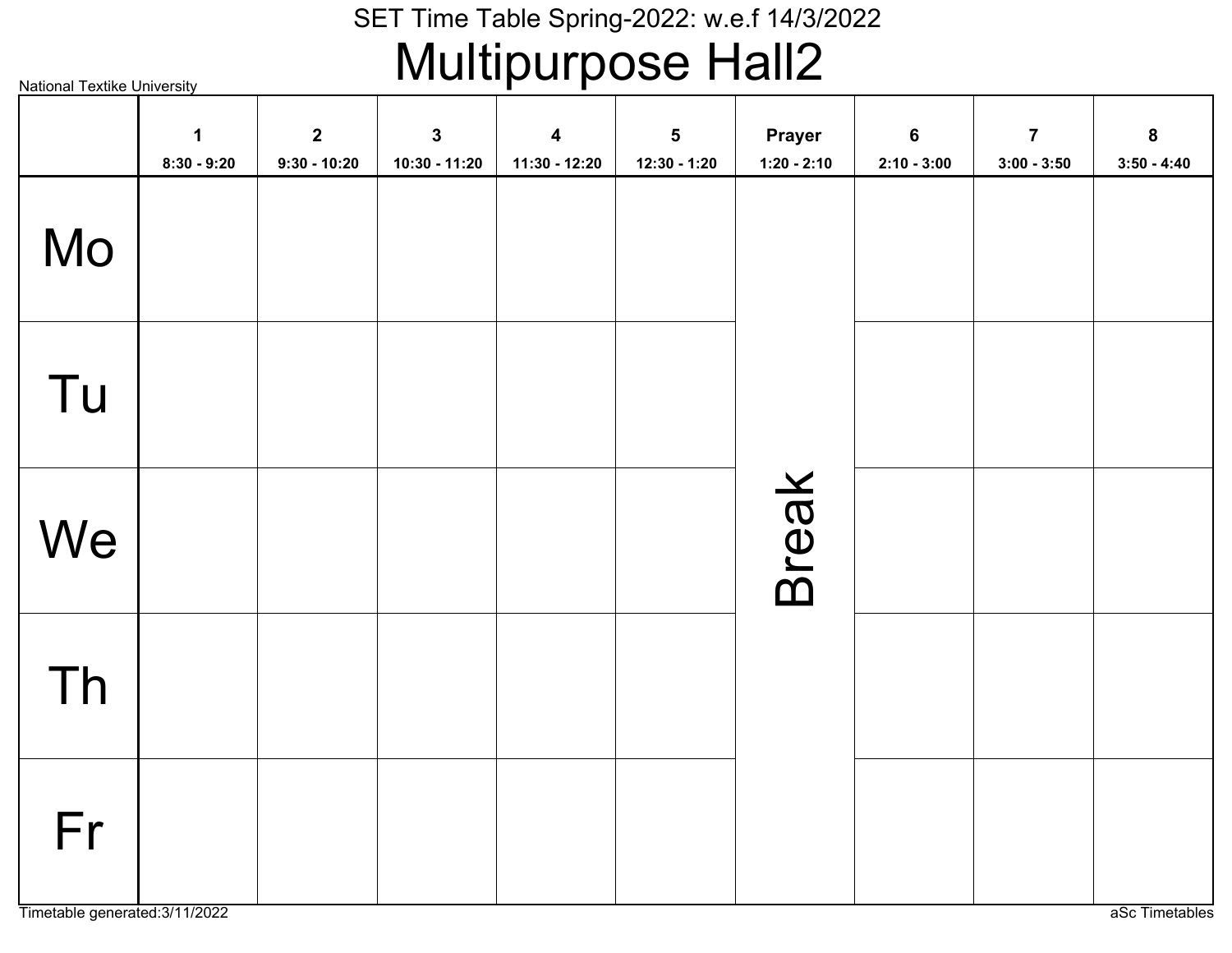SET Time Table Spring-2022: w.e.f 14/3/2022

# Multipurpose Hall2

National Textike University

| | 1<br>8:30 - 9:20 | 2<br>9:30 - 10:20 | 3<br>10:30 - 11:20 | 4<br>11:30 - 12:20 | 5<br>12:30 - 1:20 | Prayer<br>1:20 - 2:10 | 6<br>2:10 - 3:00 | 7<br>3:00 - 3:50 | 8<br>3:50 - 4:40 |
|---|---|---|---|---|---|---|---|---|---|
| Mo | | | | | | Break | | | |
| Tu | | | | | | | | | |
| We | | | | | | | | | |
| Th | | | | | | | | | |
| Fr | | | | | | | | | |

Timetable generated:3/11/2022

aSc Timetables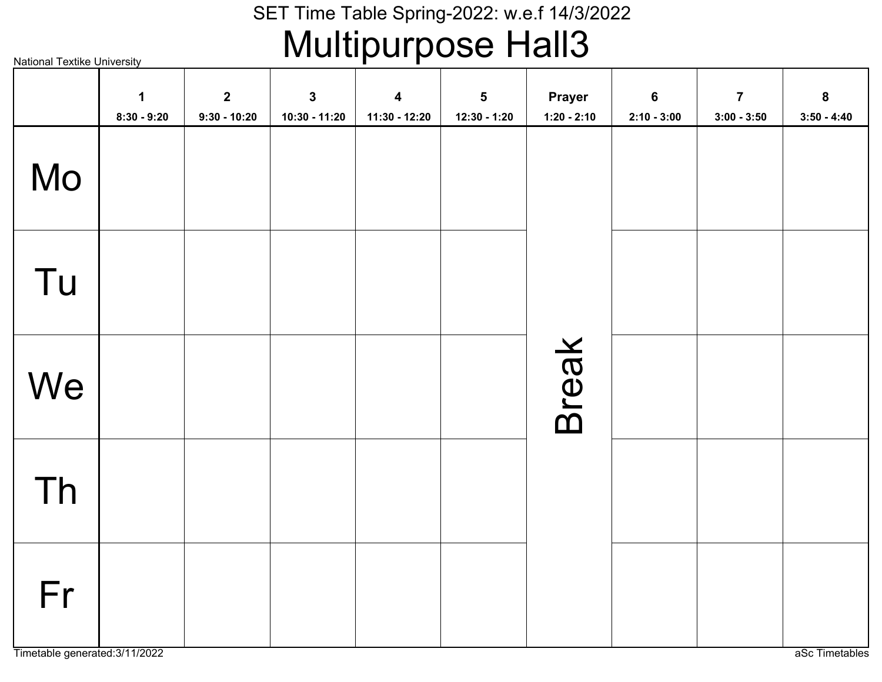SET Time Table Spring-2022: w.e.f 14/3/2022

# Multipurpose Hall3

National Textike University

| | 1<br>8:30 - 9:20 | 2<br>9:30 - 10:20 | 3<br>10:30 - 11:20 | 4<br>11:30 - 12:20 | 5<br>12:30 - 1:20 | Prayer<br>1:20 - 2:10 | 6<br>2:10 - 3:00 | 7<br>3:00 - 3:50 | 8<br>3:50 - 4:40 |
|---|---|---|---|---|---|---|---|---|---|
| Mo | | | | | | Break | | | |
| Tu | | | | | | | | | |
| We | | | | | | | | | |
| Th | | | | | | | | | |
| Fr | | | | | | | | | |

Timetable generated:3/11/2022

aSc Timetables